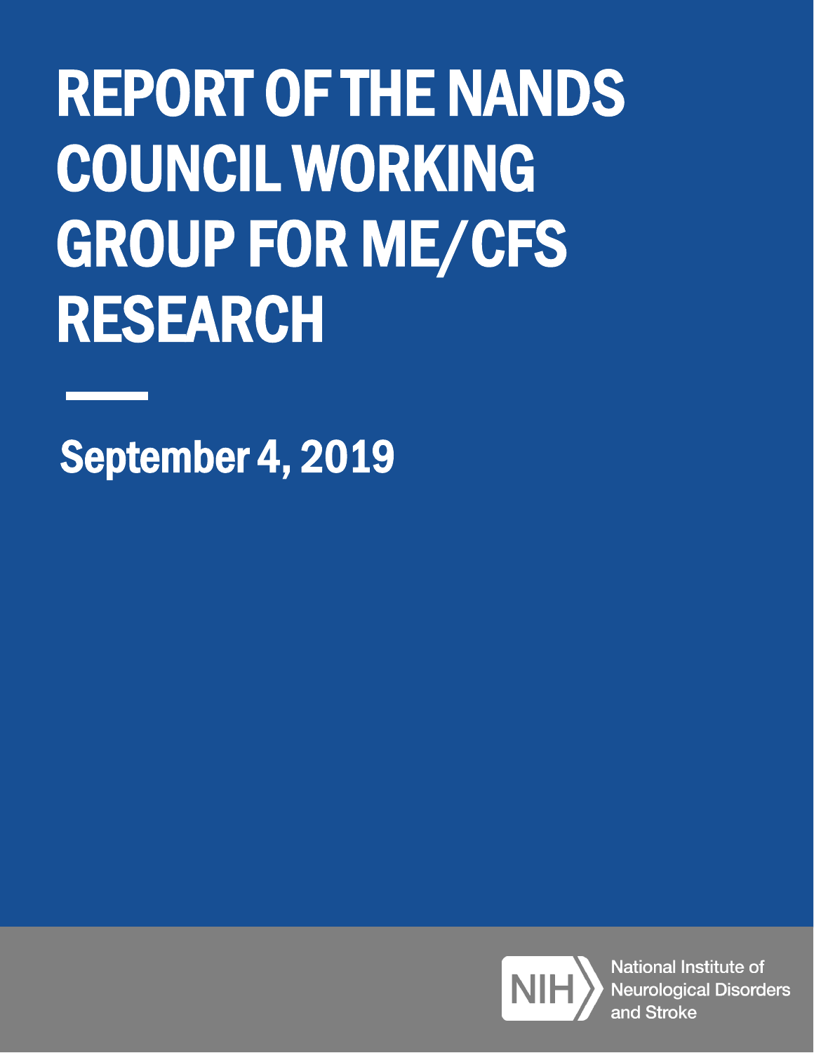# REPORT OF THE NANDS COUNCIL WORKING GROUP FOR ME/CFS RESEARCH

September 4, 2019

NIH National Institute of Neurological Disorders and Stroke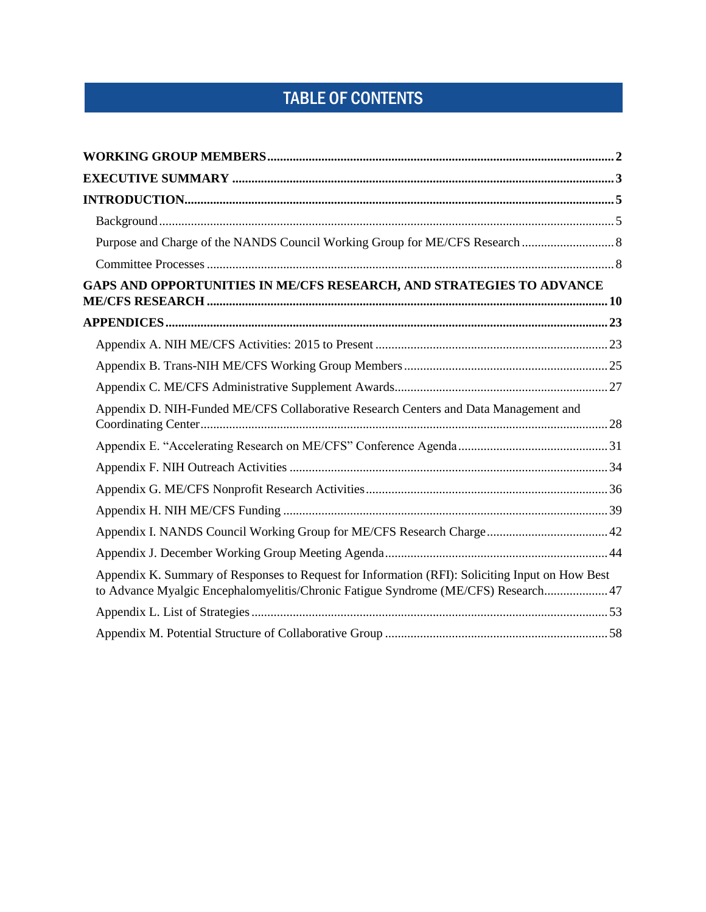# TABLE OF CONTENTS

**WORKING GROUP MEMBERS** ........................................................................................................ **2**

**EXECUTIVE SUMMARY** ............................................................................................................ **3**

**INTRODUCTION** ........................................................................................................................ **5**

- Background ..................................................................................................................................... 5
- Purpose and Charge of the NANDS Council Working Group for ME/CFS Research ............................ 8
- Committee Processes ...................................................................................................................... 8

**GAPS AND OPPORTUNITIES IN ME/CFS RESEARCH, AND STRATEGIES TO ADVANCE ME/CFS RESEARCH** ..................................................................................................................... **10**

**APPENDICES** ........................................................................................................................... **23**

- Appendix A. NIH ME/CFS Activities: 2015 to Present .................................................................. 23
- Appendix B. Trans-NIH ME/CFS Working Group Members ........................................................... 25
- Appendix C. ME/CFS Administrative Supplement Awards .............................................................. 27
- Appendix D. NIH-Funded ME/CFS Collaborative Research Centers and Data Management and Coordinating Center ........................................................................................................................ 28
- Appendix E. "Accelerating Research on ME/CFS" Conference Agenda .......................................... 31
- Appendix F. NIH Outreach Activities .............................................................................................. 34
- Appendix G. ME/CFS Nonprofit Research Activities ....................................................................... 36
- Appendix H. NIH ME/CFS Funding ................................................................................................. 39
- Appendix I. NANDS Council Working Group for ME/CFS Research Charge ..................................... 42
- Appendix J. December Working Group Meeting Agenda ................................................................ 44
- Appendix K. Summary of Responses to Request for Information (RFI): Soliciting Input on How Best to Advance Myalgic Encephalomyelitis/Chronic Fatigue Syndrome (ME/CFS) Research .................... 47
- Appendix L. List of Strategies .......................................................................................................... 53
- Appendix M. Potential Structure of Collaborative Group ................................................................. 58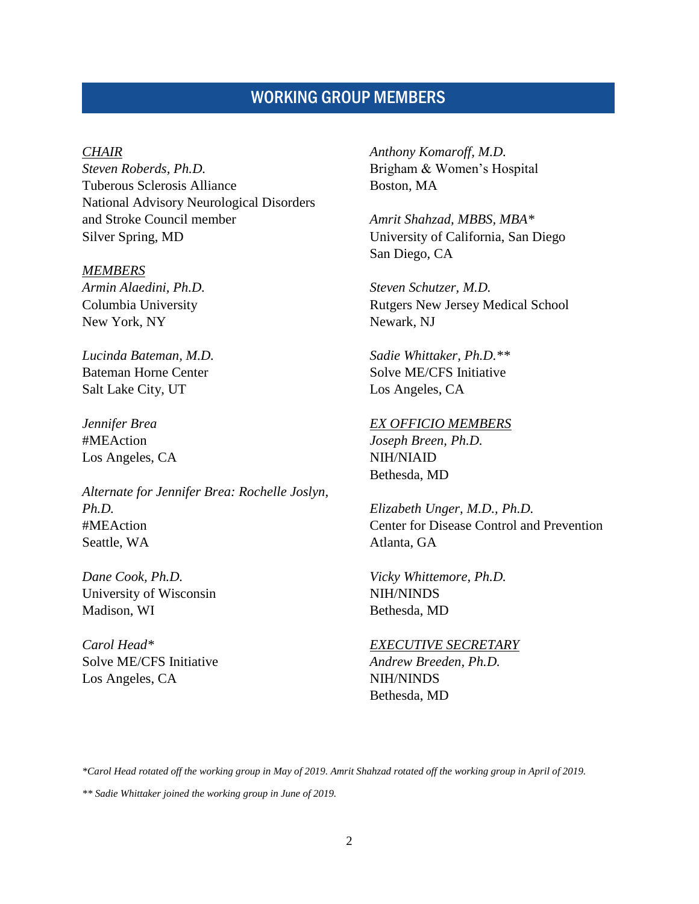## WORKING GROUP MEMBERS

*CHAIR*

*Steven Roberds, Ph.D.*
Tuberous Sclerosis Alliance
National Advisory Neurological Disorders and Stroke Council member
Silver Spring, MD

*MEMBERS*

*Armin Alaedini, Ph.D.*
Columbia University
New York, NY

*Lucinda Bateman, M.D.*
Bateman Horne Center
Salt Lake City, UT

*Jennifer Brea*
#MEAction
Los Angeles, CA

*Alternate for Jennifer Brea: Rochelle Joslyn, Ph.D.*
#MEAction
Seattle, WA

*Dane Cook, Ph.D.*
University of Wisconsin
Madison, WI

*Carol Head**
Solve ME/CFS Initiative
Los Angeles, CA

*Anthony Komaroff, M.D.*
Brigham & Women's Hospital
Boston, MA

*Amrit Shahzad, MBBS, MBA**
University of California, San Diego
San Diego, CA

*Steven Schutzer, M.D.*
Rutgers New Jersey Medical School
Newark, NJ

*Sadie Whittaker, Ph.D.***
Solve ME/CFS Initiative
Los Angeles, CA

*EX OFFICIO MEMBERS*

*Joseph Breen, Ph.D.*
NIH/NIAID
Bethesda, MD

*Elizabeth Unger, M.D., Ph.D.*
Center for Disease Control and Prevention
Atlanta, GA

*Vicky Whittemore, Ph.D.*
NIH/NINDS
Bethesda, MD

*EXECUTIVE SECRETARY*

*Andrew Breeden, Ph.D.*
NIH/NINDS
Bethesda, MD

*\*Carol Head rotated off the working group in May of 2019. Amrit Shahzad rotated off the working group in April of 2019.*

*\*\* Sadie Whittaker joined the working group in June of 2019.*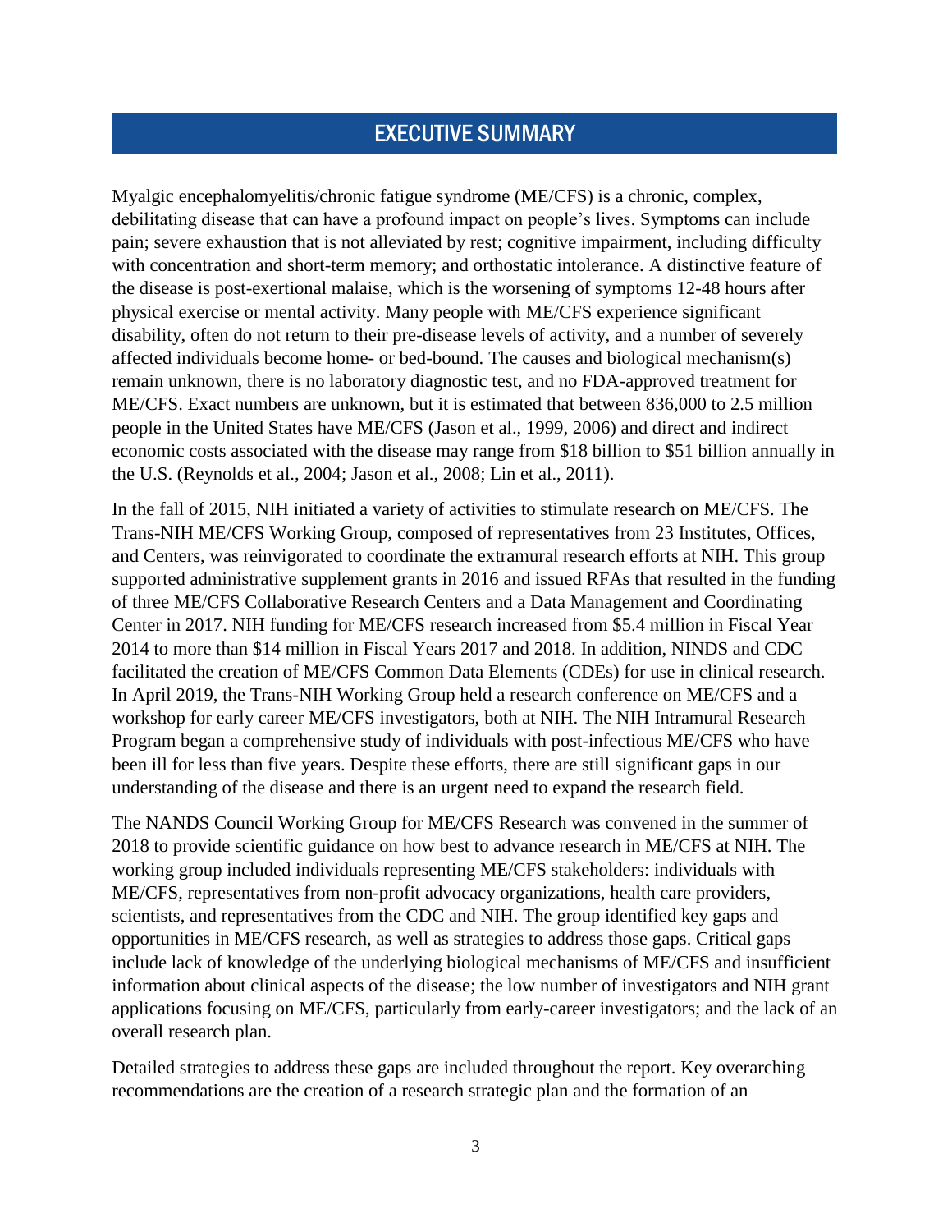# EXECUTIVE SUMMARY

Myalgic encephalomyelitis/chronic fatigue syndrome (ME/CFS) is a chronic, complex, debilitating disease that can have a profound impact on people's lives. Symptoms can include pain; severe exhaustion that is not alleviated by rest; cognitive impairment, including difficulty with concentration and short-term memory; and orthostatic intolerance. A distinctive feature of the disease is post-exertional malaise, which is the worsening of symptoms 12-48 hours after physical exercise or mental activity. Many people with ME/CFS experience significant disability, often do not return to their pre-disease levels of activity, and a number of severely affected individuals become home- or bed-bound. The causes and biological mechanism(s) remain unknown, there is no laboratory diagnostic test, and no FDA-approved treatment for ME/CFS. Exact numbers are unknown, but it is estimated that between 836,000 to 2.5 million people in the United States have ME/CFS (Jason et al., 1999, 2006) and direct and indirect economic costs associated with the disease may range from $18 billion to $51 billion annually in the U.S. (Reynolds et al., 2004; Jason et al., 2008; Lin et al., 2011).

In the fall of 2015, NIH initiated a variety of activities to stimulate research on ME/CFS. The Trans-NIH ME/CFS Working Group, composed of representatives from 23 Institutes, Offices, and Centers, was reinvigorated to coordinate the extramural research efforts at NIH. This group supported administrative supplement grants in 2016 and issued RFAs that resulted in the funding of three ME/CFS Collaborative Research Centers and a Data Management and Coordinating Center in 2017. NIH funding for ME/CFS research increased from $5.4 million in Fiscal Year 2014 to more than $14 million in Fiscal Years 2017 and 2018. In addition, NINDS and CDC facilitated the creation of ME/CFS Common Data Elements (CDEs) for use in clinical research. In April 2019, the Trans-NIH Working Group held a research conference on ME/CFS and a workshop for early career ME/CFS investigators, both at NIH. The NIH Intramural Research Program began a comprehensive study of individuals with post-infectious ME/CFS who have been ill for less than five years. Despite these efforts, there are still significant gaps in our understanding of the disease and there is an urgent need to expand the research field.

The NANDS Council Working Group for ME/CFS Research was convened in the summer of 2018 to provide scientific guidance on how best to advance research in ME/CFS at NIH. The working group included individuals representing ME/CFS stakeholders: individuals with ME/CFS, representatives from non-profit advocacy organizations, health care providers, scientists, and representatives from the CDC and NIH. The group identified key gaps and opportunities in ME/CFS research, as well as strategies to address those gaps. Critical gaps include lack of knowledge of the underlying biological mechanisms of ME/CFS and insufficient information about clinical aspects of the disease; the low number of investigators and NIH grant applications focusing on ME/CFS, particularly from early-career investigators; and the lack of an overall research plan.

Detailed strategies to address these gaps are included throughout the report. Key overarching recommendations are the creation of a research strategic plan and the formation of an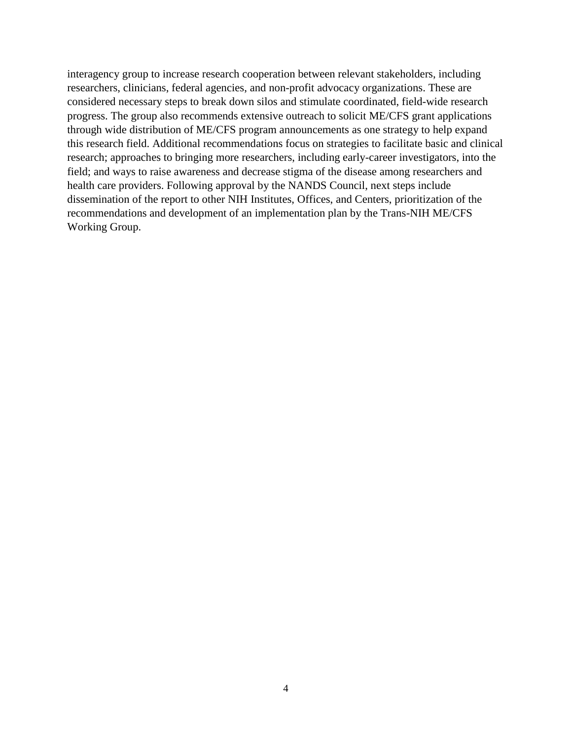interagency group to increase research cooperation between relevant stakeholders, including researchers, clinicians, federal agencies, and non-profit advocacy organizations. These are considered necessary steps to break down silos and stimulate coordinated, field-wide research progress. The group also recommends extensive outreach to solicit ME/CFS grant applications through wide distribution of ME/CFS program announcements as one strategy to help expand this research field. Additional recommendations focus on strategies to facilitate basic and clinical research; approaches to bringing more researchers, including early-career investigators, into the field; and ways to raise awareness and decrease stigma of the disease among researchers and health care providers. Following approval by the NANDS Council, next steps include dissemination of the report to other NIH Institutes, Offices, and Centers, prioritization of the recommendations and development of an implementation plan by the Trans-NIH ME/CFS Working Group.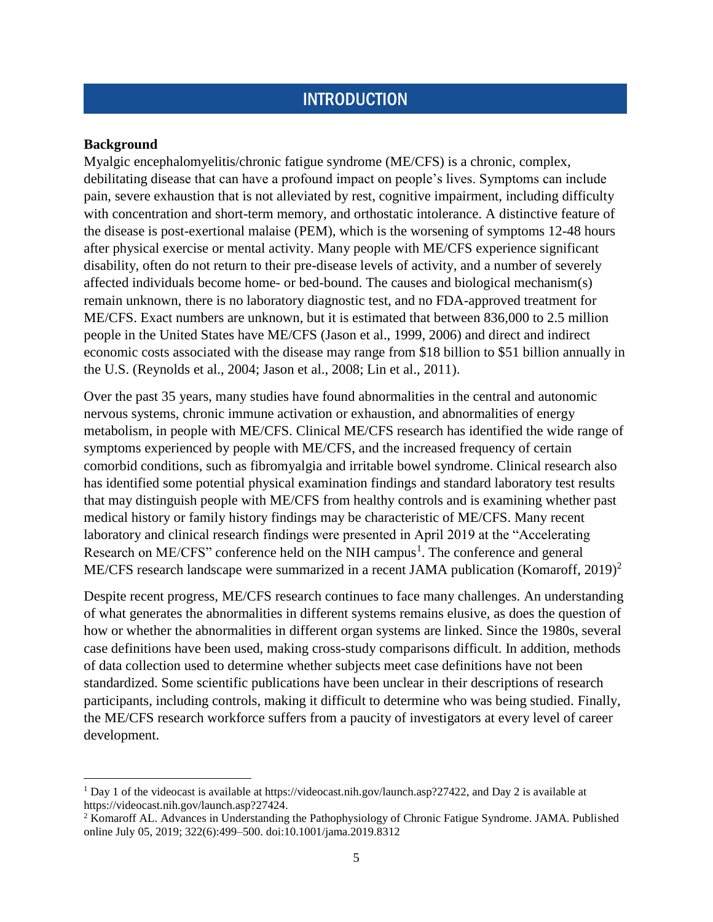# INTRODUCTION

**Background**

Myalgic encephalomyelitis/chronic fatigue syndrome (ME/CFS) is a chronic, complex, debilitating disease that can have a profound impact on people's lives. Symptoms can include pain, severe exhaustion that is not alleviated by rest, cognitive impairment, including difficulty with concentration and short-term memory, and orthostatic intolerance. A distinctive feature of the disease is post-exertional malaise (PEM), which is the worsening of symptoms 12-48 hours after physical exercise or mental activity. Many people with ME/CFS experience significant disability, often do not return to their pre-disease levels of activity, and a number of severely affected individuals become home- or bed-bound. The causes and biological mechanism(s) remain unknown, there is no laboratory diagnostic test, and no FDA-approved treatment for ME/CFS. Exact numbers are unknown, but it is estimated that between 836,000 to 2.5 million people in the United States have ME/CFS (Jason et al., 1999, 2006) and direct and indirect economic costs associated with the disease may range from $18 billion to $51 billion annually in the U.S. (Reynolds et al., 2004; Jason et al., 2008; Lin et al., 2011).

Over the past 35 years, many studies have found abnormalities in the central and autonomic nervous systems, chronic immune activation or exhaustion, and abnormalities of energy metabolism, in people with ME/CFS. Clinical ME/CFS research has identified the wide range of symptoms experienced by people with ME/CFS, and the increased frequency of certain comorbid conditions, such as fibromyalgia and irritable bowel syndrome. Clinical research also has identified some potential physical examination findings and standard laboratory test results that may distinguish people with ME/CFS from healthy controls and is examining whether past medical history or family history findings may be characteristic of ME/CFS. Many recent laboratory and clinical research findings were presented in April 2019 at the "Accelerating Research on ME/CFS" conference held on the NIH campus[1]. The conference and general ME/CFS research landscape were summarized in a recent JAMA publication (Komaroff, 2019)[2]

Despite recent progress, ME/CFS research continues to face many challenges. An understanding of what generates the abnormalities in different systems remains elusive, as does the question of how or whether the abnormalities in different organ systems are linked. Since the 1980s, several case definitions have been used, making cross-study comparisons difficult. In addition, methods of data collection used to determine whether subjects meet case definitions have not been standardized. Some scientific publications have been unclear in their descriptions of research participants, including controls, making it difficult to determine who was being studied. Finally, the ME/CFS research workforce suffers from a paucity of investigators at every level of career development.

---

[1] Day 1 of the videocast is available at https://videocast.nih.gov/launch.asp?27422, and Day 2 is available at https://videocast.nih.gov/launch.asp?27424.

[2] Komaroff AL. Advances in Understanding the Pathophysiology of Chronic Fatigue Syndrome. JAMA. Published online July 05, 2019; 322(6):499–500. doi:10.1001/jama.2019.8312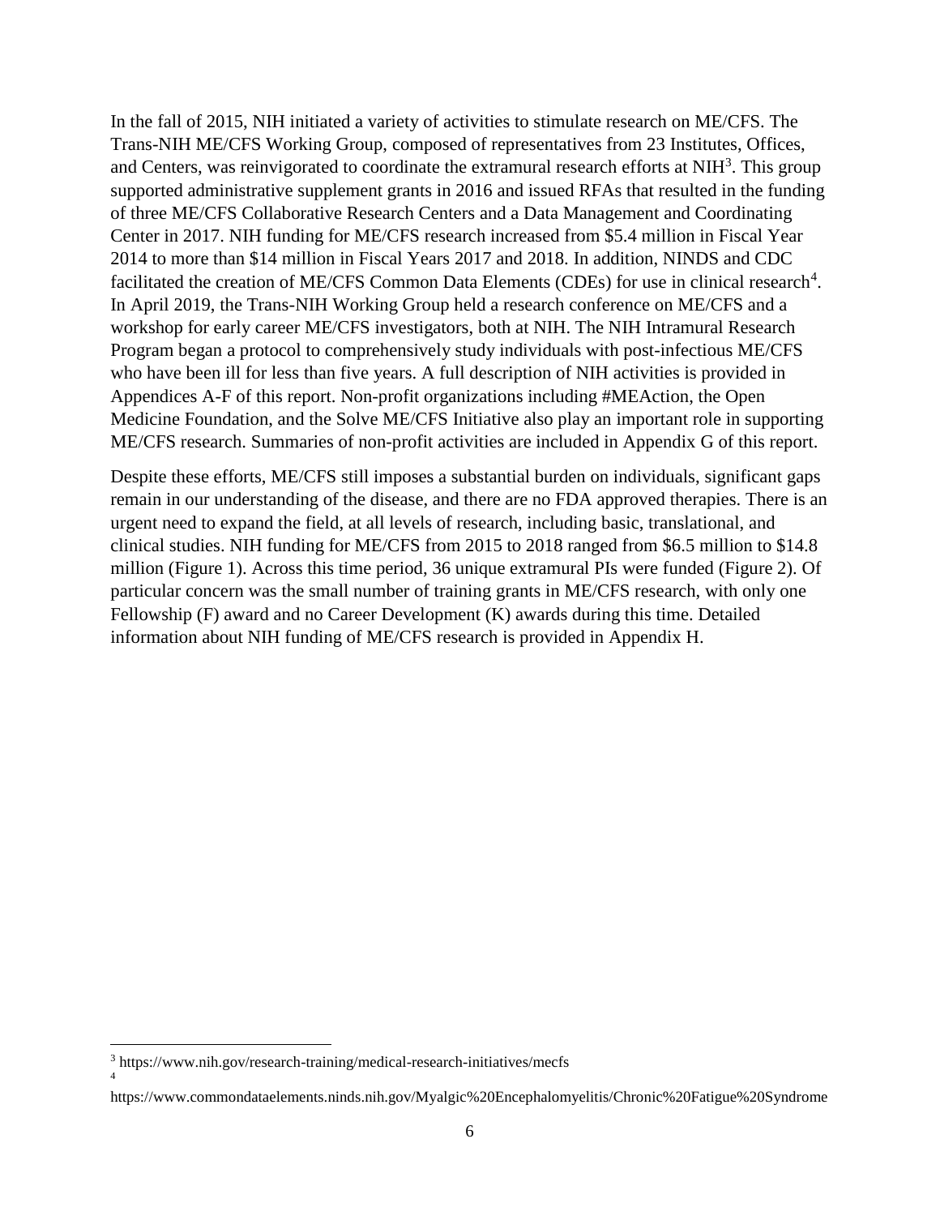In the fall of 2015, NIH initiated a variety of activities to stimulate research on ME/CFS. The Trans-NIH ME/CFS Working Group, composed of representatives from 23 Institutes, Offices, and Centers, was reinvigorated to coordinate the extramural research efforts at NIH[3]. This group supported administrative supplement grants in 2016 and issued RFAs that resulted in the funding of three ME/CFS Collaborative Research Centers and a Data Management and Coordinating Center in 2017. NIH funding for ME/CFS research increased from $5.4 million in Fiscal Year 2014 to more than $14 million in Fiscal Years 2017 and 2018. In addition, NINDS and CDC facilitated the creation of ME/CFS Common Data Elements (CDEs) for use in clinical research[4]. In April 2019, the Trans-NIH Working Group held a research conference on ME/CFS and a workshop for early career ME/CFS investigators, both at NIH. The NIH Intramural Research Program began a protocol to comprehensively study individuals with post-infectious ME/CFS who have been ill for less than five years. A full description of NIH activities is provided in Appendices A-F of this report. Non-profit organizations including #MEAction, the Open Medicine Foundation, and the Solve ME/CFS Initiative also play an important role in supporting ME/CFS research. Summaries of non-profit activities are included in Appendix G of this report.

Despite these efforts, ME/CFS still imposes a substantial burden on individuals, significant gaps remain in our understanding of the disease, and there are no FDA approved therapies. There is an urgent need to expand the field, at all levels of research, including basic, translational, and clinical studies. NIH funding for ME/CFS from 2015 to 2018 ranged from $6.5 million to $14.8 million (Figure 1). Across this time period, 36 unique extramural PIs were funded (Figure 2). Of particular concern was the small number of training grants in ME/CFS research, with only one Fellowship (F) award and no Career Development (K) awards during this time. Detailed information about NIH funding of ME/CFS research is provided in Appendix H.

---

[3] https://www.nih.gov/research-training/medical-research-initiatives/mecfs

[4] https://www.commondataelements.ninds.nih.gov/Myalgic%20Encephalomyelitis/Chronic%20Fatigue%20Syndrome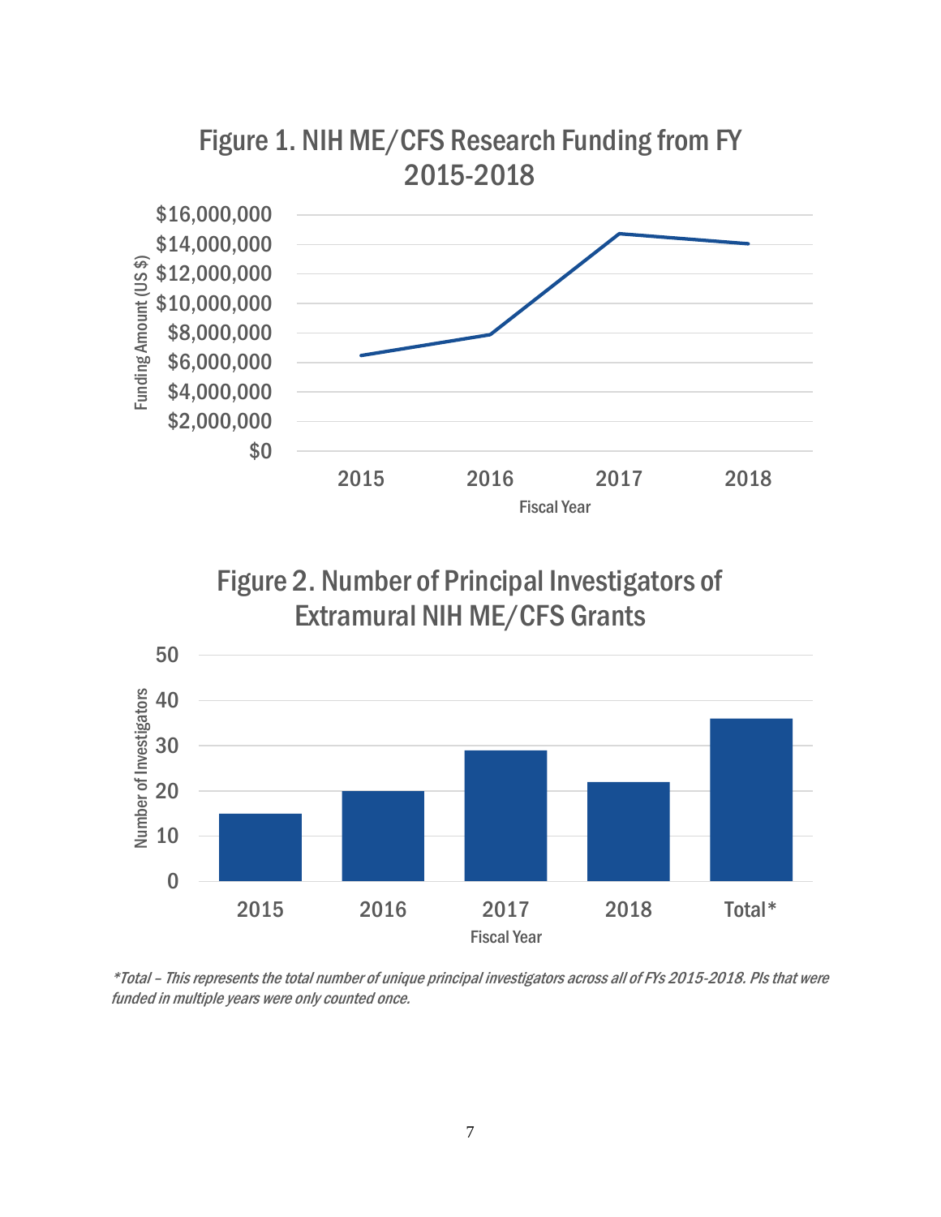Figure 1. NIH ME/CFS Research Funding from FY 2015-2018

Figure 2. Number of Principal Investigators of Extramural NIH ME/CFS Grants

*\*Total – This represents the total number of unique principal investigators across all of FYs 2015-2018. PIs that were funded in multiple years were only counted once.*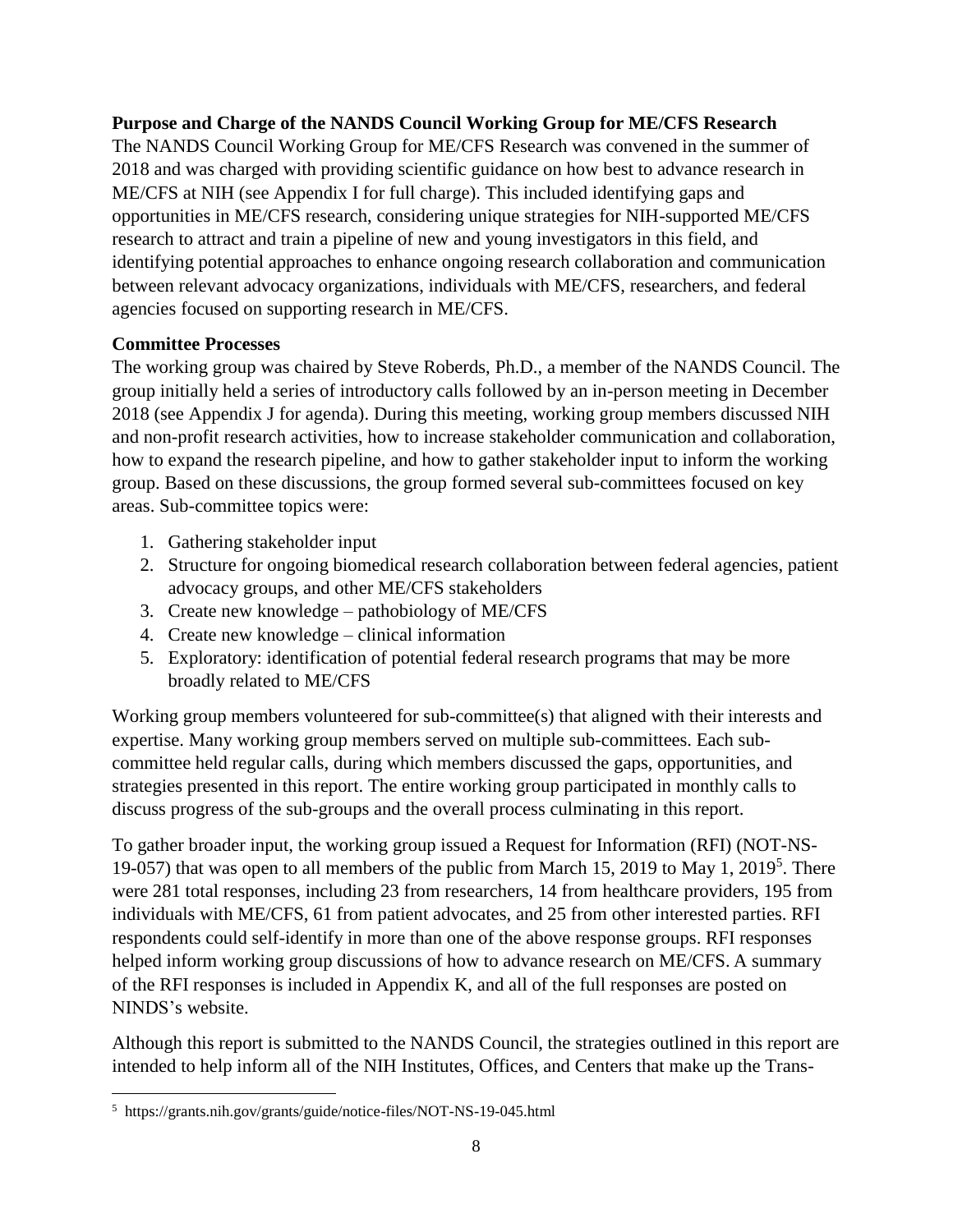**Purpose and Charge of the NANDS Council Working Group for ME/CFS Research**

The NANDS Council Working Group for ME/CFS Research was convened in the summer of 2018 and was charged with providing scientific guidance on how best to advance research in ME/CFS at NIH (see Appendix I for full charge). This included identifying gaps and opportunities in ME/CFS research, considering unique strategies for NIH-supported ME/CFS research to attract and train a pipeline of new and young investigators in this field, and identifying potential approaches to enhance ongoing research collaboration and communication between relevant advocacy organizations, individuals with ME/CFS, researchers, and federal agencies focused on supporting research in ME/CFS.

**Committee Processes**

The working group was chaired by Steve Roberds, Ph.D., a member of the NANDS Council. The group initially held a series of introductory calls followed by an in-person meeting in December 2018 (see Appendix J for agenda). During this meeting, working group members discussed NIH and non-profit research activities, how to increase stakeholder communication and collaboration, how to expand the research pipeline, and how to gather stakeholder input to inform the working group. Based on these discussions, the group formed several sub-committees focused on key areas. Sub-committee topics were:

1. Gathering stakeholder input
2. Structure for ongoing biomedical research collaboration between federal agencies, patient advocacy groups, and other ME/CFS stakeholders
3. Create new knowledge – pathobiology of ME/CFS
4. Create new knowledge – clinical information
5. Exploratory: identification of potential federal research programs that may be more broadly related to ME/CFS

Working group members volunteered for sub-committee(s) that aligned with their interests and expertise. Many working group members served on multiple sub-committees. Each sub-committee held regular calls, during which members discussed the gaps, opportunities, and strategies presented in this report. The entire working group participated in monthly calls to discuss progress of the sub-groups and the overall process culminating in this report.

To gather broader input, the working group issued a Request for Information (RFI) (NOT-NS-19-057) that was open to all members of the public from March 15, 2019 to May 1, 2019[5]. There were 281 total responses, including 23 from researchers, 14 from healthcare providers, 195 from individuals with ME/CFS, 61 from patient advocates, and 25 from other interested parties. RFI respondents could self-identify in more than one of the above response groups. RFI responses helped inform working group discussions of how to advance research on ME/CFS. A summary of the RFI responses is included in Appendix K, and all of the full responses are posted on NINDS's website.

Although this report is submitted to the NANDS Council, the strategies outlined in this report are intended to help inform all of the NIH Institutes, Offices, and Centers that make up the Trans-

[5] https://grants.nih.gov/grants/guide/notice-files/NOT-NS-19-045.html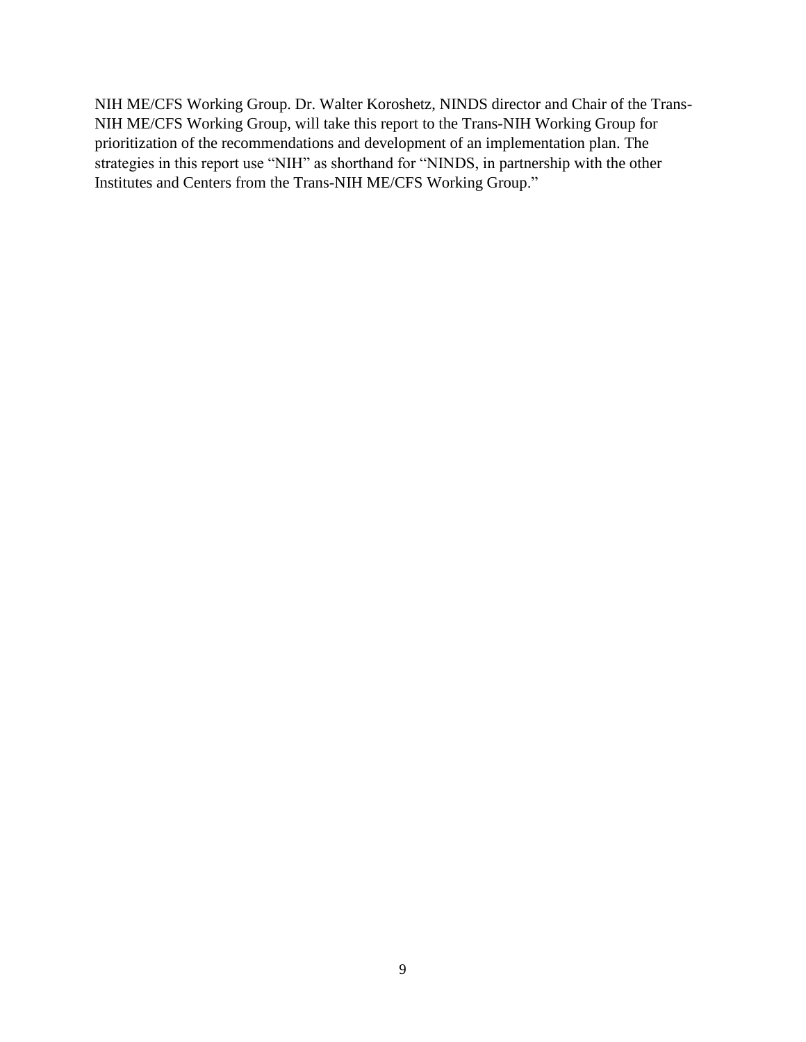NIH ME/CFS Working Group. Dr. Walter Koroshetz, NINDS director and Chair of the Trans-NIH ME/CFS Working Group, will take this report to the Trans-NIH Working Group for prioritization of the recommendations and development of an implementation plan. The strategies in this report use "NIH" as shorthand for "NINDS, in partnership with the other Institutes and Centers from the Trans-NIH ME/CFS Working Group."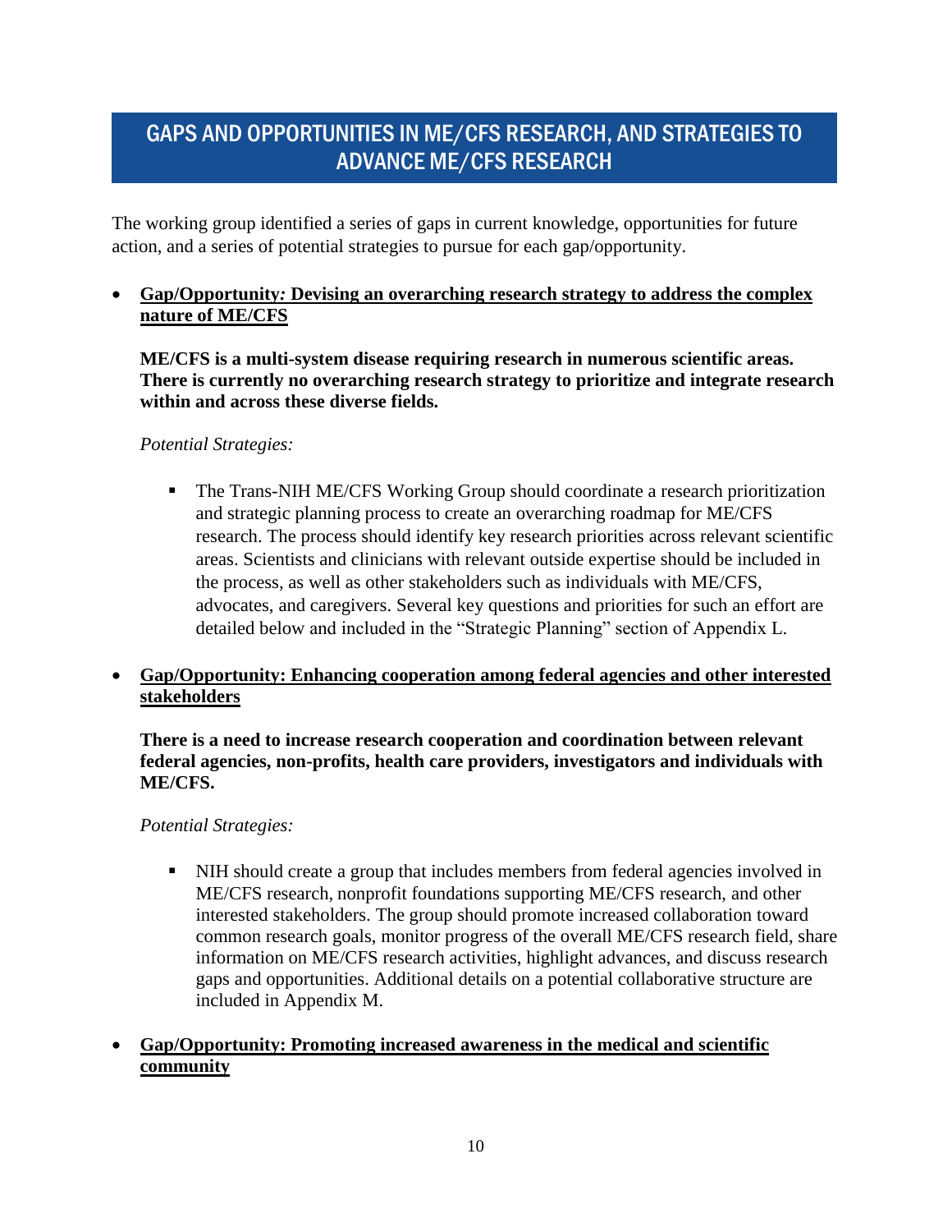## GAPS AND OPPORTUNITIES IN ME/CFS RESEARCH, AND STRATEGIES TO ADVANCE ME/CFS RESEARCH

The working group identified a series of gaps in current knowledge, opportunities for future action, and a series of potential strategies to pursue for each gap/opportunity.

- **Gap/Opportunity: Devising an overarching research strategy to address the complex nature of ME/CFS**

  **ME/CFS is a multi-system disease requiring research in numerous scientific areas. There is currently no overarching research strategy to prioritize and integrate research within and across these diverse fields.**

  *Potential Strategies:*

  - The Trans-NIH ME/CFS Working Group should coordinate a research prioritization and strategic planning process to create an overarching roadmap for ME/CFS research. The process should identify key research priorities across relevant scientific areas. Scientists and clinicians with relevant outside expertise should be included in the process, as well as other stakeholders such as individuals with ME/CFS, advocates, and caregivers. Several key questions and priorities for such an effort are detailed below and included in the "Strategic Planning" section of Appendix L.

- **Gap/Opportunity: Enhancing cooperation among federal agencies and other interested stakeholders**

  **There is a need to increase research cooperation and coordination between relevant federal agencies, non-profits, health care providers, investigators and individuals with ME/CFS.**

  *Potential Strategies:*

  - NIH should create a group that includes members from federal agencies involved in ME/CFS research, nonprofit foundations supporting ME/CFS research, and other interested stakeholders. The group should promote increased collaboration toward common research goals, monitor progress of the overall ME/CFS research field, share information on ME/CFS research activities, highlight advances, and discuss research gaps and opportunities. Additional details on a potential collaborative structure are included in Appendix M.

- **Gap/Opportunity: Promoting increased awareness in the medical and scientific community**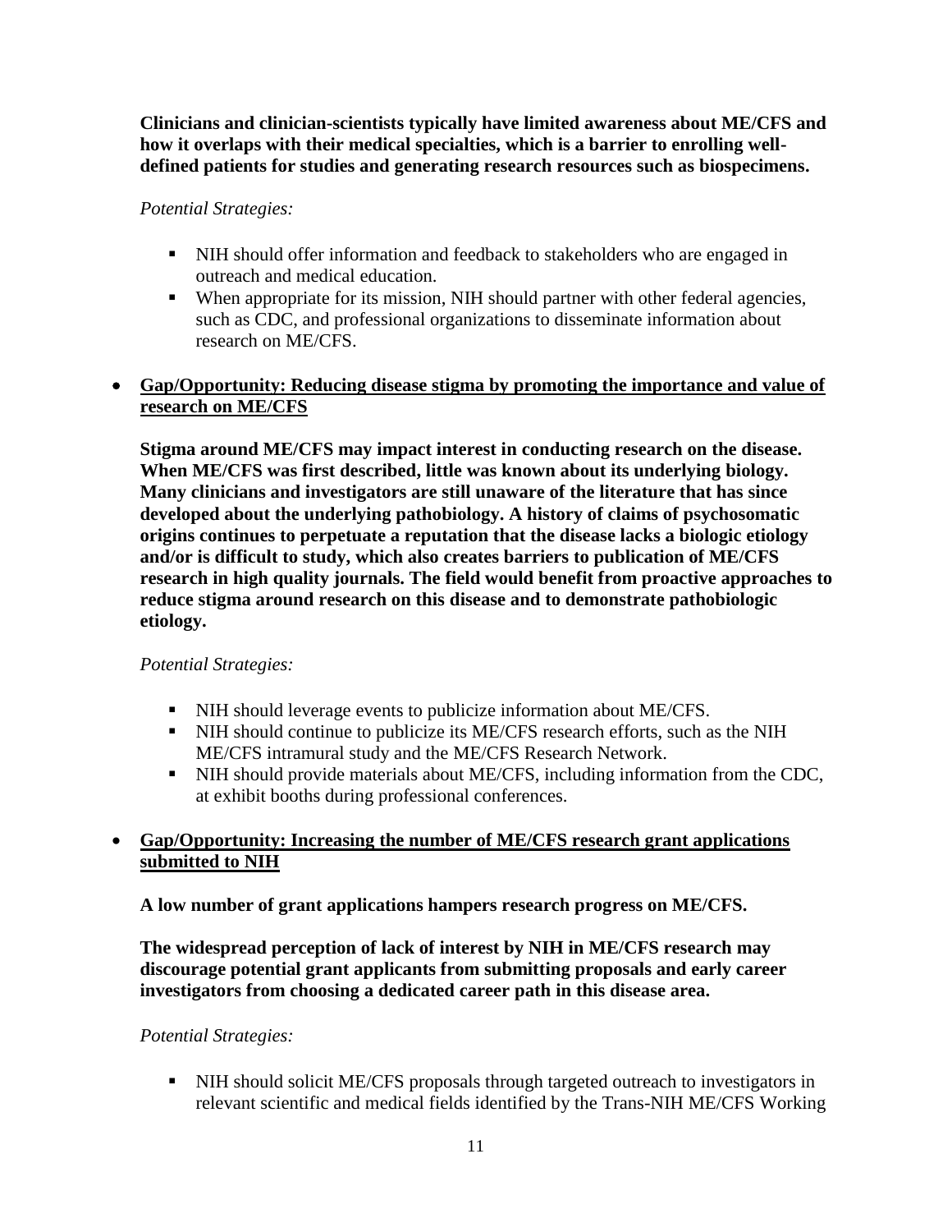**Clinicians and clinician-scientists typically have limited awareness about ME/CFS and how it overlaps with their medical specialties, which is a barrier to enrolling well-defined patients for studies and generating research resources such as biospecimens.**

*Potential Strategies:*

- NIH should offer information and feedback to stakeholders who are engaged in outreach and medical education.
- When appropriate for its mission, NIH should partner with other federal agencies, such as CDC, and professional organizations to disseminate information about research on ME/CFS.

- **Gap/Opportunity: Reducing disease stigma by promoting the importance and value of research on ME/CFS**

  **Stigma around ME/CFS may impact interest in conducting research on the disease. When ME/CFS was first described, little was known about its underlying biology. Many clinicians and investigators are still unaware of the literature that has since developed about the underlying pathobiology. A history of claims of psychosomatic origins continues to perpetuate a reputation that the disease lacks a biologic etiology and/or is difficult to study, which also creates barriers to publication of ME/CFS research in high quality journals. The field would benefit from proactive approaches to reduce stigma around research on this disease and to demonstrate pathobiologic etiology.**

  *Potential Strategies:*

  - NIH should leverage events to publicize information about ME/CFS.
  - NIH should continue to publicize its ME/CFS research efforts, such as the NIH ME/CFS intramural study and the ME/CFS Research Network.
  - NIH should provide materials about ME/CFS, including information from the CDC, at exhibit booths during professional conferences.

- **Gap/Opportunity: Increasing the number of ME/CFS research grant applications submitted to NIH**

  **A low number of grant applications hampers research progress on ME/CFS.**

  **The widespread perception of lack of interest by NIH in ME/CFS research may discourage potential grant applicants from submitting proposals and early career investigators from choosing a dedicated career path in this disease area.**

  *Potential Strategies:*

  - NIH should solicit ME/CFS proposals through targeted outreach to investigators in relevant scientific and medical fields identified by the Trans-NIH ME/CFS Working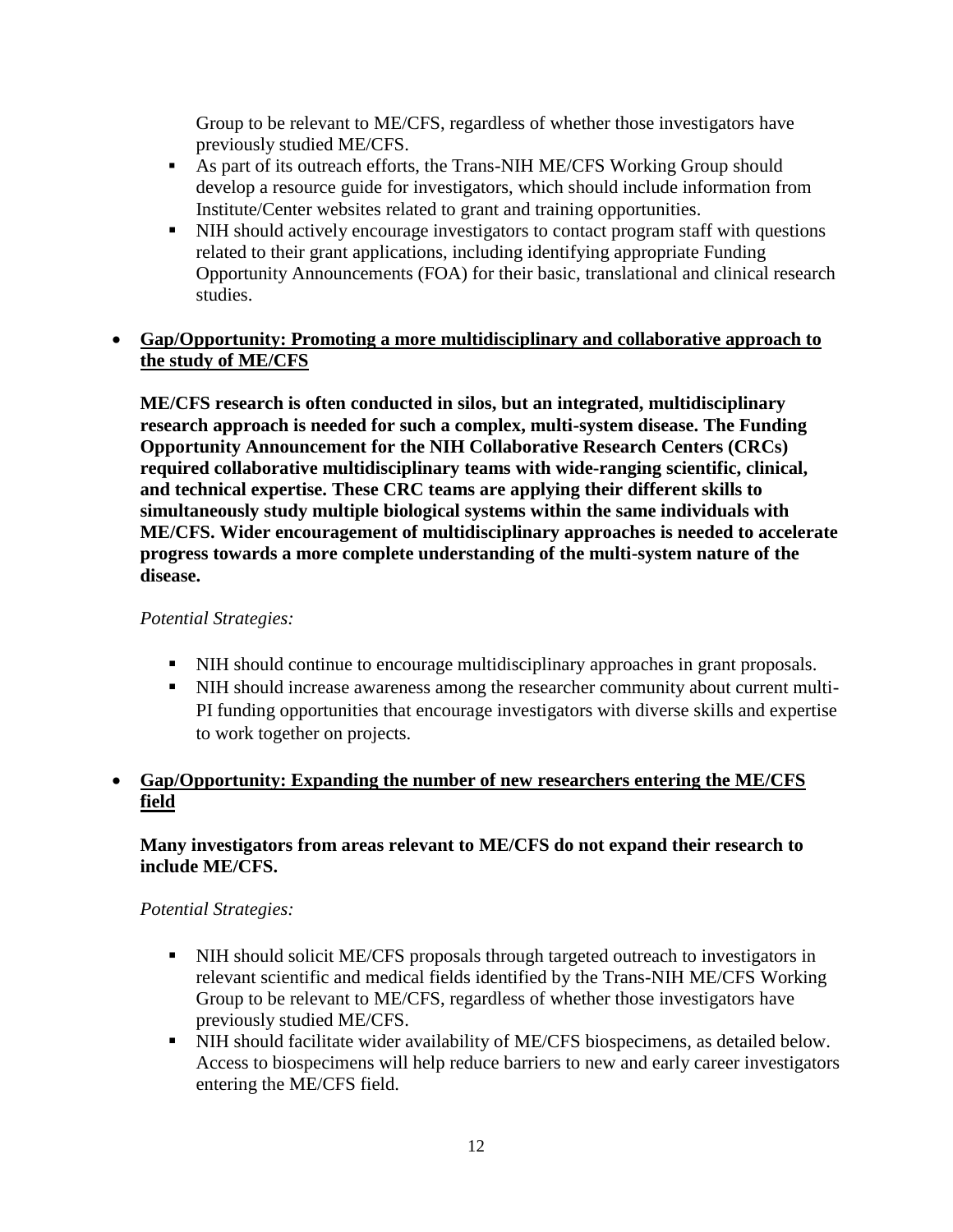Group to be relevant to ME/CFS, regardless of whether those investigators have previously studied ME/CFS.
    - As part of its outreach efforts, the Trans-NIH ME/CFS Working Group should develop a resource guide for investigators, which should include information from Institute/Center websites related to grant and training opportunities.
    - NIH should actively encourage investigators to contact program staff with questions related to their grant applications, including identifying appropriate Funding Opportunity Announcements (FOA) for their basic, translational and clinical research studies.

- **Gap/Opportunity: Promoting a more multidisciplinary and collaborative approach to the study of ME/CFS**

  **ME/CFS research is often conducted in silos, but an integrated, multidisciplinary research approach is needed for such a complex, multi-system disease. The Funding Opportunity Announcement for the NIH Collaborative Research Centers (CRCs) required collaborative multidisciplinary teams with wide-ranging scientific, clinical, and technical expertise. These CRC teams are applying their different skills to simultaneously study multiple biological systems within the same individuals with ME/CFS. Wider encouragement of multidisciplinary approaches is needed to accelerate progress towards a more complete understanding of the multi-system nature of the disease.**

  *Potential Strategies:*

    - NIH should continue to encourage multidisciplinary approaches in grant proposals.
    - NIH should increase awareness among the researcher community about current multi-PI funding opportunities that encourage investigators with diverse skills and expertise to work together on projects.

- **Gap/Opportunity: Expanding the number of new researchers entering the ME/CFS field**

  **Many investigators from areas relevant to ME/CFS do not expand their research to include ME/CFS.**

  *Potential Strategies:*

    - NIH should solicit ME/CFS proposals through targeted outreach to investigators in relevant scientific and medical fields identified by the Trans-NIH ME/CFS Working Group to be relevant to ME/CFS, regardless of whether those investigators have previously studied ME/CFS.
    - NIH should facilitate wider availability of ME/CFS biospecimens, as detailed below. Access to biospecimens will help reduce barriers to new and early career investigators entering the ME/CFS field.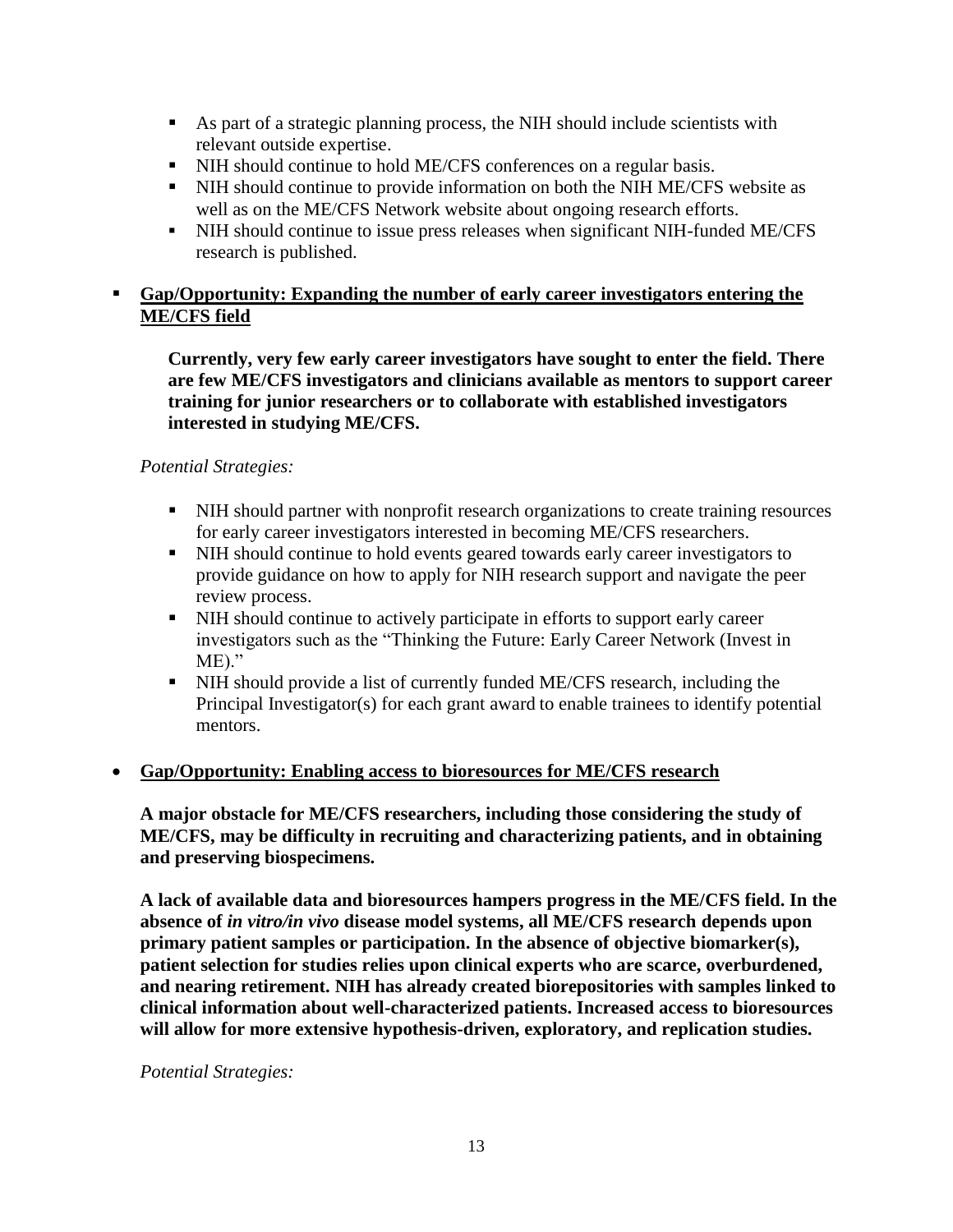- As part of a strategic planning process, the NIH should include scientists with relevant outside expertise.
- NIH should continue to hold ME/CFS conferences on a regular basis.
- NIH should continue to provide information on both the NIH ME/CFS website as well as on the ME/CFS Network website about ongoing research efforts.
- NIH should continue to issue press releases when significant NIH-funded ME/CFS research is published.

- **<u>Gap/Opportunity: Expanding the number of early career investigators entering the ME/CFS field</u>**

  **Currently, very few early career investigators have sought to enter the field. There are few ME/CFS investigators and clinicians available as mentors to support career training for junior researchers or to collaborate with established investigators interested in studying ME/CFS.**

  *Potential Strategies:*

  - NIH should partner with nonprofit research organizations to create training resources for early career investigators interested in becoming ME/CFS researchers.
  - NIH should continue to hold events geared towards early career investigators to provide guidance on how to apply for NIH research support and navigate the peer review process.
  - NIH should continue to actively participate in efforts to support early career investigators such as the "Thinking the Future: Early Career Network (Invest in ME)."
  - NIH should provide a list of currently funded ME/CFS research, including the Principal Investigator(s) for each grant award to enable trainees to identify potential mentors.

- **<u>Gap/Opportunity: Enabling access to bioresources for ME/CFS research</u>**

  **A major obstacle for ME/CFS researchers, including those considering the study of ME/CFS, may be difficulty in recruiting and characterizing patients, and in obtaining and preserving biospecimens.**

  **A lack of available data and bioresources hampers progress in the ME/CFS field. In the absence of *in vitro/in vivo* disease model systems, all ME/CFS research depends upon primary patient samples or participation. In the absence of objective biomarker(s), patient selection for studies relies upon clinical experts who are scarce, overburdened, and nearing retirement. NIH has already created biorepositories with samples linked to clinical information about well-characterized patients. Increased access to bioresources will allow for more extensive hypothesis-driven, exploratory, and replication studies.**

  *Potential Strategies:*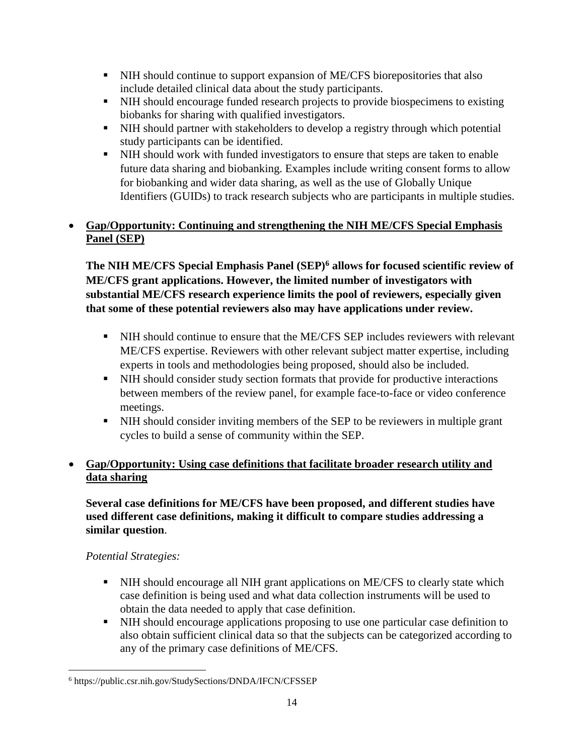- NIH should continue to support expansion of ME/CFS biorepositories that also include detailed clinical data about the study participants.
- NIH should encourage funded research projects to provide biospecimens to existing biobanks for sharing with qualified investigators.
- NIH should partner with stakeholders to develop a registry through which potential study participants can be identified.
- NIH should work with funded investigators to ensure that steps are taken to enable future data sharing and biobanking. Examples include writing consent forms to allow for biobanking and wider data sharing, as well as the use of Globally Unique Identifiers (GUIDs) to track research subjects who are participants in multiple studies.

- **Gap/Opportunity: Continuing and strengthening the NIH ME/CFS Special Emphasis Panel (SEP)**

  **The NIH ME/CFS Special Emphasis Panel (SEP)[6] allows for focused scientific review of ME/CFS grant applications. However, the limited number of investigators with substantial ME/CFS research experience limits the pool of reviewers, especially given that some of these potential reviewers also may have applications under review.**

  - NIH should continue to ensure that the ME/CFS SEP includes reviewers with relevant ME/CFS expertise. Reviewers with other relevant subject matter expertise, including experts in tools and methodologies being proposed, should also be included.
  - NIH should consider study section formats that provide for productive interactions between members of the review panel, for example face-to-face or video conference meetings.
  - NIH should consider inviting members of the SEP to be reviewers in multiple grant cycles to build a sense of community within the SEP.

- **Gap/Opportunity: Using case definitions that facilitate broader research utility and data sharing**

  **Several case definitions for ME/CFS have been proposed, and different studies have used different case definitions, making it difficult to compare studies addressing a similar question**.

  *Potential Strategies:*

  - NIH should encourage all NIH grant applications on ME/CFS to clearly state which case definition is being used and what data collection instruments will be used to obtain the data needed to apply that case definition.
  - NIH should encourage applications proposing to use one particular case definition to also obtain sufficient clinical data so that the subjects can be categorized according to any of the primary case definitions of ME/CFS.

[6] https://public.csr.nih.gov/StudySections/DNDA/IFCN/CFSSEP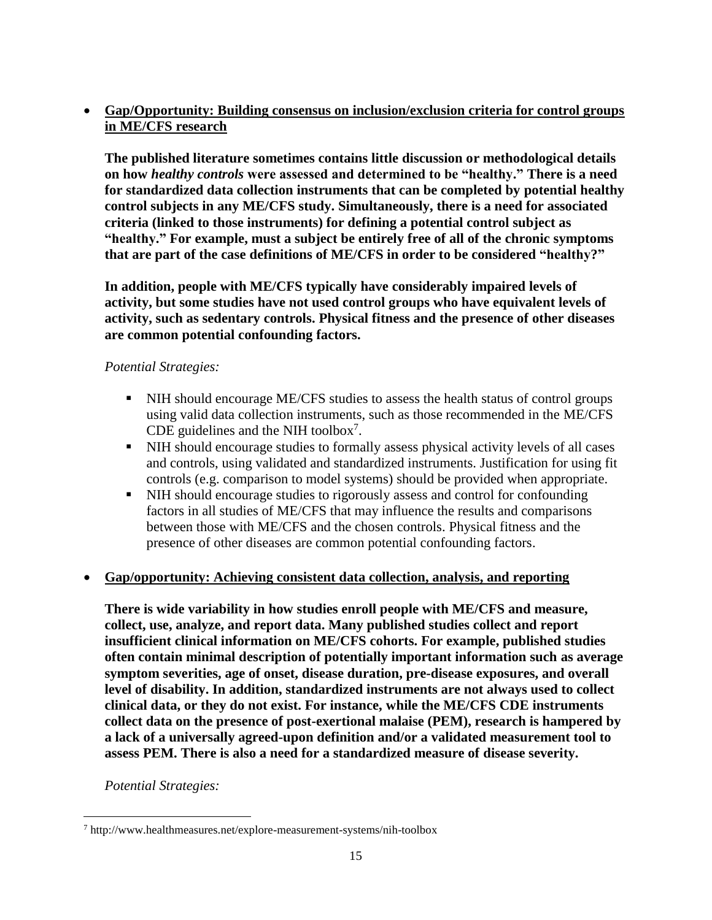- **Gap/Opportunity: Building consensus on inclusion/exclusion criteria for control groups in ME/CFS research**

  **The published literature sometimes contains little discussion or methodological details on how *healthy controls* were assessed and determined to be "healthy." There is a need for standardized data collection instruments that can be completed by potential healthy control subjects in any ME/CFS study. Simultaneously, there is a need for associated criteria (linked to those instruments) for defining a potential control subject as "healthy." For example, must a subject be entirely free of all of the chronic symptoms that are part of the case definitions of ME/CFS in order to be considered "healthy?"**

  **In addition, people with ME/CFS typically have considerably impaired levels of activity, but some studies have not used control groups who have equivalent levels of activity, such as sedentary controls. Physical fitness and the presence of other diseases are common potential confounding factors.**

  *Potential Strategies:*

  - NIH should encourage ME/CFS studies to assess the health status of control groups using valid data collection instruments, such as those recommended in the ME/CFS CDE guidelines and the NIH toolbox[7].
  - NIH should encourage studies to formally assess physical activity levels of all cases and controls, using validated and standardized instruments. Justification for using fit controls (e.g. comparison to model systems) should be provided when appropriate.
  - NIH should encourage studies to rigorously assess and control for confounding factors in all studies of ME/CFS that may influence the results and comparisons between those with ME/CFS and the chosen controls. Physical fitness and the presence of other diseases are common potential confounding factors.

- **Gap/opportunity: Achieving consistent data collection, analysis, and reporting**

  **There is wide variability in how studies enroll people with ME/CFS and measure, collect, use, analyze, and report data. Many published studies collect and report insufficient clinical information on ME/CFS cohorts. For example, published studies often contain minimal description of potentially important information such as average symptom severities, age of onset, disease duration, pre-disease exposures, and overall level of disability. In addition, standardized instruments are not always used to collect clinical data, or they do not exist. For instance, while the ME/CFS CDE instruments collect data on the presence of post-exertional malaise (PEM), research is hampered by a lack of a universally agreed-upon definition and/or a validated measurement tool to assess PEM. There is also a need for a standardized measure of disease severity.**

  *Potential Strategies:*

[7] http://www.healthmeasures.net/explore-measurement-systems/nih-toolbox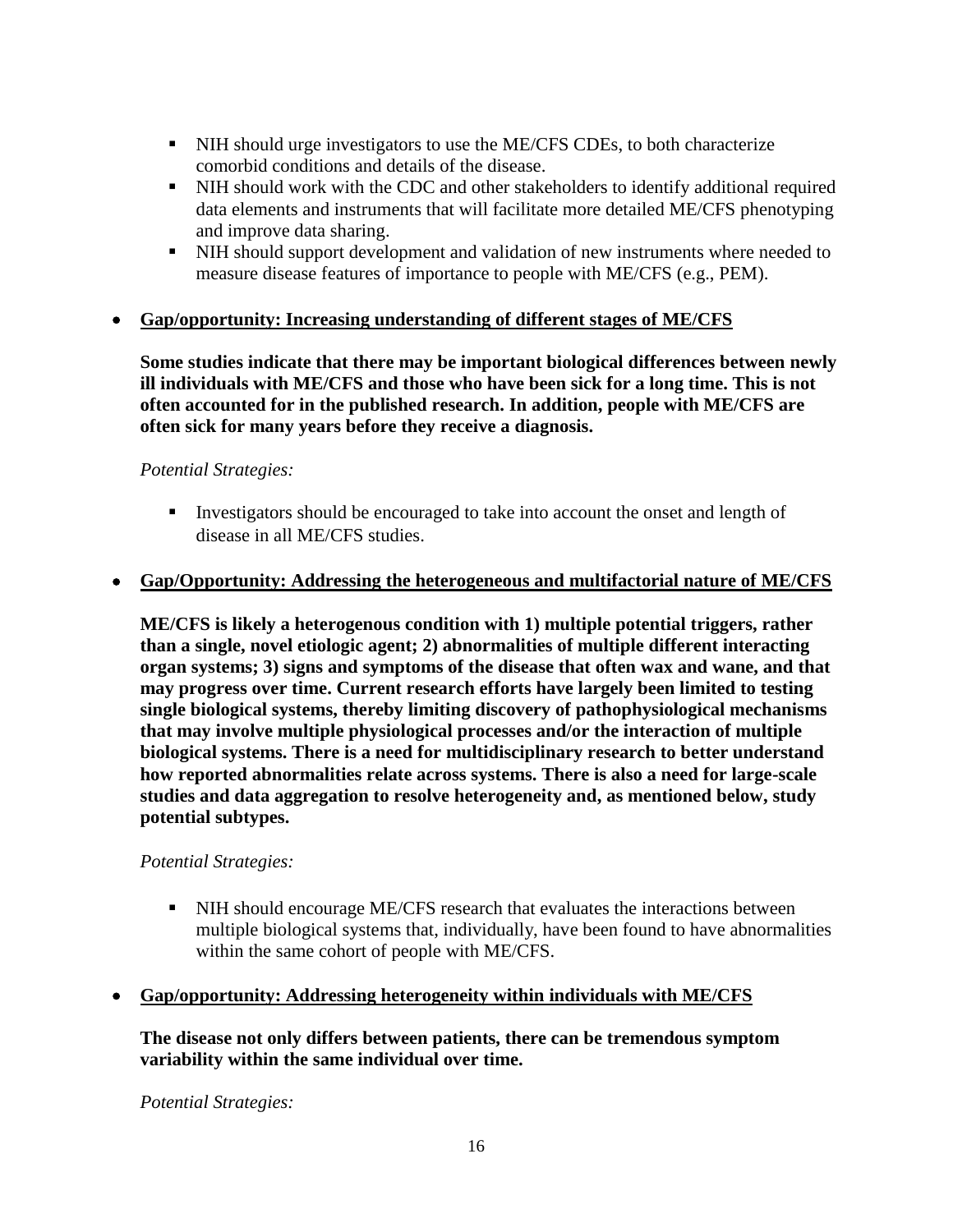- NIH should urge investigators to use the ME/CFS CDEs, to both characterize comorbid conditions and details of the disease.
  - NIH should work with the CDC and other stakeholders to identify additional required data elements and instruments that will facilitate more detailed ME/CFS phenotyping and improve data sharing.
  - NIH should support development and validation of new instruments where needed to measure disease features of importance to people with ME/CFS (e.g., PEM).

- **<u>Gap/opportunity: Increasing understanding of different stages of ME/CFS</u>**

  **Some studies indicate that there may be important biological differences between newly ill individuals with ME/CFS and those who have been sick for a long time. This is not often accounted for in the published research. In addition, people with ME/CFS are often sick for many years before they receive a diagnosis.**

  *Potential Strategies:*

  - Investigators should be encouraged to take into account the onset and length of disease in all ME/CFS studies.

- **<u>Gap/Opportunity: Addressing the heterogeneous and multifactorial nature of ME/CFS</u>**

  **ME/CFS is likely a heterogenous condition with 1) multiple potential triggers, rather than a single, novel etiologic agent; 2) abnormalities of multiple different interacting organ systems; 3) signs and symptoms of the disease that often wax and wane, and that may progress over time. Current research efforts have largely been limited to testing single biological systems, thereby limiting discovery of pathophysiological mechanisms that may involve multiple physiological processes and/or the interaction of multiple biological systems. There is a need for multidisciplinary research to better understand how reported abnormalities relate across systems. There is also a need for large-scale studies and data aggregation to resolve heterogeneity and, as mentioned below, study potential subtypes.**

  *Potential Strategies:*

  - NIH should encourage ME/CFS research that evaluates the interactions between multiple biological systems that, individually, have been found to have abnormalities within the same cohort of people with ME/CFS.

- **<u>Gap/opportunity: Addressing heterogeneity within individuals with ME/CFS</u>**

  **The disease not only differs between patients, there can be tremendous symptom variability within the same individual over time.**

  *Potential Strategies:*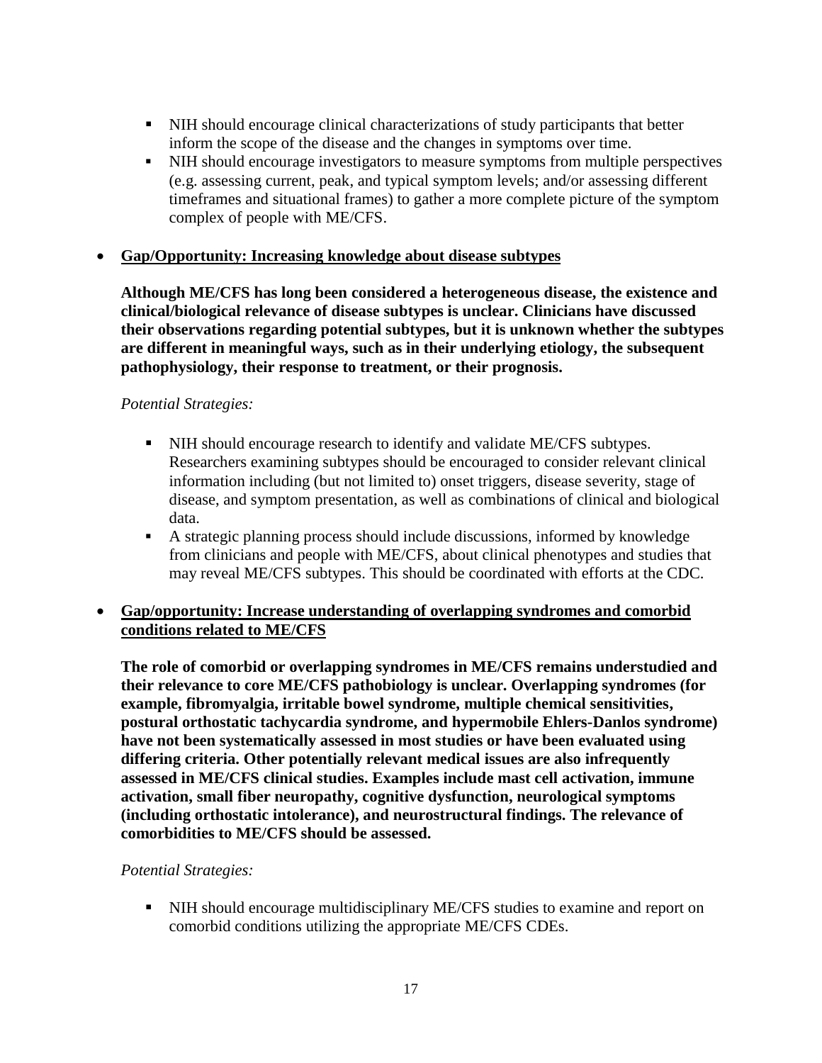- NIH should encourage clinical characterizations of study participants that better inform the scope of the disease and the changes in symptoms over time.
- NIH should encourage investigators to measure symptoms from multiple perspectives (e.g. assessing current, peak, and typical symptom levels; and/or assessing different timeframes and situational frames) to gather a more complete picture of the symptom complex of people with ME/CFS.

- **Gap/Opportunity: Increasing knowledge about disease subtypes**

  **Although ME/CFS has long been considered a heterogeneous disease, the existence and clinical/biological relevance of disease subtypes is unclear. Clinicians have discussed their observations regarding potential subtypes, but it is unknown whether the subtypes are different in meaningful ways, such as in their underlying etiology, the subsequent pathophysiology, their response to treatment, or their prognosis.**

  *Potential Strategies:*

  - NIH should encourage research to identify and validate ME/CFS subtypes. Researchers examining subtypes should be encouraged to consider relevant clinical information including (but not limited to) onset triggers, disease severity, stage of disease, and symptom presentation, as well as combinations of clinical and biological data.
  - A strategic planning process should include discussions, informed by knowledge from clinicians and people with ME/CFS, about clinical phenotypes and studies that may reveal ME/CFS subtypes. This should be coordinated with efforts at the CDC.

- **Gap/opportunity: Increase understanding of overlapping syndromes and comorbid conditions related to ME/CFS**

  **The role of comorbid or overlapping syndromes in ME/CFS remains understudied and their relevance to core ME/CFS pathobiology is unclear. Overlapping syndromes (for example, fibromyalgia, irritable bowel syndrome, multiple chemical sensitivities, postural orthostatic tachycardia syndrome, and hypermobile Ehlers-Danlos syndrome) have not been systematically assessed in most studies or have been evaluated using differing criteria. Other potentially relevant medical issues are also infrequently assessed in ME/CFS clinical studies. Examples include mast cell activation, immune activation, small fiber neuropathy, cognitive dysfunction, neurological symptoms (including orthostatic intolerance), and neurostructural findings. The relevance of comorbidities to ME/CFS should be assessed.**

  *Potential Strategies:*

  - NIH should encourage multidisciplinary ME/CFS studies to examine and report on comorbid conditions utilizing the appropriate ME/CFS CDEs.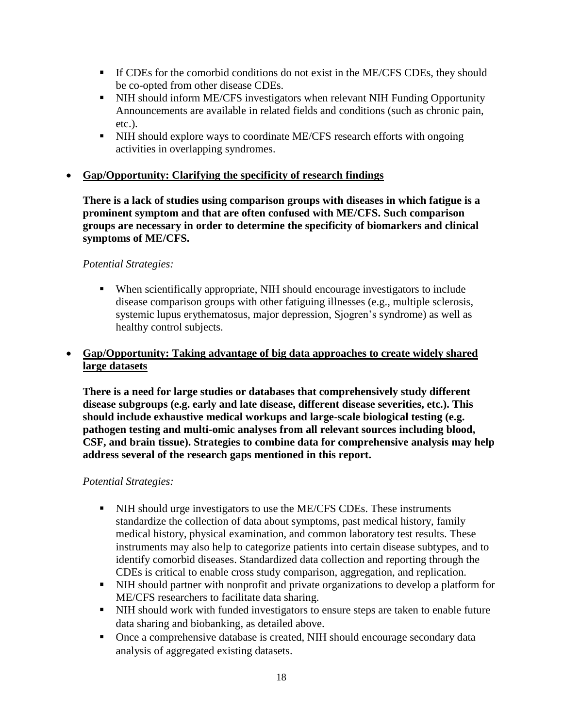- If CDEs for the comorbid conditions do not exist in the ME/CFS CDEs, they should be co-opted from other disease CDEs.
- NIH should inform ME/CFS investigators when relevant NIH Funding Opportunity Announcements are available in related fields and conditions (such as chronic pain, etc.).
- NIH should explore ways to coordinate ME/CFS research efforts with ongoing activities in overlapping syndromes.

- **Gap/Opportunity: Clarifying the specificity of research findings**

  **There is a lack of studies using comparison groups with diseases in which fatigue is a prominent symptom and that are often confused with ME/CFS. Such comparison groups are necessary in order to determine the specificity of biomarkers and clinical symptoms of ME/CFS.**

  *Potential Strategies:*

  - When scientifically appropriate, NIH should encourage investigators to include disease comparison groups with other fatiguing illnesses (e.g., multiple sclerosis, systemic lupus erythematosus, major depression, Sjogren's syndrome) as well as healthy control subjects.

- **Gap/Opportunity: Taking advantage of big data approaches to create widely shared large datasets**

  **There is a need for large studies or databases that comprehensively study different disease subgroups (e.g. early and late disease, different disease severities, etc.). This should include exhaustive medical workups and large-scale biological testing (e.g. pathogen testing and multi-omic analyses from all relevant sources including blood, CSF, and brain tissue). Strategies to combine data for comprehensive analysis may help address several of the research gaps mentioned in this report.**

  *Potential Strategies:*

  - NIH should urge investigators to use the ME/CFS CDEs. These instruments standardize the collection of data about symptoms, past medical history, family medical history, physical examination, and common laboratory test results. These instruments may also help to categorize patients into certain disease subtypes, and to identify comorbid diseases. Standardized data collection and reporting through the CDEs is critical to enable cross study comparison, aggregation, and replication.
  - NIH should partner with nonprofit and private organizations to develop a platform for ME/CFS researchers to facilitate data sharing.
  - NIH should work with funded investigators to ensure steps are taken to enable future data sharing and biobanking, as detailed above.
  - Once a comprehensive database is created, NIH should encourage secondary data analysis of aggregated existing datasets.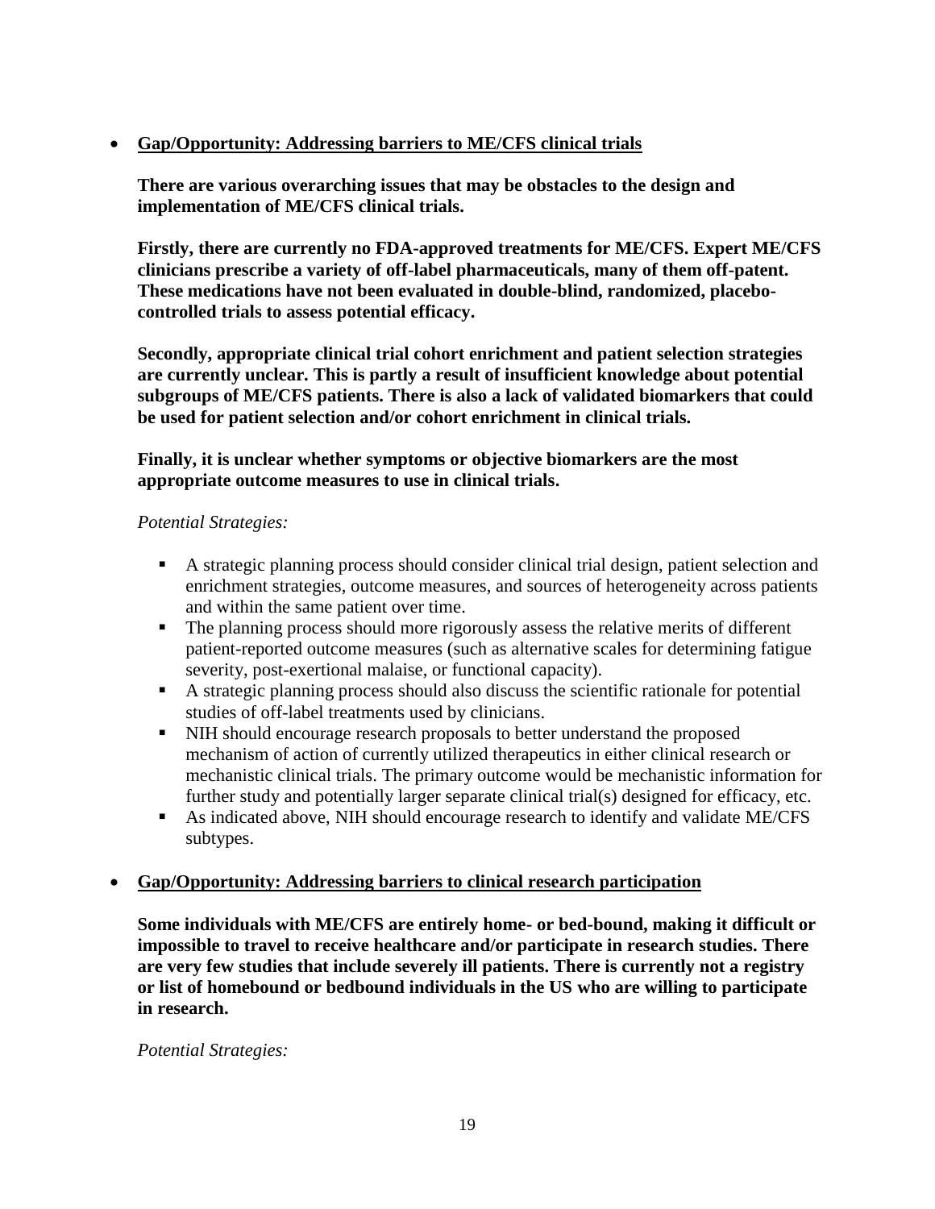- **<u>Gap/Opportunity: Addressing barriers to ME/CFS clinical trials</u>**

  **There are various overarching issues that may be obstacles to the design and implementation of ME/CFS clinical trials.**

  **Firstly, there are currently no FDA-approved treatments for ME/CFS. Expert ME/CFS clinicians prescribe a variety of off-label pharmaceuticals, many of them off-patent. These medications have not been evaluated in double-blind, randomized, placebo-controlled trials to assess potential efficacy.**

  **Secondly, appropriate clinical trial cohort enrichment and patient selection strategies are currently unclear. This is partly a result of insufficient knowledge about potential subgroups of ME/CFS patients. There is also a lack of validated biomarkers that could be used for patient selection and/or cohort enrichment in clinical trials.**

  **Finally, it is unclear whether symptoms or objective biomarkers are the most appropriate outcome measures to use in clinical trials.**

  *Potential Strategies:*

  - A strategic planning process should consider clinical trial design, patient selection and enrichment strategies, outcome measures, and sources of heterogeneity across patients and within the same patient over time.
  - The planning process should more rigorously assess the relative merits of different patient-reported outcome measures (such as alternative scales for determining fatigue severity, post-exertional malaise, or functional capacity).
  - A strategic planning process should also discuss the scientific rationale for potential studies of off-label treatments used by clinicians.
  - NIH should encourage research proposals to better understand the proposed mechanism of action of currently utilized therapeutics in either clinical research or mechanistic clinical trials. The primary outcome would be mechanistic information for further study and potentially larger separate clinical trial(s) designed for efficacy, etc.
  - As indicated above, NIH should encourage research to identify and validate ME/CFS subtypes.

- **<u>Gap/Opportunity: Addressing barriers to clinical research participation</u>**

  **Some individuals with ME/CFS are entirely home- or bed-bound, making it difficult or impossible to travel to receive healthcare and/or participate in research studies. There are very few studies that include severely ill patients. There is currently not a registry or list of homebound or bedbound individuals in the US who are willing to participate in research.**

  *Potential Strategies:*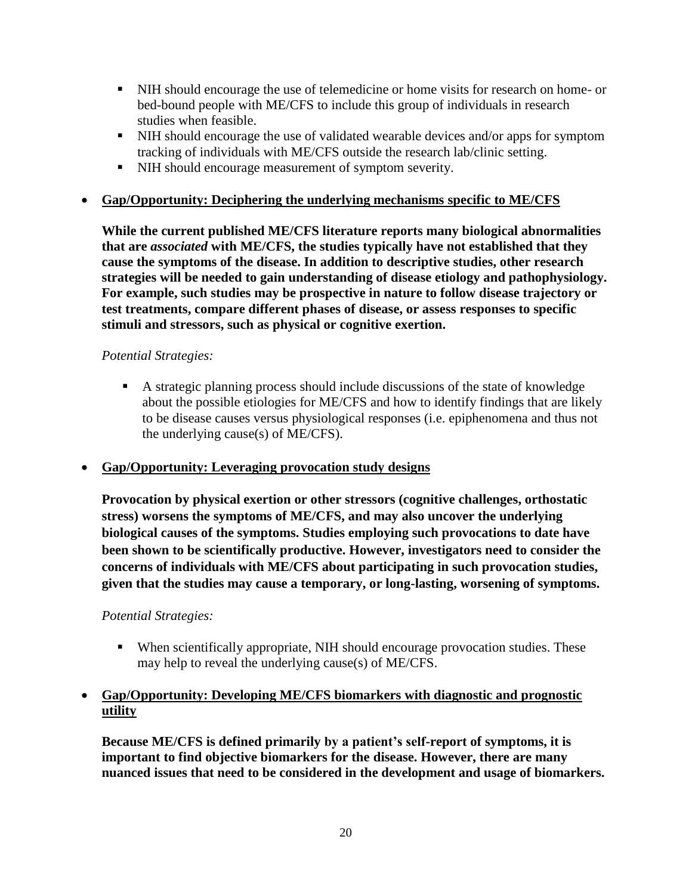- NIH should encourage the use of telemedicine or home visits for research on home- or bed-bound people with ME/CFS to include this group of individuals in research studies when feasible.
  - NIH should encourage the use of validated wearable devices and/or apps for symptom tracking of individuals with ME/CFS outside the research lab/clinic setting.
  - NIH should encourage measurement of symptom severity.

- **Gap/Opportunity: Deciphering the underlying mechanisms specific to ME/CFS**

  **While the current published ME/CFS literature reports many biological abnormalities that are *associated* with ME/CFS, the studies typically have not established that they cause the symptoms of the disease. In addition to descriptive studies, other research strategies will be needed to gain understanding of disease etiology and pathophysiology. For example, such studies may be prospective in nature to follow disease trajectory or test treatments, compare different phases of disease, or assess responses to specific stimuli and stressors, such as physical or cognitive exertion.**

  *Potential Strategies:*

  - A strategic planning process should include discussions of the state of knowledge about the possible etiologies for ME/CFS and how to identify findings that are likely to be disease causes versus physiological responses (i.e. epiphenomena and thus not the underlying cause(s) of ME/CFS).

- **Gap/Opportunity: Leveraging provocation study designs**

  **Provocation by physical exertion or other stressors (cognitive challenges, orthostatic stress) worsens the symptoms of ME/CFS, and may also uncover the underlying biological causes of the symptoms. Studies employing such provocations to date have been shown to be scientifically productive. However, investigators need to consider the concerns of individuals with ME/CFS about participating in such provocation studies, given that the studies may cause a temporary, or long-lasting, worsening of symptoms.**

  *Potential Strategies:*

  - When scientifically appropriate, NIH should encourage provocation studies. These may help to reveal the underlying cause(s) of ME/CFS.

- **Gap/Opportunity: Developing ME/CFS biomarkers with diagnostic and prognostic utility**

  **Because ME/CFS is defined primarily by a patient's self-report of symptoms, it is important to find objective biomarkers for the disease. However, there are many nuanced issues that need to be considered in the development and usage of biomarkers.**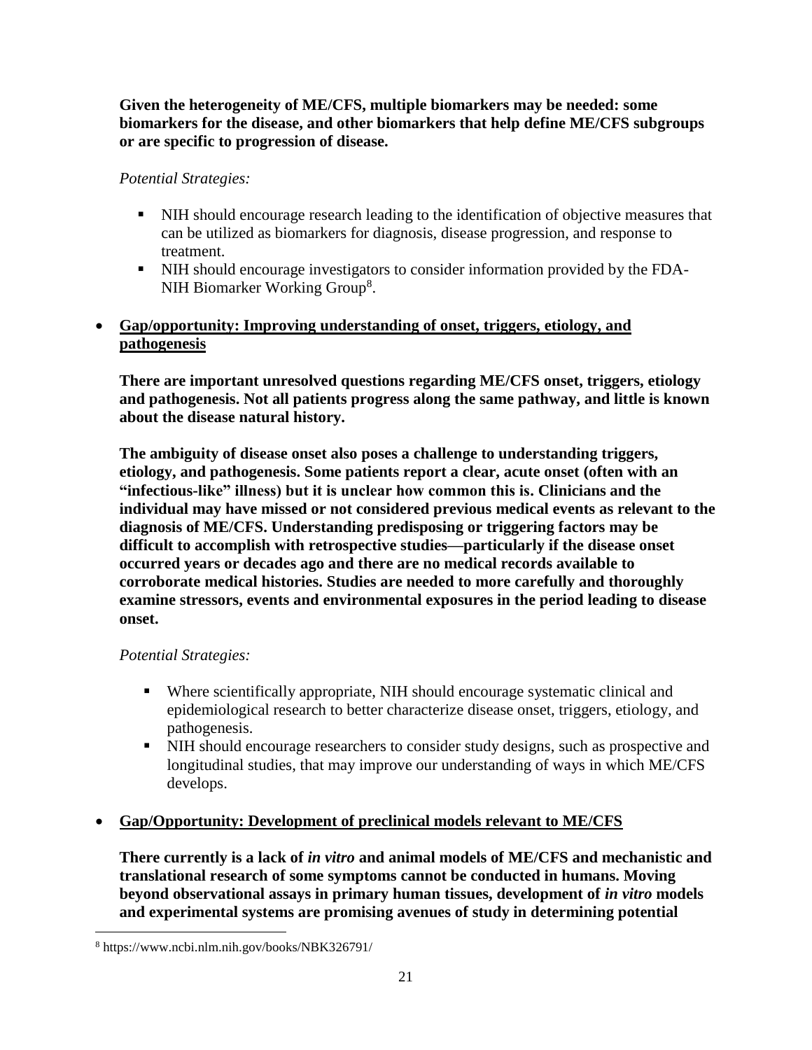**Given the heterogeneity of ME/CFS, multiple biomarkers may be needed: some biomarkers for the disease, and other biomarkers that help define ME/CFS subgroups or are specific to progression of disease.**

*Potential Strategies:*

- NIH should encourage research leading to the identification of objective measures that can be utilized as biomarkers for diagnosis, disease progression, and response to treatment.
- NIH should encourage investigators to consider information provided by the FDA-NIH Biomarker Working Group[8].

- **Gap/opportunity: Improving understanding of onset, triggers, etiology, and pathogenesis**

  **There are important unresolved questions regarding ME/CFS onset, triggers, etiology and pathogenesis. Not all patients progress along the same pathway, and little is known about the disease natural history.**

  **The ambiguity of disease onset also poses a challenge to understanding triggers, etiology, and pathogenesis. Some patients report a clear, acute onset (often with an "infectious-like" illness) but it is unclear how common this is. Clinicians and the individual may have missed or not considered previous medical events as relevant to the diagnosis of ME/CFS. Understanding predisposing or triggering factors may be difficult to accomplish with retrospective studies—particularly if the disease onset occurred years or decades ago and there are no medical records available to corroborate medical histories. Studies are needed to more carefully and thoroughly examine stressors, events and environmental exposures in the period leading to disease onset.**

  *Potential Strategies:*

  - Where scientifically appropriate, NIH should encourage systematic clinical and epidemiological research to better characterize disease onset, triggers, etiology, and pathogenesis.
  - NIH should encourage researchers to consider study designs, such as prospective and longitudinal studies, that may improve our understanding of ways in which ME/CFS develops.

- **Gap/Opportunity: Development of preclinical models relevant to ME/CFS**

  **There currently is a lack of *in vitro* and animal models of ME/CFS and mechanistic and translational research of some symptoms cannot be conducted in humans. Moving beyond observational assays in primary human tissues, development of *in vitro* models and experimental systems are promising avenues of study in determining potential**

[8] https://www.ncbi.nlm.nih.gov/books/NBK326791/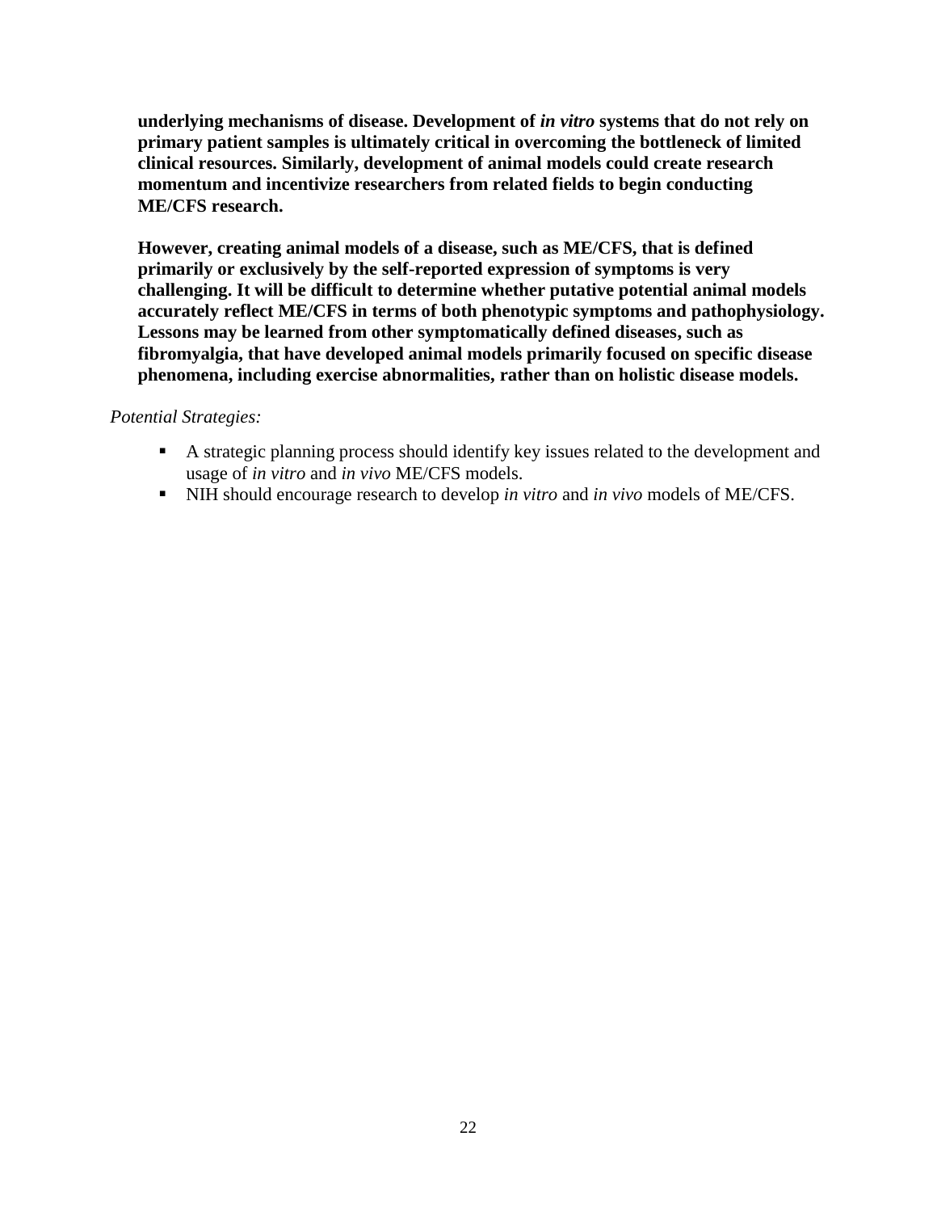**underlying mechanisms of disease. Development of *in vitro* systems that do not rely on primary patient samples is ultimately critical in overcoming the bottleneck of limited clinical resources. Similarly, development of animal models could create research momentum and incentivize researchers from related fields to begin conducting ME/CFS research.**

**However, creating animal models of a disease, such as ME/CFS, that is defined primarily or exclusively by the self-reported expression of symptoms is very challenging. It will be difficult to determine whether putative potential animal models accurately reflect ME/CFS in terms of both phenotypic symptoms and pathophysiology. Lessons may be learned from other symptomatically defined diseases, such as fibromyalgia, that have developed animal models primarily focused on specific disease phenomena, including exercise abnormalities, rather than on holistic disease models.**

*Potential Strategies:*

- A strategic planning process should identify key issues related to the development and usage of *in vitro* and *in vivo* ME/CFS models.
- NIH should encourage research to develop *in vitro* and *in vivo* models of ME/CFS.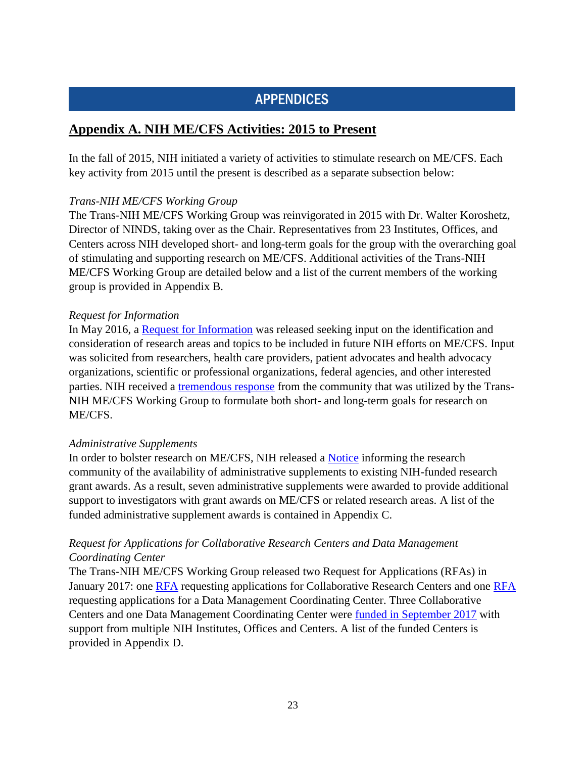# APPENDICES

## Appendix A. NIH ME/CFS Activities: 2015 to Present

In the fall of 2015, NIH initiated a variety of activities to stimulate research on ME/CFS. Each key activity from 2015 until the present is described as a separate subsection below:

*Trans-NIH ME/CFS Working Group*

The Trans-NIH ME/CFS Working Group was reinvigorated in 2015 with Dr. Walter Koroshetz, Director of NINDS, taking over as the Chair. Representatives from 23 Institutes, Offices, and Centers across NIH developed short- and long-term goals for the group with the overarching goal of stimulating and supporting research on ME/CFS. Additional activities of the Trans-NIH ME/CFS Working Group are detailed below and a list of the current members of the working group is provided in Appendix B.

*Request for Information*

In May 2016, a Request for Information was released seeking input on the identification and consideration of research areas and topics to be included in future NIH efforts on ME/CFS. Input was solicited from researchers, health care providers, patient advocates and health advocacy organizations, scientific or professional organizations, federal agencies, and other interested parties. NIH received a tremendous response from the community that was utilized by the Trans-NIH ME/CFS Working Group to formulate both short- and long-term goals for research on ME/CFS.

*Administrative Supplements*

In order to bolster research on ME/CFS, NIH released a Notice informing the research community of the availability of administrative supplements to existing NIH-funded research grant awards. As a result, seven administrative supplements were awarded to provide additional support to investigators with grant awards on ME/CFS or related research areas. A list of the funded administrative supplement awards is contained in Appendix C.

*Request for Applications for Collaborative Research Centers and Data Management Coordinating Center*

The Trans-NIH ME/CFS Working Group released two Request for Applications (RFAs) in January 2017: one RFA requesting applications for Collaborative Research Centers and one RFA requesting applications for a Data Management Coordinating Center. Three Collaborative Centers and one Data Management Coordinating Center were funded in September 2017 with support from multiple NIH Institutes, Offices and Centers. A list of the funded Centers is provided in Appendix D.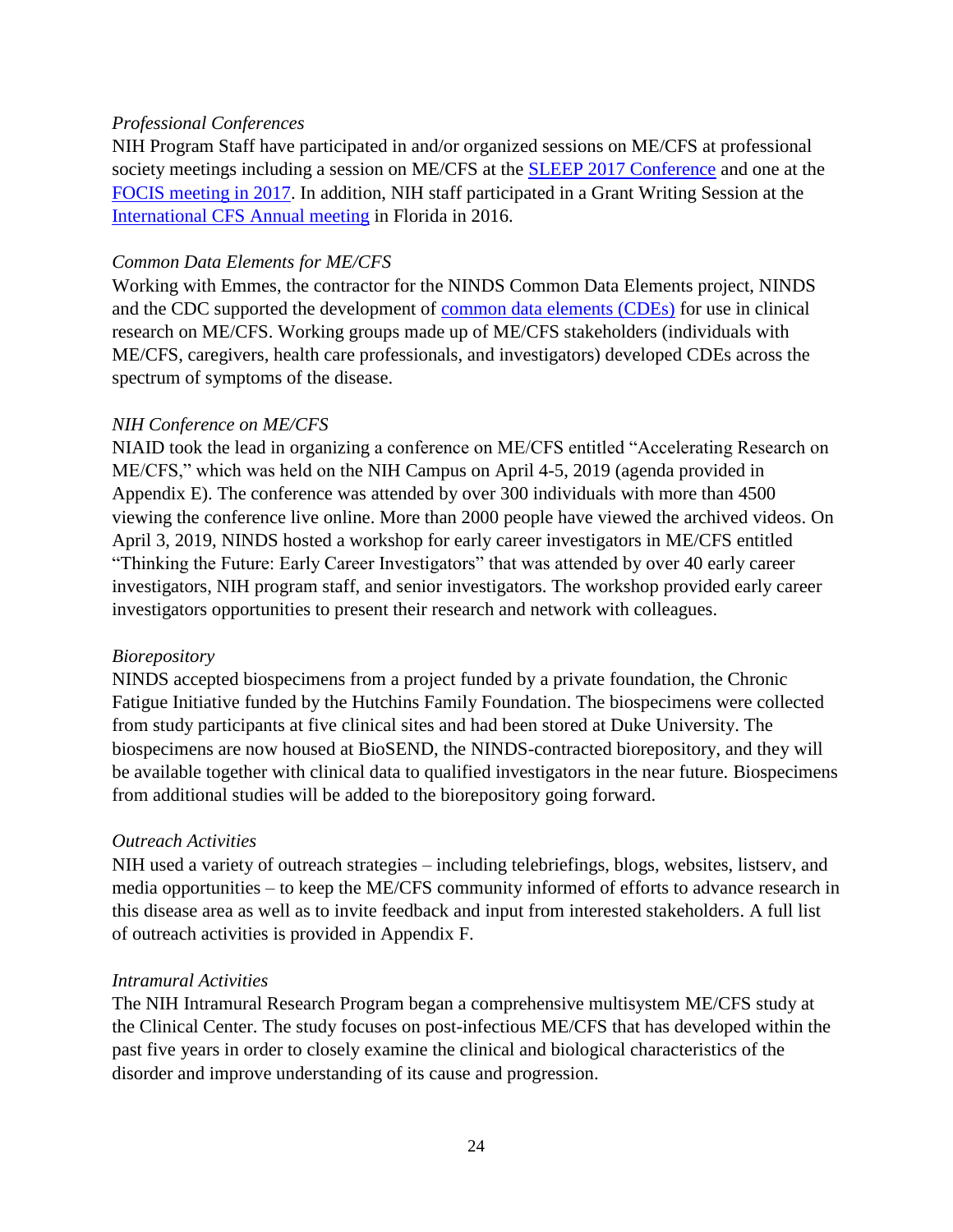*Professional Conferences*

NIH Program Staff have participated in and/or organized sessions on ME/CFS at professional society meetings including a session on ME/CFS at the SLEEP 2017 Conference and one at the FOCIS meeting in 2017. In addition, NIH staff participated in a Grant Writing Session at the International CFS Annual meeting in Florida in 2016.

*Common Data Elements for ME/CFS*

Working with Emmes, the contractor for the NINDS Common Data Elements project, NINDS and the CDC supported the development of common data elements (CDEs) for use in clinical research on ME/CFS. Working groups made up of ME/CFS stakeholders (individuals with ME/CFS, caregivers, health care professionals, and investigators) developed CDEs across the spectrum of symptoms of the disease.

*NIH Conference on ME/CFS*

NIAID took the lead in organizing a conference on ME/CFS entitled "Accelerating Research on ME/CFS," which was held on the NIH Campus on April 4-5, 2019 (agenda provided in Appendix E). The conference was attended by over 300 individuals with more than 4500 viewing the conference live online. More than 2000 people have viewed the archived videos. On April 3, 2019, NINDS hosted a workshop for early career investigators in ME/CFS entitled "Thinking the Future: Early Career Investigators" that was attended by over 40 early career investigators, NIH program staff, and senior investigators. The workshop provided early career investigators opportunities to present their research and network with colleagues.

*Biorepository*

NINDS accepted biospecimens from a project funded by a private foundation, the Chronic Fatigue Initiative funded by the Hutchins Family Foundation. The biospecimens were collected from study participants at five clinical sites and had been stored at Duke University. The biospecimens are now housed at BioSEND, the NINDS-contracted biorepository, and they will be available together with clinical data to qualified investigators in the near future. Biospecimens from additional studies will be added to the biorepository going forward.

*Outreach Activities*

NIH used a variety of outreach strategies – including telebriefings, blogs, websites, listserv, and media opportunities – to keep the ME/CFS community informed of efforts to advance research in this disease area as well as to invite feedback and input from interested stakeholders. A full list of outreach activities is provided in Appendix F.

*Intramural Activities*

The NIH Intramural Research Program began a comprehensive multisystem ME/CFS study at the Clinical Center. The study focuses on post-infectious ME/CFS that has developed within the past five years in order to closely examine the clinical and biological characteristics of the disorder and improve understanding of its cause and progression.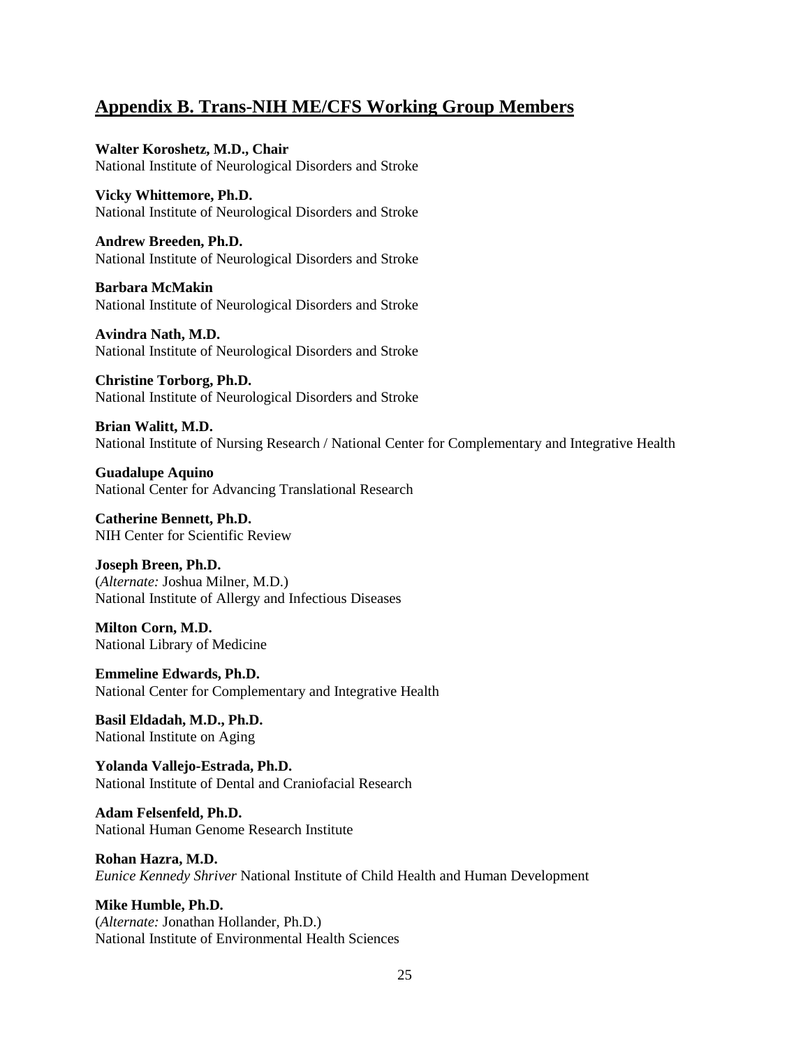## Appendix B. Trans-NIH ME/CFS Working Group Members

**Walter Koroshetz, M.D., Chair**
National Institute of Neurological Disorders and Stroke

**Vicky Whittemore, Ph.D.**
National Institute of Neurological Disorders and Stroke

**Andrew Breeden, Ph.D.**
National Institute of Neurological Disorders and Stroke

**Barbara McMakin**
National Institute of Neurological Disorders and Stroke

**Avindra Nath, M.D.**
National Institute of Neurological Disorders and Stroke

**Christine Torborg, Ph.D.**
National Institute of Neurological Disorders and Stroke

**Brian Walitt, M.D.**
National Institute of Nursing Research / National Center for Complementary and Integrative Health

**Guadalupe Aquino**
National Center for Advancing Translational Research

**Catherine Bennett, Ph.D.**
NIH Center for Scientific Review

**Joseph Breen, Ph.D.**
(*Alternate:* Joshua Milner, M.D.)
National Institute of Allergy and Infectious Diseases

**Milton Corn, M.D.**
National Library of Medicine

**Emmeline Edwards, Ph.D.**
National Center for Complementary and Integrative Health

**Basil Eldadah, M.D., Ph.D.**
National Institute on Aging

**Yolanda Vallejo-Estrada, Ph.D.**
National Institute of Dental and Craniofacial Research

**Adam Felsenfeld, Ph.D.**
National Human Genome Research Institute

**Rohan Hazra, M.D.**
*Eunice Kennedy Shriver* National Institute of Child Health and Human Development

**Mike Humble, Ph.D.**
(*Alternate:* Jonathan Hollander, Ph.D.)
National Institute of Environmental Health Sciences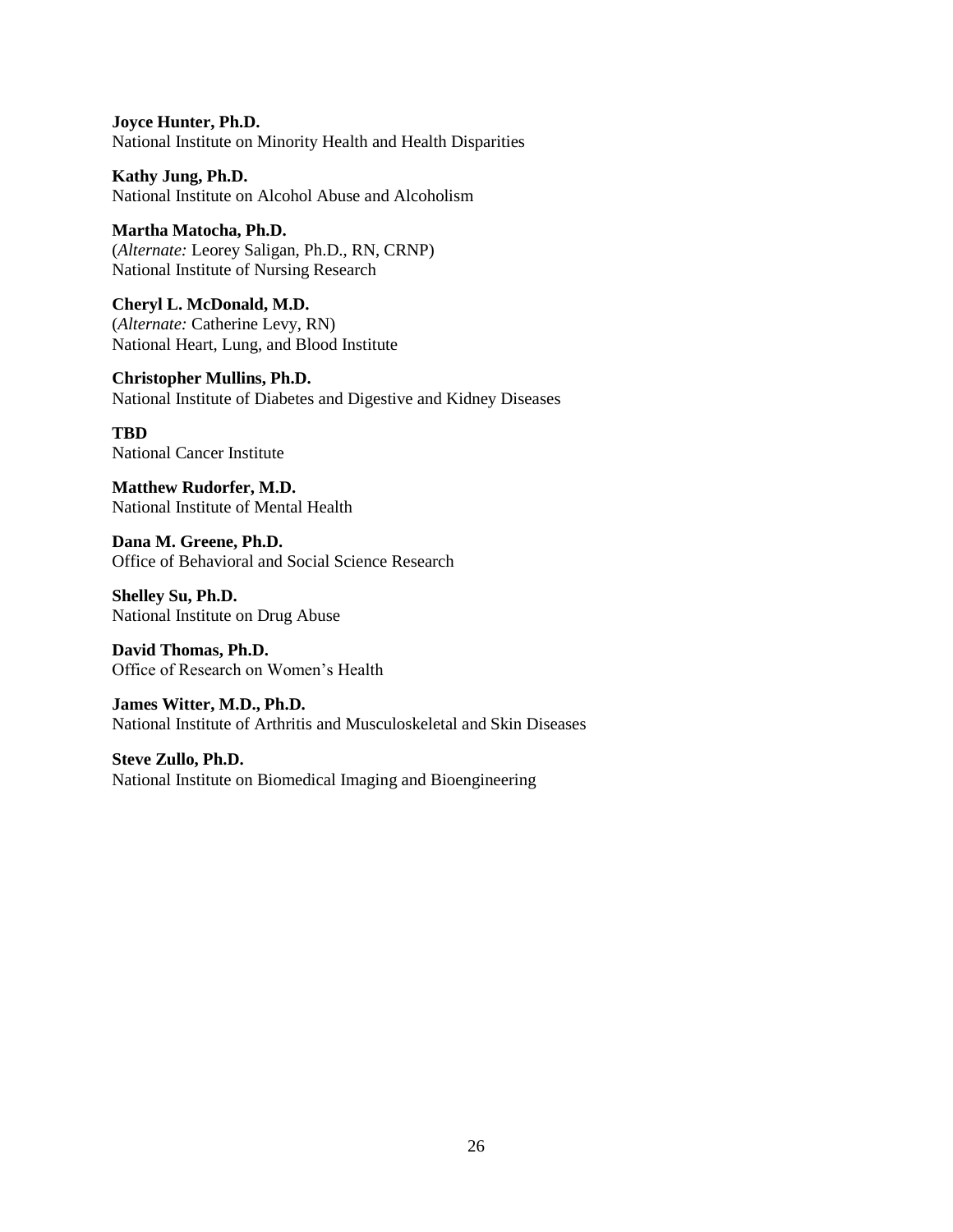**Joyce Hunter, Ph.D.**
National Institute on Minority Health and Health Disparities

**Kathy Jung, Ph.D.**
National Institute on Alcohol Abuse and Alcoholism

**Martha Matocha, Ph.D.**
(*Alternate:* Leorey Saligan, Ph.D., RN, CRNP)
National Institute of Nursing Research

**Cheryl L. McDonald, M.D.**
(*Alternate:* Catherine Levy, RN)
National Heart, Lung, and Blood Institute

**Christopher Mullins, Ph.D.**
National Institute of Diabetes and Digestive and Kidney Diseases

**TBD**
National Cancer Institute

**Matthew Rudorfer, M.D.**
National Institute of Mental Health

**Dana M. Greene, Ph.D.**
Office of Behavioral and Social Science Research

**Shelley Su, Ph.D.**
National Institute on Drug Abuse

**David Thomas, Ph.D.**
Office of Research on Women's Health

**James Witter, M.D., Ph.D.**
National Institute of Arthritis and Musculoskeletal and Skin Diseases

**Steve Zullo, Ph.D.**
National Institute on Biomedical Imaging and Bioengineering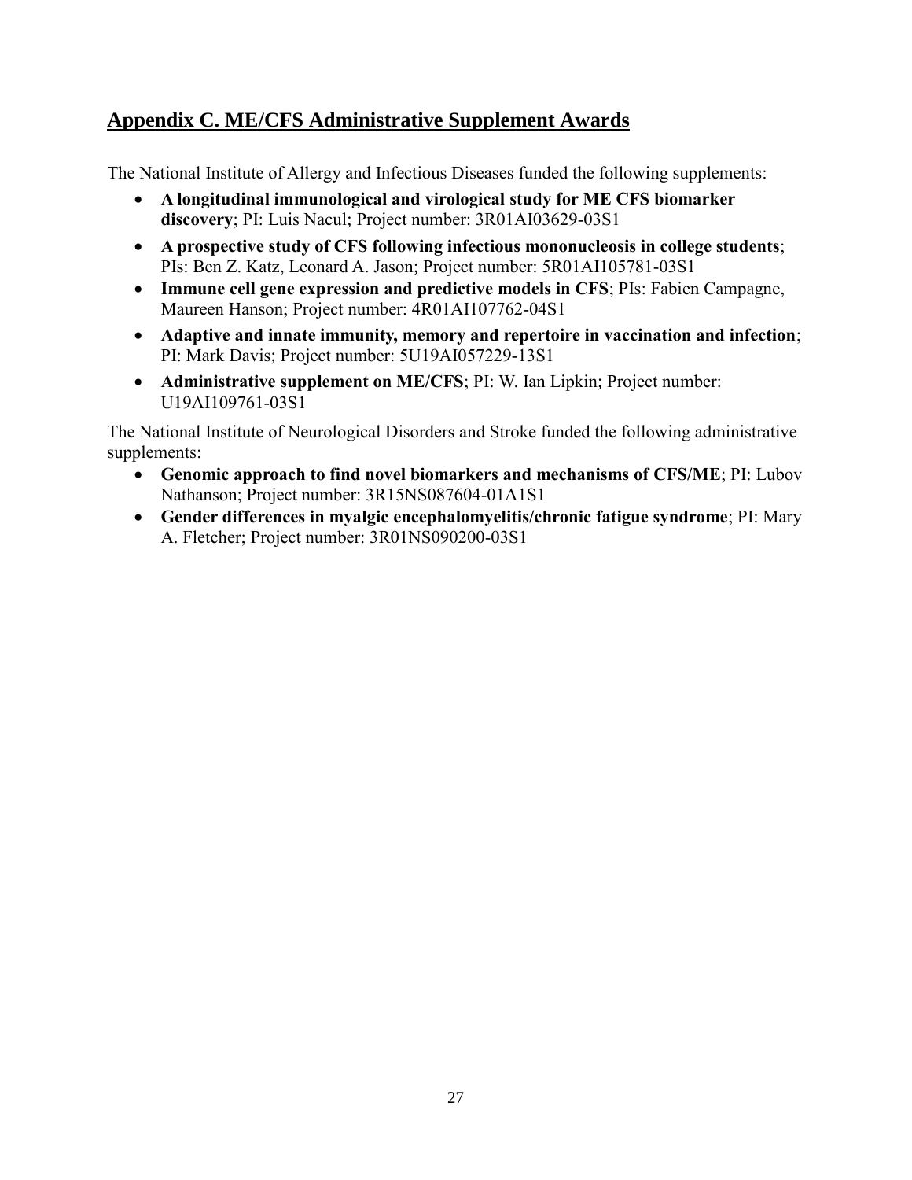## Appendix C. ME/CFS Administrative Supplement Awards

The National Institute of Allergy and Infectious Diseases funded the following supplements:

- **A longitudinal immunological and virological study for ME CFS biomarker discovery**; PI: Luis Nacul; Project number: 3R01AI03629-03S1
- **A prospective study of CFS following infectious mononucleosis in college students**; PIs: Ben Z. Katz, Leonard A. Jason; Project number: 5R01AI105781-03S1
- **Immune cell gene expression and predictive models in CFS**; PIs: Fabien Campagne, Maureen Hanson; Project number: 4R01AI107762-04S1
- **Adaptive and innate immunity, memory and repertoire in vaccination and infection**; PI: Mark Davis; Project number: 5U19AI057229-13S1
- **Administrative supplement on ME/CFS**; PI: W. Ian Lipkin; Project number: U19AI109761-03S1

The National Institute of Neurological Disorders and Stroke funded the following administrative supplements:

- **Genomic approach to find novel biomarkers and mechanisms of CFS/ME**; PI: Lubov Nathanson; Project number: 3R15NS087604-01A1S1
- **Gender differences in myalgic encephalomyelitis/chronic fatigue syndrome**; PI: Mary A. Fletcher; Project number: 3R01NS090200-03S1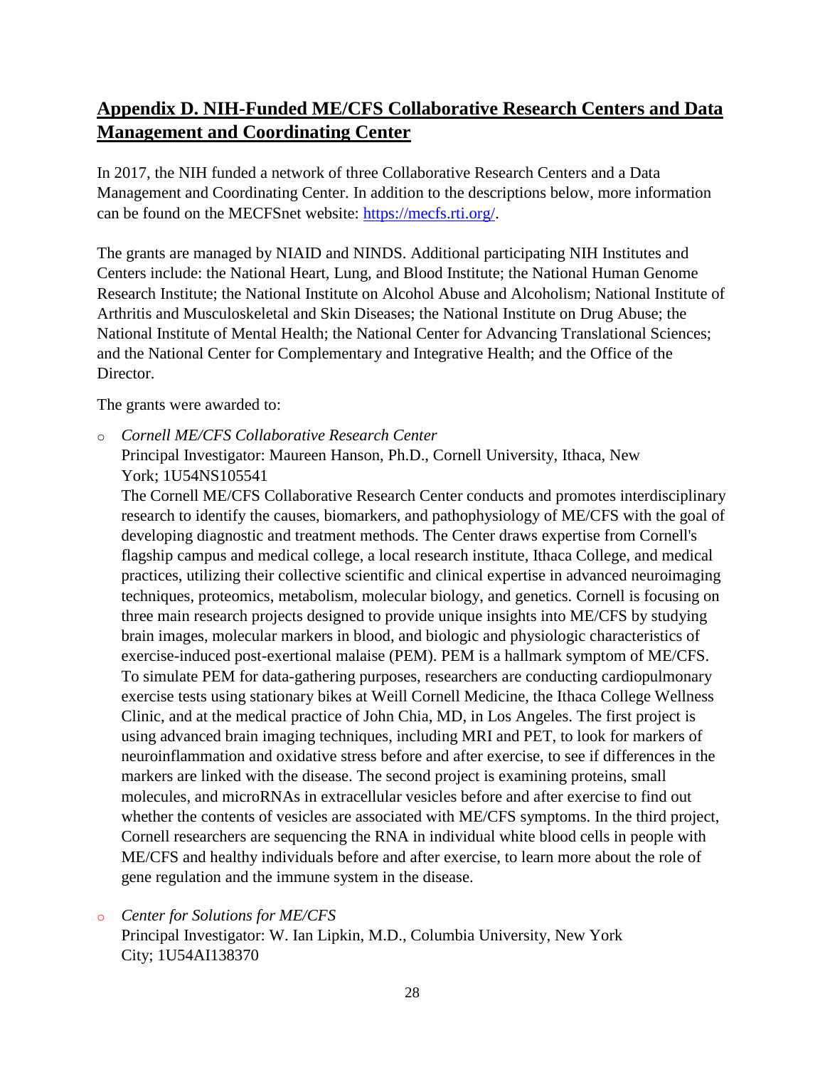## **Appendix D. NIH-Funded ME/CFS Collaborative Research Centers and Data Management and Coordinating Center**

In 2017, the NIH funded a network of three Collaborative Research Centers and a Data Management and Coordinating Center. In addition to the descriptions below, more information can be found on the MECFSnet website: [https://mecfs.rti.org/](https://mecfs.rti.org/).

The grants are managed by NIAID and NINDS. Additional participating NIH Institutes and Centers include: the National Heart, Lung, and Blood Institute; the National Human Genome Research Institute; the National Institute on Alcohol Abuse and Alcoholism; National Institute of Arthritis and Musculoskeletal and Skin Diseases; the National Institute on Drug Abuse; the National Institute of Mental Health; the National Center for Advancing Translational Sciences; and the National Center for Complementary and Integrative Health; and the Office of the Director.

The grants were awarded to:

- *Cornell ME/CFS Collaborative Research Center*
  Principal Investigator: Maureen Hanson, Ph.D., Cornell University, Ithaca, New York; 1U54NS105541
  The Cornell ME/CFS Collaborative Research Center conducts and promotes interdisciplinary research to identify the causes, biomarkers, and pathophysiology of ME/CFS with the goal of developing diagnostic and treatment methods. The Center draws expertise from Cornell's flagship campus and medical college, a local research institute, Ithaca College, and medical practices, utilizing their collective scientific and clinical expertise in advanced neuroimaging techniques, proteomics, metabolism, molecular biology, and genetics. Cornell is focusing on three main research projects designed to provide unique insights into ME/CFS by studying brain images, molecular markers in blood, and biologic and physiologic characteristics of exercise-induced post-exertional malaise (PEM). PEM is a hallmark symptom of ME/CFS. To simulate PEM for data-gathering purposes, researchers are conducting cardiopulmonary exercise tests using stationary bikes at Weill Cornell Medicine, the Ithaca College Wellness Clinic, and at the medical practice of John Chia, MD, in Los Angeles. The first project is using advanced brain imaging techniques, including MRI and PET, to look for markers of neuroinflammation and oxidative stress before and after exercise, to see if differences in the markers are linked with the disease. The second project is examining proteins, small molecules, and microRNAs in extracellular vesicles before and after exercise to find out whether the contents of vesicles are associated with ME/CFS symptoms. In the third project, Cornell researchers are sequencing the RNA in individual white blood cells in people with ME/CFS and healthy individuals before and after exercise, to learn more about the role of gene regulation and the immune system in the disease.

- *Center for Solutions for ME/CFS*
  Principal Investigator: W. Ian Lipkin, M.D., Columbia University, New York City; 1U54AI138370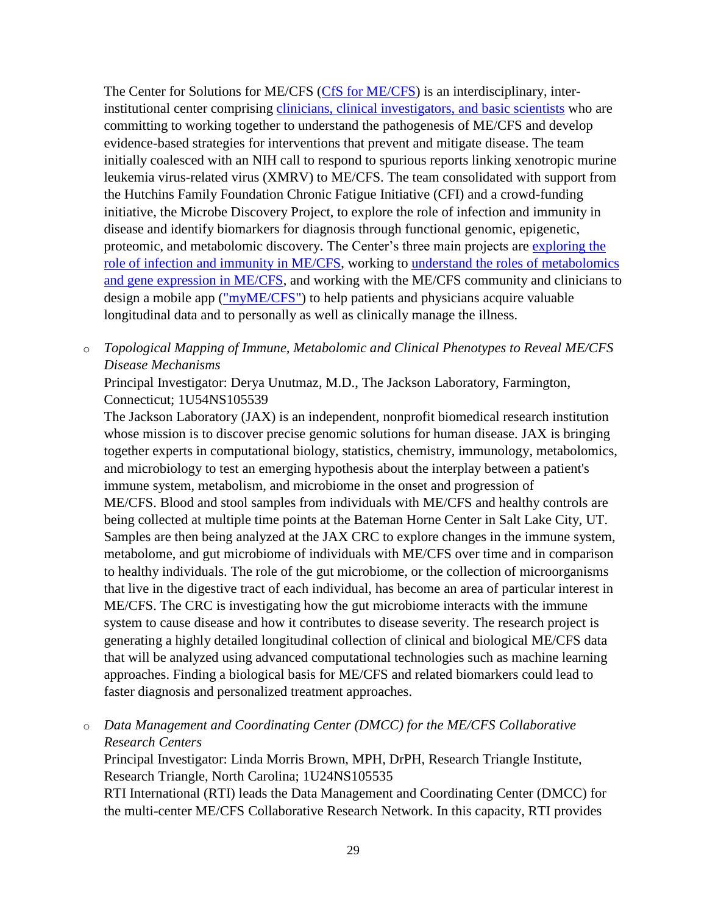The Center for Solutions for ME/CFS (CfS for ME/CFS) is an interdisciplinary, inter-institutional center comprising clinicians, clinical investigators, and basic scientists who are committing to working together to understand the pathogenesis of ME/CFS and develop evidence-based strategies for interventions that prevent and mitigate disease. The team initially coalesced with an NIH call to respond to spurious reports linking xenotropic murine leukemia virus-related virus (XMRV) to ME/CFS. The team consolidated with support from the Hutchins Family Foundation Chronic Fatigue Initiative (CFI) and a crowd-funding initiative, the Microbe Discovery Project, to explore the role of infection and immunity in disease and identify biomarkers for diagnosis through functional genomic, epigenetic, proteomic, and metabolomic discovery. The Center's three main projects are exploring the role of infection and immunity in ME/CFS, working to understand the roles of metabolomics and gene expression in ME/CFS, and working with the ME/CFS community and clinicians to design a mobile app ("myME/CFS") to help patients and physicians acquire valuable longitudinal data and to personally as well as clinically manage the illness.

- *Topological Mapping of Immune, Metabolomic and Clinical Phenotypes to Reveal ME/CFS Disease Mechanisms*
  Principal Investigator: Derya Unutmaz, M.D., The Jackson Laboratory, Farmington, Connecticut; 1U54NS105539
  The Jackson Laboratory (JAX) is an independent, nonprofit biomedical research institution whose mission is to discover precise genomic solutions for human disease. JAX is bringing together experts in computational biology, statistics, chemistry, immunology, metabolomics, and microbiology to test an emerging hypothesis about the interplay between a patient's immune system, metabolism, and microbiome in the onset and progression of ME/CFS. Blood and stool samples from individuals with ME/CFS and healthy controls are being collected at multiple time points at the Bateman Horne Center in Salt Lake City, UT. Samples are then being analyzed at the JAX CRC to explore changes in the immune system, metabolome, and gut microbiome of individuals with ME/CFS over time and in comparison to healthy individuals. The role of the gut microbiome, or the collection of microorganisms that live in the digestive tract of each individual, has become an area of particular interest in ME/CFS. The CRC is investigating how the gut microbiome interacts with the immune system to cause disease and how it contributes to disease severity. The research project is generating a highly detailed longitudinal collection of clinical and biological ME/CFS data that will be analyzed using advanced computational technologies such as machine learning approaches. Finding a biological basis for ME/CFS and related biomarkers could lead to faster diagnosis and personalized treatment approaches.

- *Data Management and Coordinating Center (DMCC) for the ME/CFS Collaborative Research Centers*
  Principal Investigator: Linda Morris Brown, MPH, DrPH, Research Triangle Institute, Research Triangle, North Carolina; 1U24NS105535
  RTI International (RTI) leads the Data Management and Coordinating Center (DMCC) for the multi-center ME/CFS Collaborative Research Network. In this capacity, RTI provides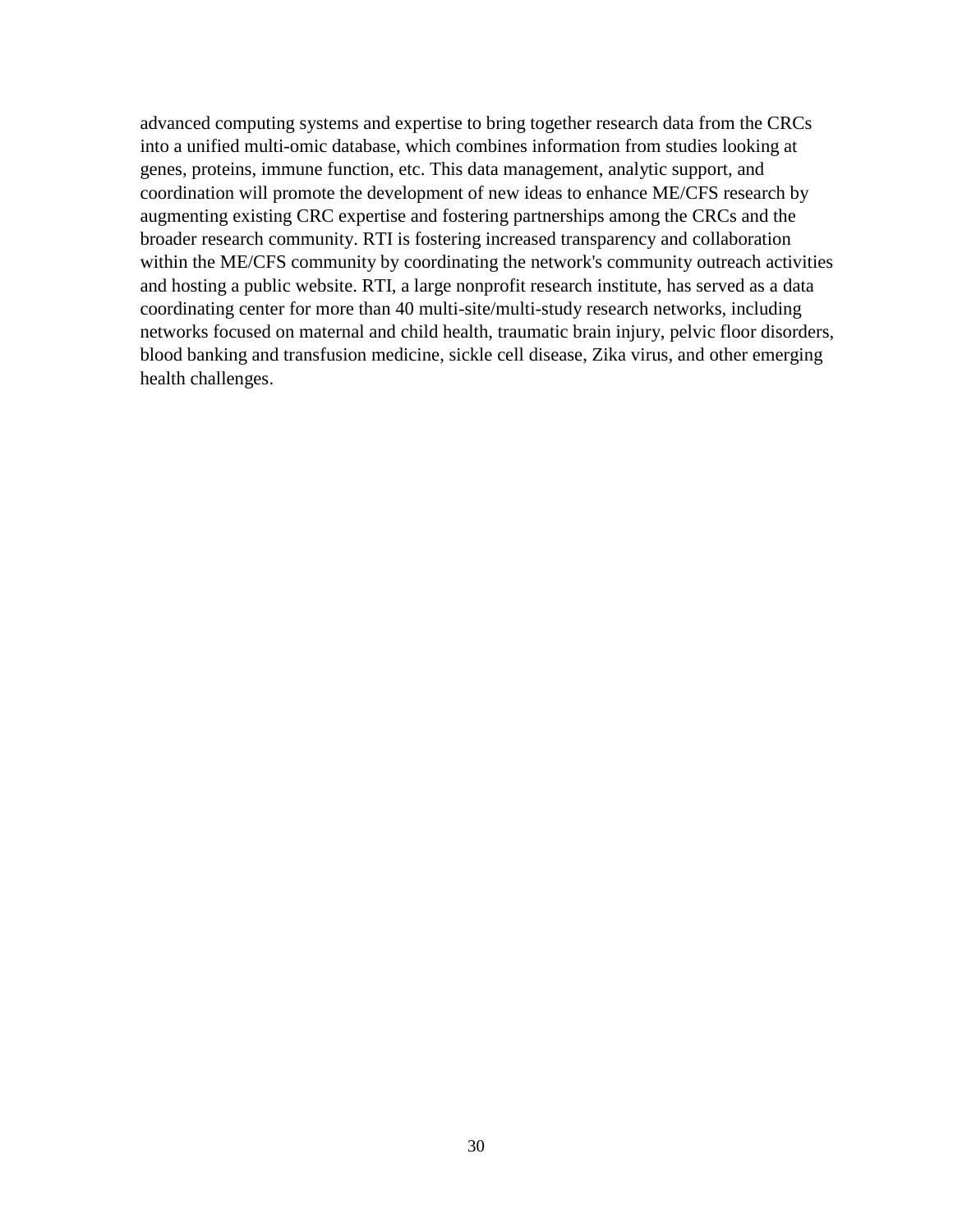advanced computing systems and expertise to bring together research data from the CRCs into a unified multi-omic database, which combines information from studies looking at genes, proteins, immune function, etc. This data management, analytic support, and coordination will promote the development of new ideas to enhance ME/CFS research by augmenting existing CRC expertise and fostering partnerships among the CRCs and the broader research community. RTI is fostering increased transparency and collaboration within the ME/CFS community by coordinating the network's community outreach activities and hosting a public website. RTI, a large nonprofit research institute, has served as a data coordinating center for more than 40 multi-site/multi-study research networks, including networks focused on maternal and child health, traumatic brain injury, pelvic floor disorders, blood banking and transfusion medicine, sickle cell disease, Zika virus, and other emerging health challenges.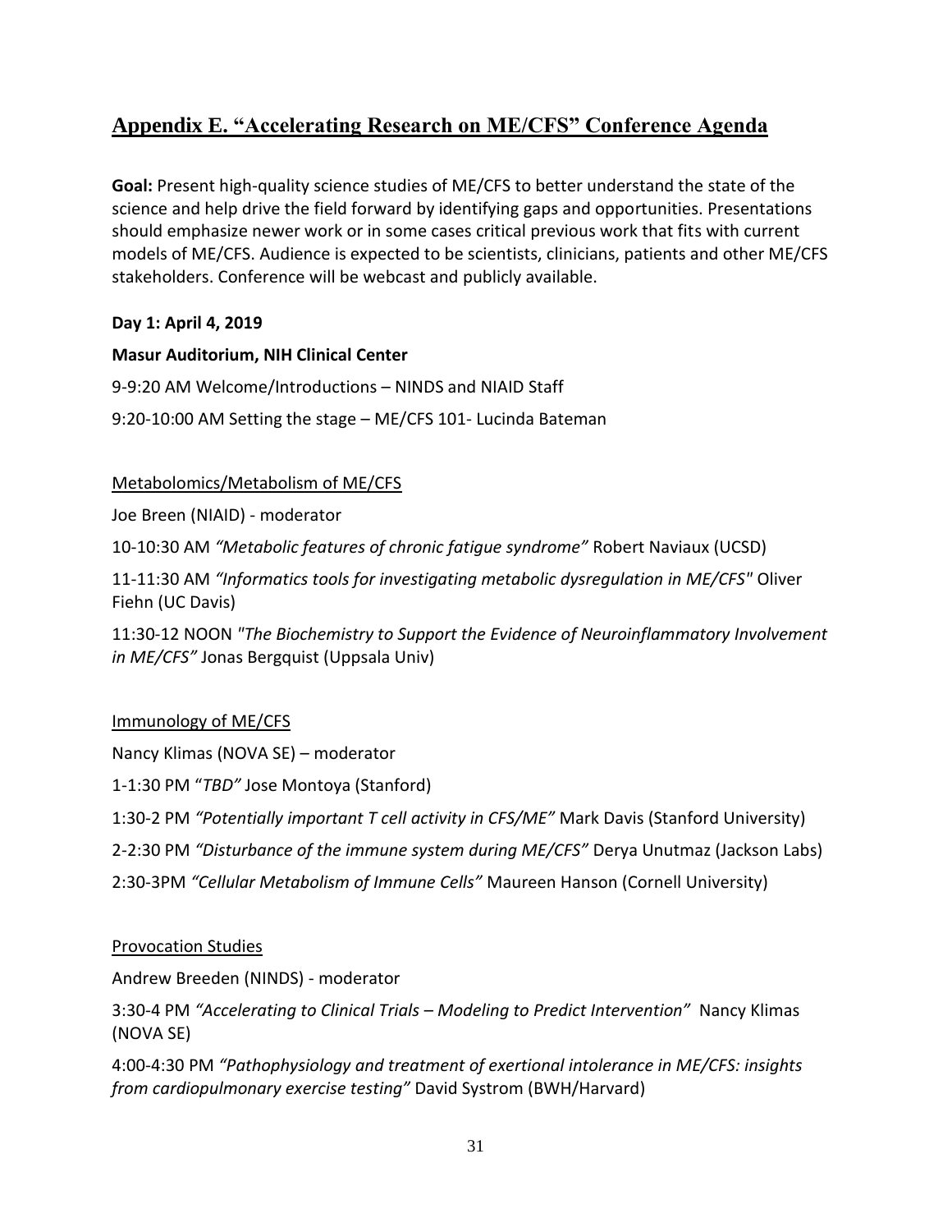## Appendix E. "Accelerating Research on ME/CFS" Conference Agenda

**Goal:** Present high-quality science studies of ME/CFS to better understand the state of the science and help drive the field forward by identifying gaps and opportunities. Presentations should emphasize newer work or in some cases critical previous work that fits with current models of ME/CFS. Audience is expected to be scientists, clinicians, patients and other ME/CFS stakeholders. Conference will be webcast and publicly available.

**Day 1: April 4, 2019**

**Masur Auditorium, NIH Clinical Center**

9-9:20 AM Welcome/Introductions – NINDS and NIAID Staff

9:20-10:00 AM Setting the stage – ME/CFS 101- Lucinda Bateman

Metabolomics/Metabolism of ME/CFS

Joe Breen (NIAID) - moderator

10-10:30 AM *"Metabolic features of chronic fatigue syndrome"* Robert Naviaux (UCSD)

11-11:30 AM *"Informatics tools for investigating metabolic dysregulation in ME/CFS"* Oliver Fiehn (UC Davis)

11:30-12 NOON *"The Biochemistry to Support the Evidence of Neuroinflammatory Involvement in ME/CFS"* Jonas Bergquist (Uppsala Univ)

Immunology of ME/CFS

Nancy Klimas (NOVA SE) – moderator

1-1:30 PM "*TBD"* Jose Montoya (Stanford)

1:30-2 PM *"Potentially important T cell activity in CFS/ME"* Mark Davis (Stanford University)

2-2:30 PM *"Disturbance of the immune system during ME/CFS"* Derya Unutmaz (Jackson Labs)

2:30-3PM *"Cellular Metabolism of Immune Cells"* Maureen Hanson (Cornell University)

Provocation Studies

Andrew Breeden (NINDS) - moderator

3:30-4 PM *"Accelerating to Clinical Trials – Modeling to Predict Intervention"* Nancy Klimas (NOVA SE)

4:00-4:30 PM *"Pathophysiology and treatment of exertional intolerance in ME/CFS: insights from cardiopulmonary exercise testing"* David Systrom (BWH/Harvard)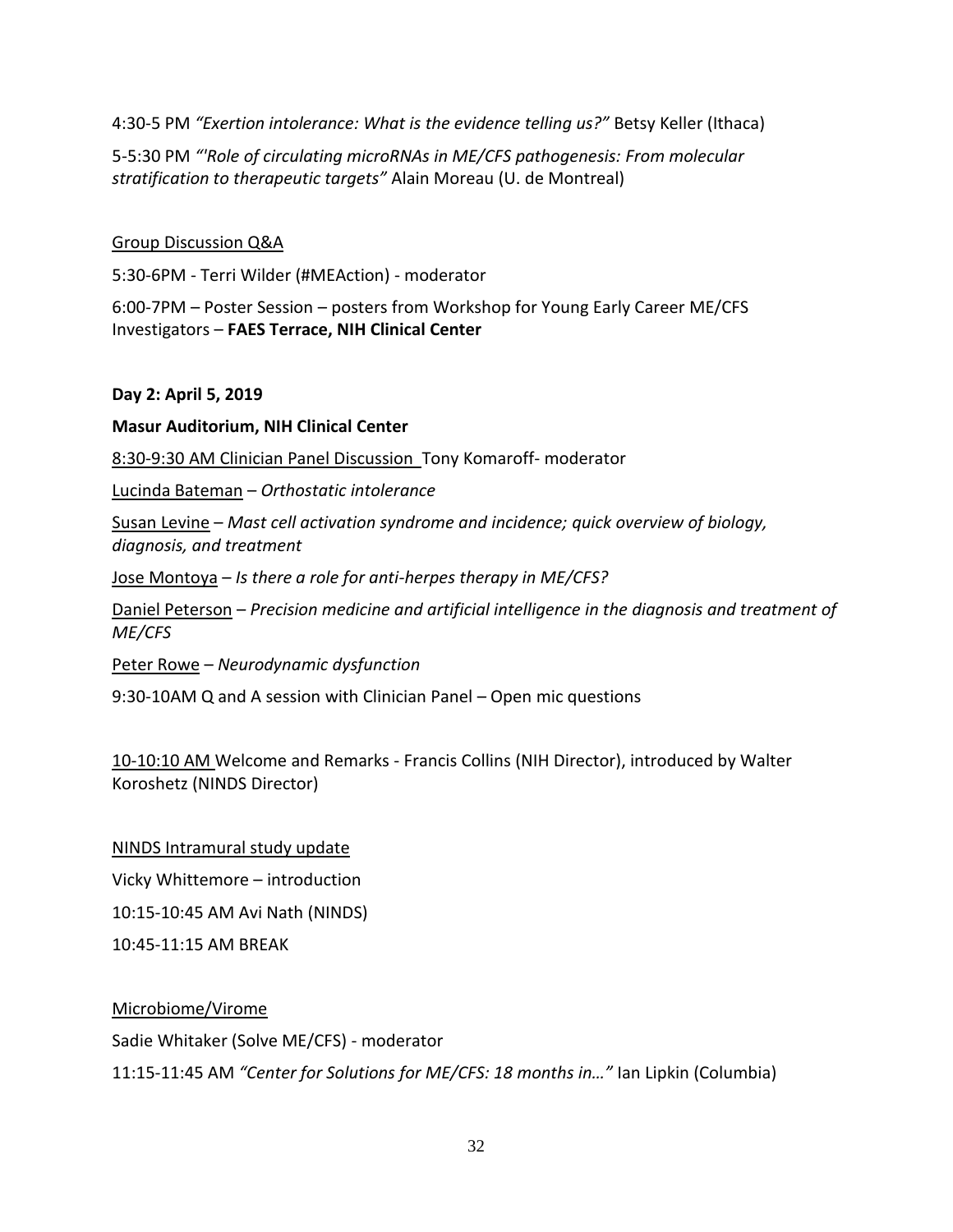4:30-5 PM *"Exertion intolerance: What is the evidence telling us?"* Betsy Keller (Ithaca)

5-5:30 PM *"'Role of circulating microRNAs in ME/CFS pathogenesis: From molecular stratification to therapeutic targets"* Alain Moreau (U. de Montreal)

<u>Group Discussion Q&A</u>

5:30-6PM - Terri Wilder (#MEAction) - moderator

6:00-7PM – Poster Session – posters from Workshop for Young Early Career ME/CFS Investigators – **FAES Terrace, NIH Clinical Center**

**Day 2: April 5, 2019**

**Masur Auditorium, NIH Clinical Center**

<u>8:30-9:30 AM Clinician Panel Discussion</u> Tony Komaroff- moderator

<u>Lucinda Bateman</u> – *Orthostatic intolerance*

<u>Susan Levine</u> – *Mast cell activation syndrome and incidence; quick overview of biology, diagnosis, and treatment*

<u>Jose Montoya</u> – *Is there a role for anti-herpes therapy in ME/CFS?*

<u>Daniel Peterson</u> – *Precision medicine and artificial intelligence in the diagnosis and treatment of ME/CFS*

<u>Peter Rowe</u> – *Neurodynamic dysfunction*

9:30-10AM Q and A session with Clinician Panel – Open mic questions

<u>10-10:10 AM</u> Welcome and Remarks - Francis Collins (NIH Director), introduced by Walter Koroshetz (NINDS Director)

<u>NINDS Intramural study update</u>

Vicky Whittemore – introduction

10:15-10:45 AM Avi Nath (NINDS)

10:45-11:15 AM BREAK

<u>Microbiome/Virome</u>

Sadie Whitaker (Solve ME/CFS) - moderator

11:15-11:45 AM *"Center for Solutions for ME/CFS: 18 months in…"* Ian Lipkin (Columbia)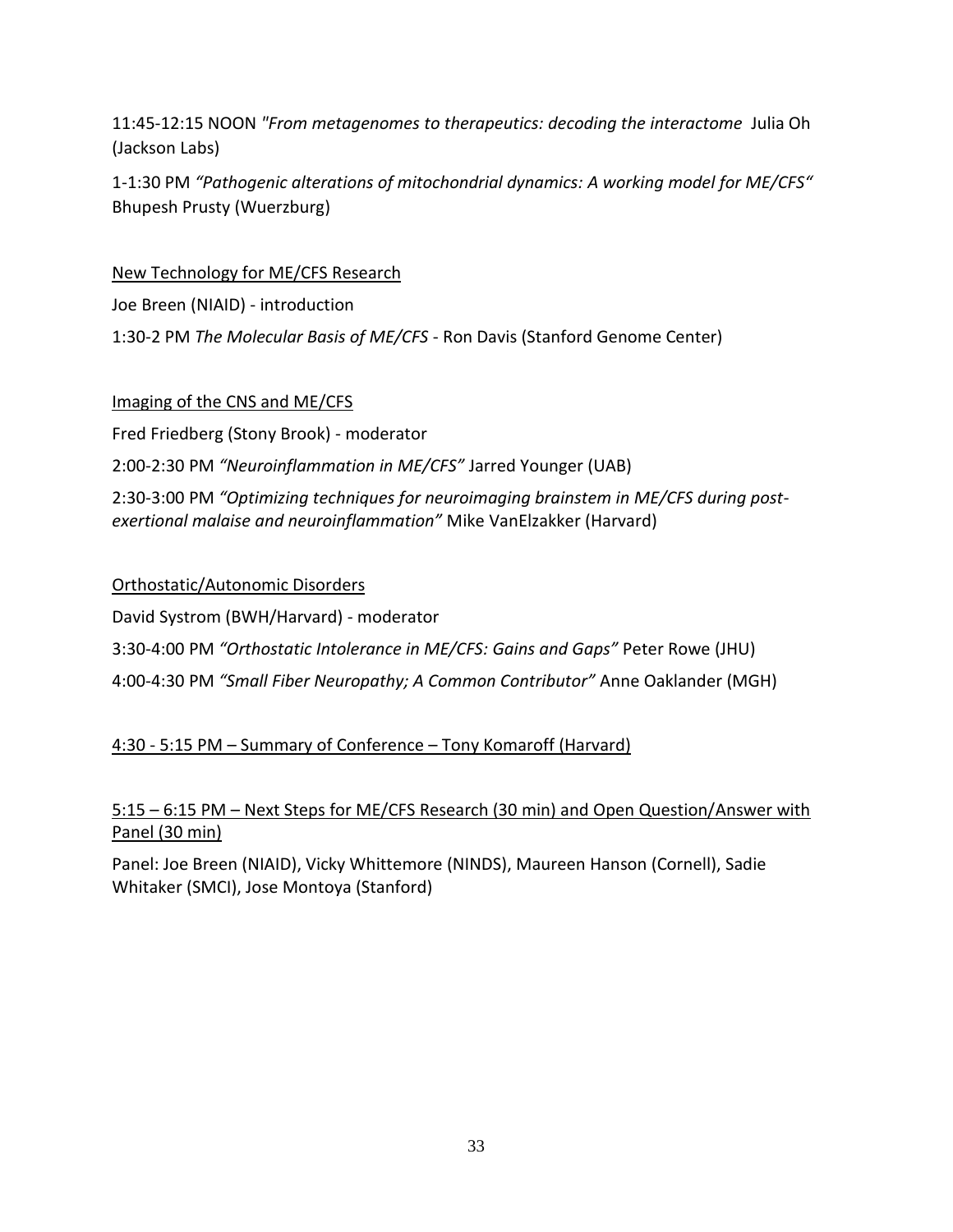11:45-12:15 NOON *"From metagenomes to therapeutics: decoding the interactome* Julia Oh (Jackson Labs)

1-1:30 PM *"Pathogenic alterations of mitochondrial dynamics: A working model for ME/CFS"* Bhupesh Prusty (Wuerzburg)

<u>New Technology for ME/CFS Research</u>

Joe Breen (NIAID) - introduction

1:30-2 PM *The Molecular Basis of ME/CFS* - Ron Davis (Stanford Genome Center)

<u>Imaging of the CNS and ME/CFS</u>

Fred Friedberg (Stony Brook) - moderator

2:00-2:30 PM *"Neuroinflammation in ME/CFS"* Jarred Younger (UAB)

2:30-3:00 PM *"Optimizing techniques for neuroimaging brainstem in ME/CFS during post-exertional malaise and neuroinflammation"* Mike VanElzakker (Harvard)

<u>Orthostatic/Autonomic Disorders</u>

David Systrom (BWH/Harvard) - moderator

3:30-4:00 PM *"Orthostatic Intolerance in ME/CFS: Gains and Gaps"* Peter Rowe (JHU)

4:00-4:30 PM *"Small Fiber Neuropathy; A Common Contributor"* Anne Oaklander (MGH)

<u>4:30 - 5:15 PM – Summary of Conference – Tony Komaroff (Harvard)</u>

<u>5:15 – 6:15 PM – Next Steps for ME/CFS Research (30 min) and Open Question/Answer with Panel (30 min)</u>

Panel: Joe Breen (NIAID), Vicky Whittemore (NINDS), Maureen Hanson (Cornell), Sadie Whitaker (SMCI), Jose Montoya (Stanford)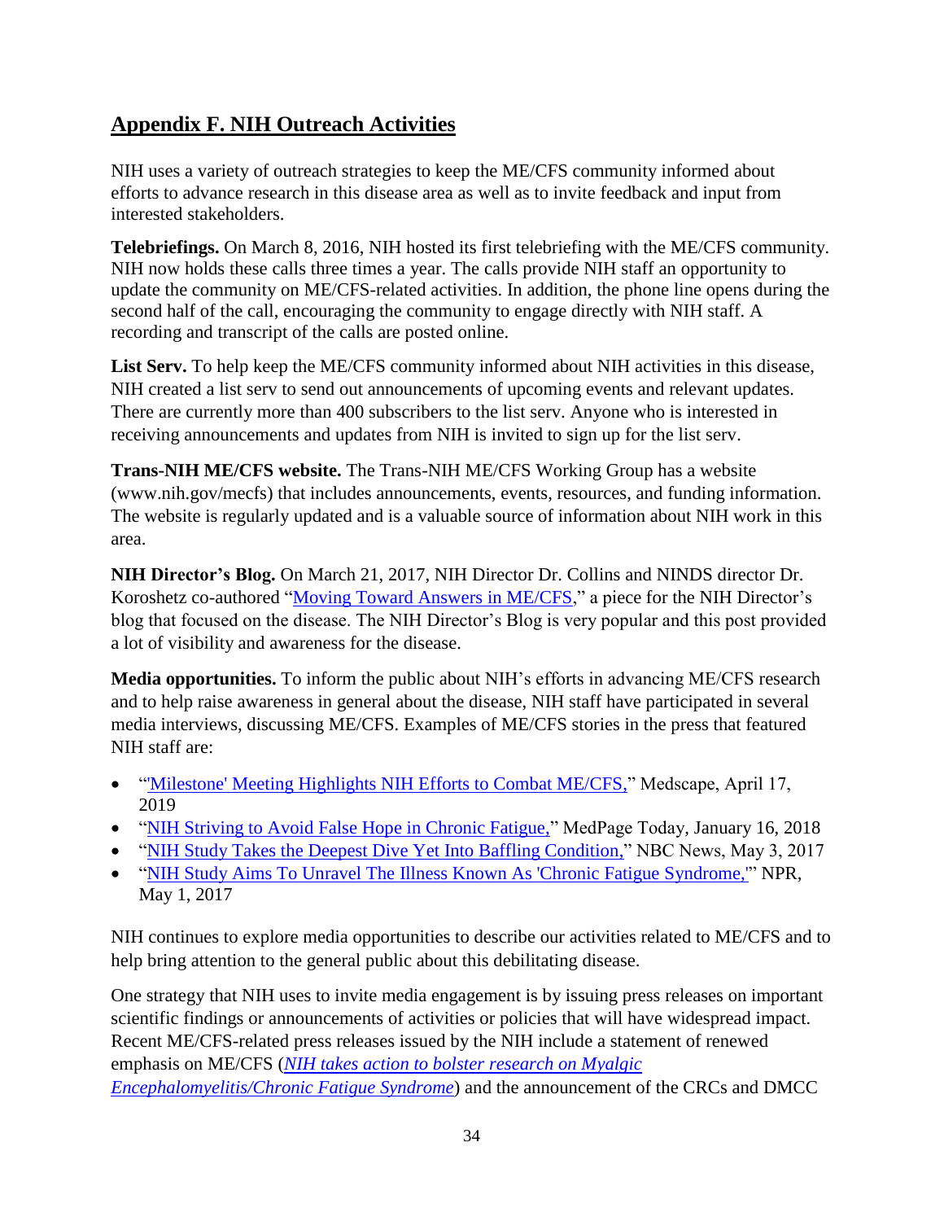## Appendix F. NIH Outreach Activities

NIH uses a variety of outreach strategies to keep the ME/CFS community informed about efforts to advance research in this disease area as well as to invite feedback and input from interested stakeholders.

**Telebriefings.** On March 8, 2016, NIH hosted its first telebriefing with the ME/CFS community. NIH now holds these calls three times a year. The calls provide NIH staff an opportunity to update the community on ME/CFS-related activities. In addition, the phone line opens during the second half of the call, encouraging the community to engage directly with NIH staff. A recording and transcript of the calls are posted online.

**List Serv.** To help keep the ME/CFS community informed about NIH activities in this disease, NIH created a list serv to send out announcements of upcoming events and relevant updates. There are currently more than 400 subscribers to the list serv. Anyone who is interested in receiving announcements and updates from NIH is invited to sign up for the list serv.

**Trans-NIH ME/CFS website.** The Trans-NIH ME/CFS Working Group has a website (www.nih.gov/mecfs) that includes announcements, events, resources, and funding information. The website is regularly updated and is a valuable source of information about NIH work in this area.

**NIH Director's Blog.** On March 21, 2017, NIH Director Dr. Collins and NINDS director Dr. Koroshetz co-authored "Moving Toward Answers in ME/CFS," a piece for the NIH Director's blog that focused on the disease. The NIH Director's Blog is very popular and this post provided a lot of visibility and awareness for the disease.

**Media opportunities.** To inform the public about NIH's efforts in advancing ME/CFS research and to help raise awareness in general about the disease, NIH staff have participated in several media interviews, discussing ME/CFS. Examples of ME/CFS stories in the press that featured NIH staff are:

- "'Milestone' Meeting Highlights NIH Efforts to Combat ME/CFS," Medscape, April 17, 2019
- "NIH Striving to Avoid False Hope in Chronic Fatigue," MedPage Today, January 16, 2018
- "NIH Study Takes the Deepest Dive Yet Into Baffling Condition," NBC News, May 3, 2017
- "NIH Study Aims To Unravel The Illness Known As 'Chronic Fatigue Syndrome,'" NPR, May 1, 2017

NIH continues to explore media opportunities to describe our activities related to ME/CFS and to help bring attention to the general public about this debilitating disease.

One strategy that NIH uses to invite media engagement is by issuing press releases on important scientific findings or announcements of activities or policies that will have widespread impact. Recent ME/CFS-related press releases issued by the NIH include a statement of renewed emphasis on ME/CFS (*NIH takes action to bolster research on Myalgic Encephalomyelitis/Chronic Fatigue Syndrome*) and the announcement of the CRCs and DMCC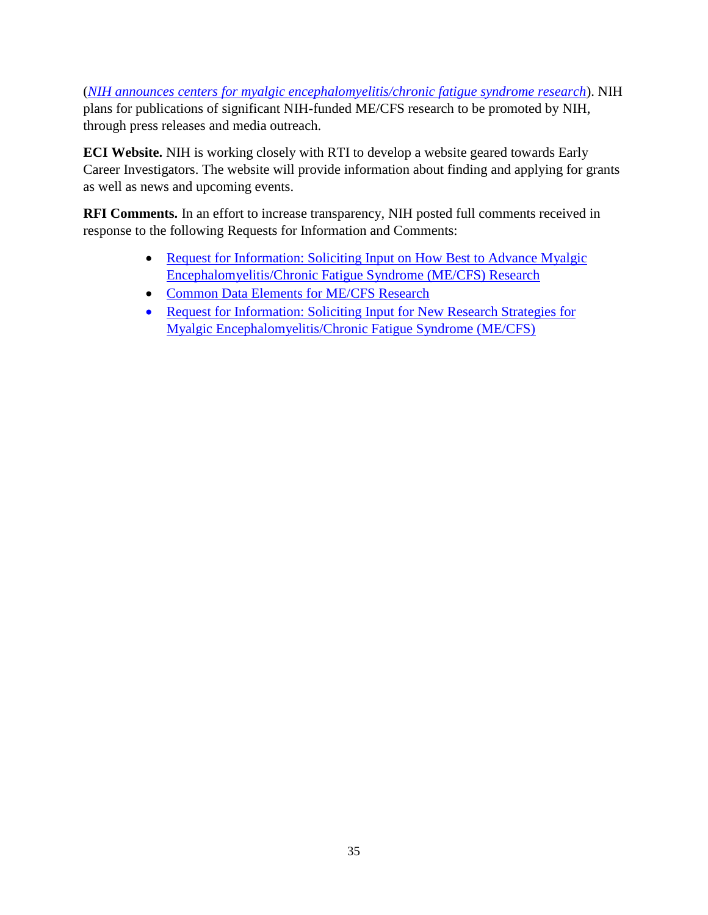(*NIH announces centers for myalgic encephalomyelitis/chronic fatigue syndrome research*). NIH plans for publications of significant NIH-funded ME/CFS research to be promoted by NIH, through press releases and media outreach.

**ECI Website.** NIH is working closely with RTI to develop a website geared towards Early Career Investigators. The website will provide information about finding and applying for grants as well as news and upcoming events.

**RFI Comments.** In an effort to increase transparency, NIH posted full comments received in response to the following Requests for Information and Comments:

- Request for Information: Soliciting Input on How Best to Advance Myalgic Encephalomyelitis/Chronic Fatigue Syndrome (ME/CFS) Research
- Common Data Elements for ME/CFS Research
- Request for Information: Soliciting Input for New Research Strategies for Myalgic Encephalomyelitis/Chronic Fatigue Syndrome (ME/CFS)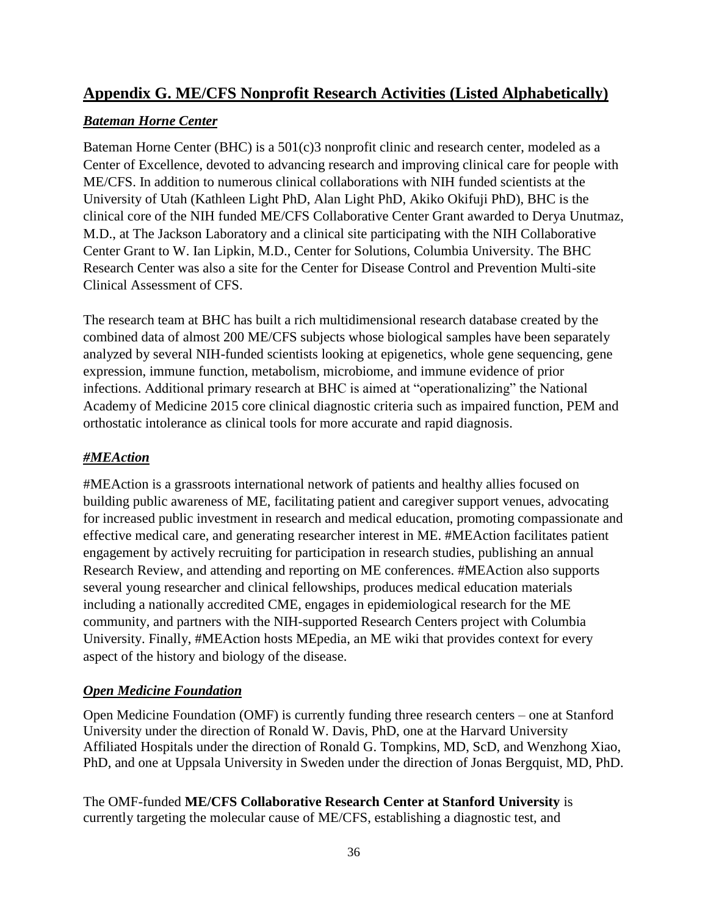## Appendix G. ME/CFS Nonprofit Research Activities (Listed Alphabetically)

### *Bateman Horne Center*

Bateman Horne Center (BHC) is a 501(c)3 nonprofit clinic and research center, modeled as a Center of Excellence, devoted to advancing research and improving clinical care for people with ME/CFS. In addition to numerous clinical collaborations with NIH funded scientists at the University of Utah (Kathleen Light PhD, Alan Light PhD, Akiko Okifuji PhD), BHC is the clinical core of the NIH funded ME/CFS Collaborative Center Grant awarded to Derya Unutmaz, M.D., at The Jackson Laboratory and a clinical site participating with the NIH Collaborative Center Grant to W. Ian Lipkin, M.D., Center for Solutions, Columbia University. The BHC Research Center was also a site for the Center for Disease Control and Prevention Multi-site Clinical Assessment of CFS.

The research team at BHC has built a rich multidimensional research database created by the combined data of almost 200 ME/CFS subjects whose biological samples have been separately analyzed by several NIH-funded scientists looking at epigenetics, whole gene sequencing, gene expression, immune function, metabolism, microbiome, and immune evidence of prior infections. Additional primary research at BHC is aimed at "operationalizing" the National Academy of Medicine 2015 core clinical diagnostic criteria such as impaired function, PEM and orthostatic intolerance as clinical tools for more accurate and rapid diagnosis.

### *#MEAction*

#MEAction is a grassroots international network of patients and healthy allies focused on building public awareness of ME, facilitating patient and caregiver support venues, advocating for increased public investment in research and medical education, promoting compassionate and effective medical care, and generating researcher interest in ME. #MEAction facilitates patient engagement by actively recruiting for participation in research studies, publishing an annual Research Review, and attending and reporting on ME conferences. #MEAction also supports several young researcher and clinical fellowships, produces medical education materials including a nationally accredited CME, engages in epidemiological research for the ME community, and partners with the NIH-supported Research Centers project with Columbia University. Finally, #MEAction hosts MEpedia, an ME wiki that provides context for every aspect of the history and biology of the disease.

### *Open Medicine Foundation*

Open Medicine Foundation (OMF) is currently funding three research centers – one at Stanford University under the direction of Ronald W. Davis, PhD, one at the Harvard University Affiliated Hospitals under the direction of Ronald G. Tompkins, MD, ScD, and Wenzhong Xiao, PhD, and one at Uppsala University in Sweden under the direction of Jonas Bergquist, MD, PhD.

The OMF-funded **ME/CFS Collaborative Research Center at Stanford University** is currently targeting the molecular cause of ME/CFS, establishing a diagnostic test, and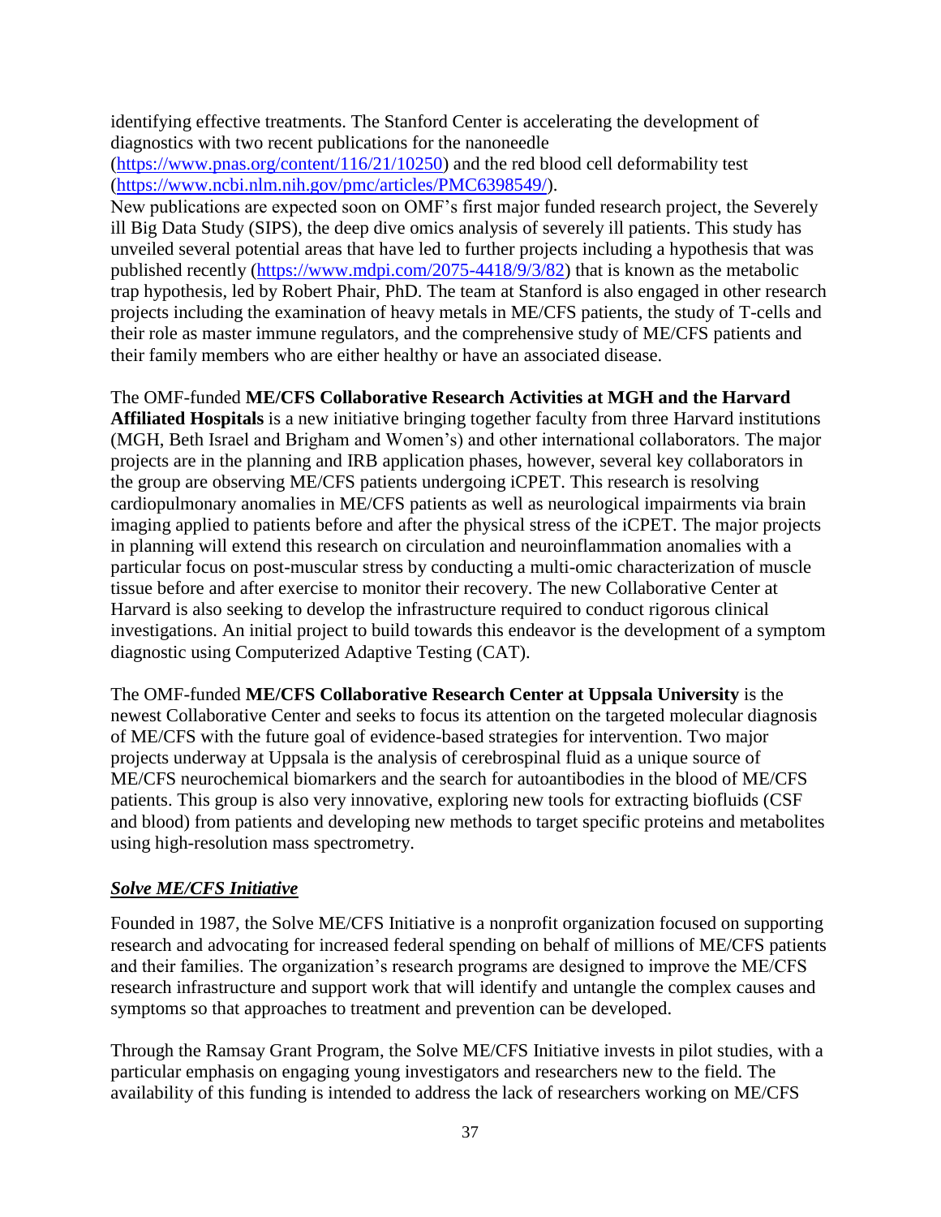identifying effective treatments. The Stanford Center is accelerating the development of diagnostics with two recent publications for the nanoneedle (https://www.pnas.org/content/116/21/10250) and the red blood cell deformability test (https://www.ncbi.nlm.nih.gov/pmc/articles/PMC6398549/).
New publications are expected soon on OMF's first major funded research project, the Severely ill Big Data Study (SIPS), the deep dive omics analysis of severely ill patients. This study has unveiled several potential areas that have led to further projects including a hypothesis that was published recently (https://www.mdpi.com/2075-4418/9/3/82) that is known as the metabolic trap hypothesis, led by Robert Phair, PhD. The team at Stanford is also engaged in other research projects including the examination of heavy metals in ME/CFS patients, the study of T-cells and their role as master immune regulators, and the comprehensive study of ME/CFS patients and their family members who are either healthy or have an associated disease.

The OMF-funded **ME/CFS Collaborative Research Activities at MGH and the Harvard Affiliated Hospitals** is a new initiative bringing together faculty from three Harvard institutions (MGH, Beth Israel and Brigham and Women's) and other international collaborators. The major projects are in the planning and IRB application phases, however, several key collaborators in the group are observing ME/CFS patients undergoing iCPET. This research is resolving cardiopulmonary anomalies in ME/CFS patients as well as neurological impairments via brain imaging applied to patients before and after the physical stress of the iCPET. The major projects in planning will extend this research on circulation and neuroinflammation anomalies with a particular focus on post-muscular stress by conducting a multi-omic characterization of muscle tissue before and after exercise to monitor their recovery. The new Collaborative Center at Harvard is also seeking to develop the infrastructure required to conduct rigorous clinical investigations. An initial project to build towards this endeavor is the development of a symptom diagnostic using Computerized Adaptive Testing (CAT).

The OMF-funded **ME/CFS Collaborative Research Center at Uppsala University** is the newest Collaborative Center and seeks to focus its attention on the targeted molecular diagnosis of ME/CFS with the future goal of evidence-based strategies for intervention. Two major projects underway at Uppsala is the analysis of cerebrospinal fluid as a unique source of ME/CFS neurochemical biomarkers and the search for autoantibodies in the blood of ME/CFS patients. This group is also very innovative, exploring new tools for extracting biofluids (CSF and blood) from patients and developing new methods to target specific proteins and metabolites using high-resolution mass spectrometry.

***Solve ME/CFS Initiative***

Founded in 1987, the Solve ME/CFS Initiative is a nonprofit organization focused on supporting research and advocating for increased federal spending on behalf of millions of ME/CFS patients and their families. The organization's research programs are designed to improve the ME/CFS research infrastructure and support work that will identify and untangle the complex causes and symptoms so that approaches to treatment and prevention can be developed.

Through the Ramsay Grant Program, the Solve ME/CFS Initiative invests in pilot studies, with a particular emphasis on engaging young investigators and researchers new to the field. The availability of this funding is intended to address the lack of researchers working on ME/CFS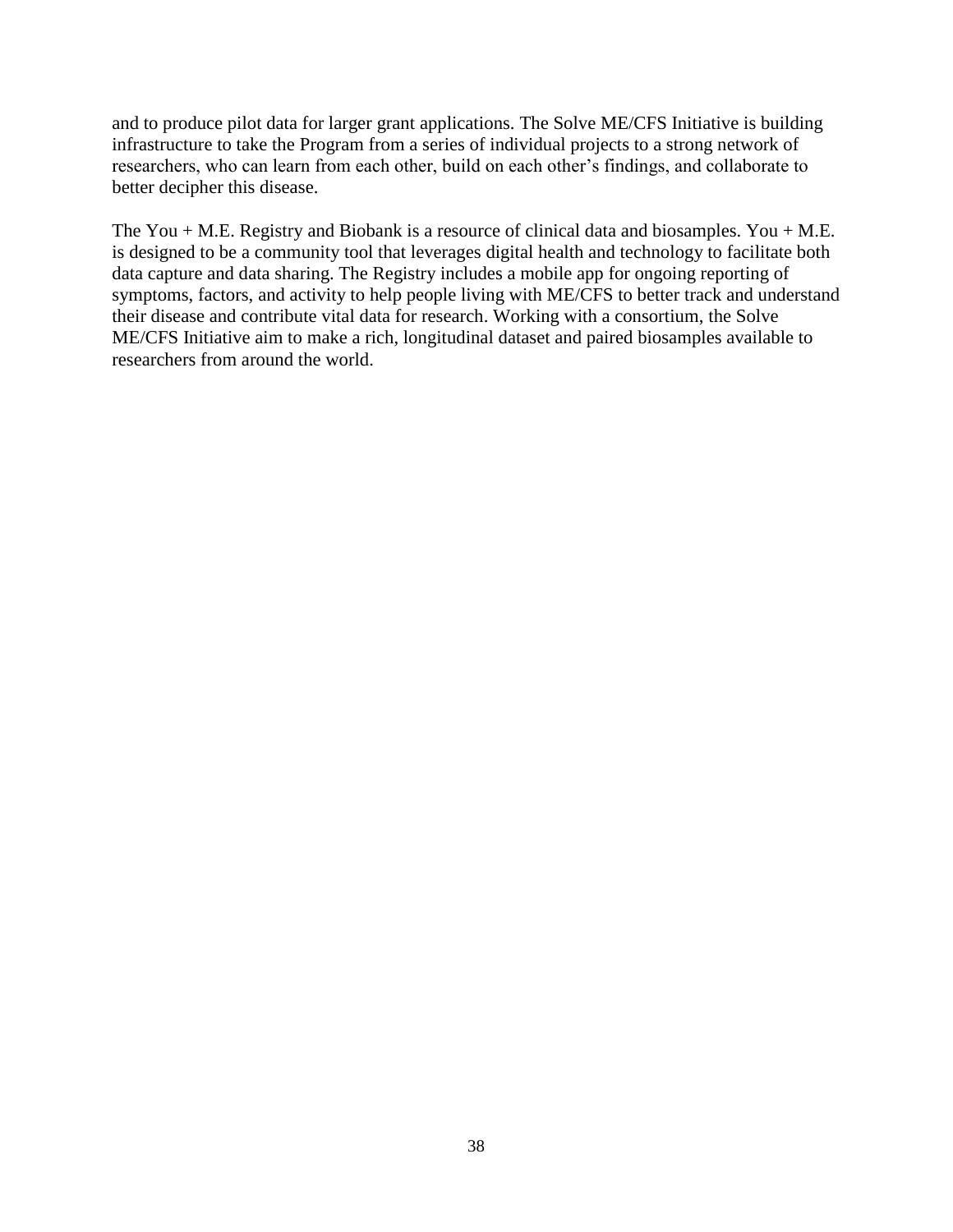and to produce pilot data for larger grant applications. The Solve ME/CFS Initiative is building infrastructure to take the Program from a series of individual projects to a strong network of researchers, who can learn from each other, build on each other's findings, and collaborate to better decipher this disease.

The You + M.E. Registry and Biobank is a resource of clinical data and biosamples. You + M.E. is designed to be a community tool that leverages digital health and technology to facilitate both data capture and data sharing. The Registry includes a mobile app for ongoing reporting of symptoms, factors, and activity to help people living with ME/CFS to better track and understand their disease and contribute vital data for research. Working with a consortium, the Solve ME/CFS Initiative aim to make a rich, longitudinal dataset and paired biosamples available to researchers from around the world.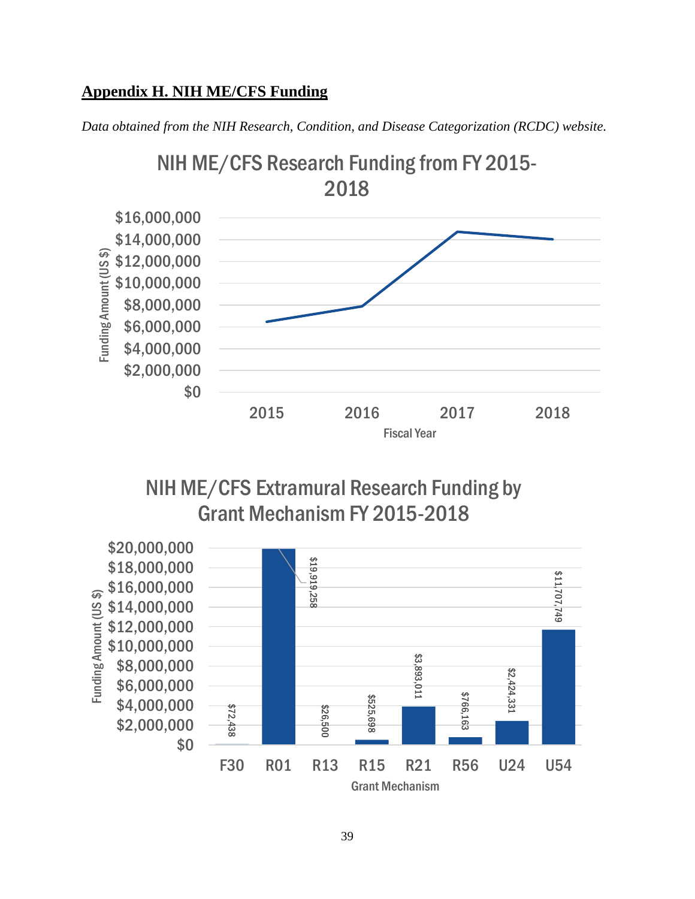## Appendix H. NIH ME/CFS Funding

*Data obtained from the NIH Research, Condition, and Disease Categorization (RCDC) website.*

**NIH ME/CFS Research Funding from FY 2015-2018**

**NIH ME/CFS Extramural Research Funding by Grant Mechanism FY 2015-2018**

| Grant Mechanism | Funding Amount (US $) |
|---|---|
| F30 | $72,438 |
| R01 | $19,919,258 |
| R13 | $26,500 |
| R15 | $525,698 |
| R21 | $3,893,011 |
| R56 | $766,163 |
| U24 | $2,424,331 |
| U54 | $11,707,749 |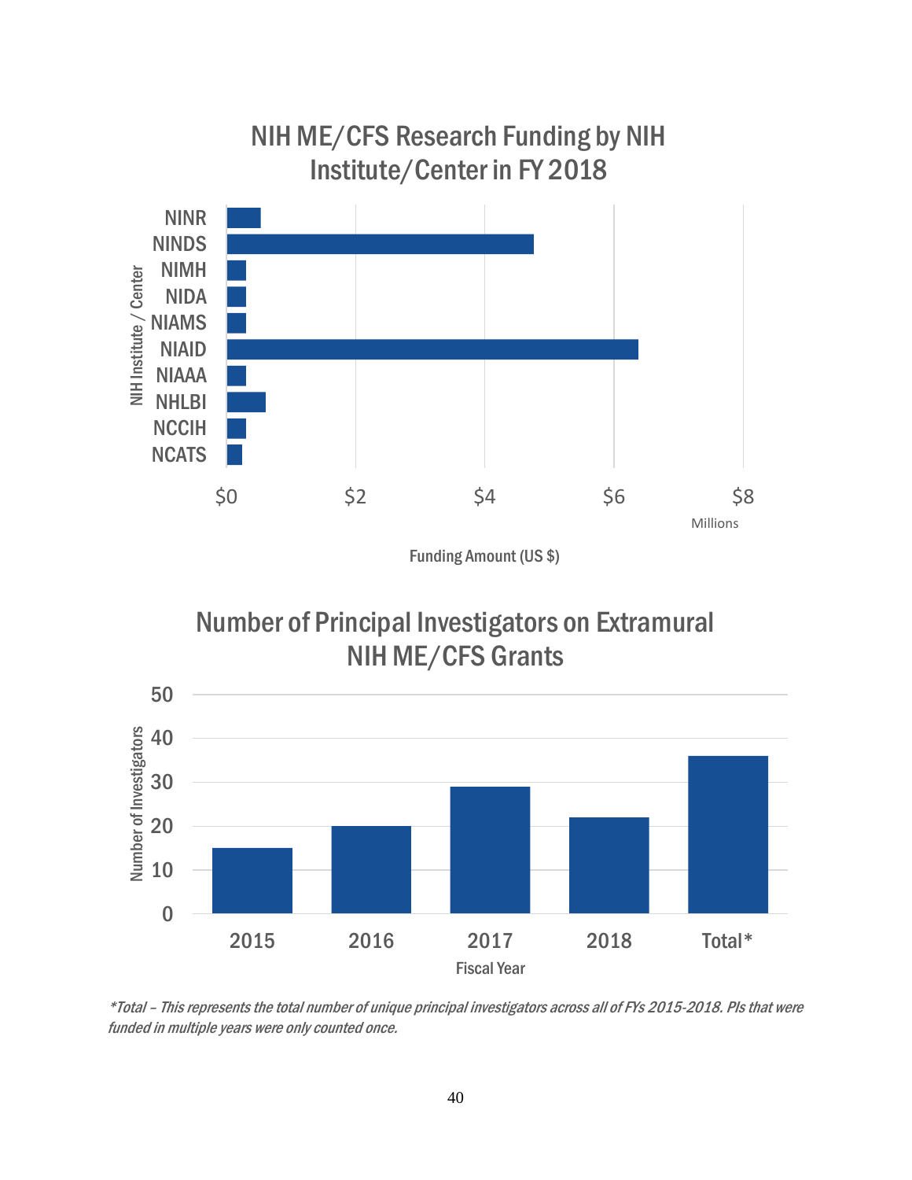## NIH ME/CFS Research Funding by NIH Institute/Center in FY 2018

## Number of Principal Investigators on Extramural NIH ME/CFS Grants

*\*Total – This represents the total number of unique principal investigators across all of FYs 2015-2018. PIs that were funded in multiple years were only counted once.*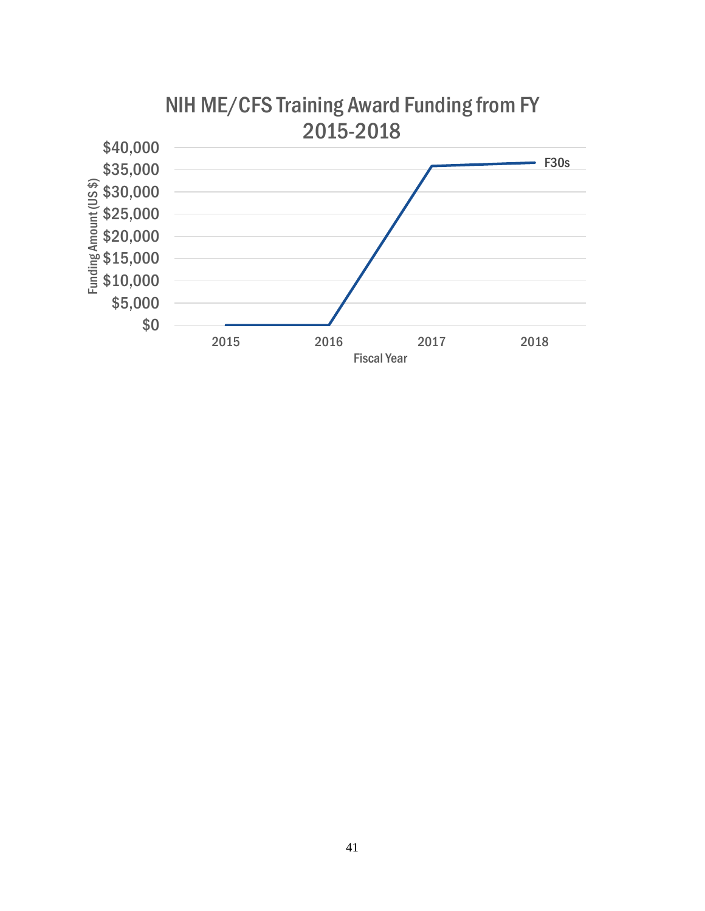NIH ME/CFS Training Award Funding from FY 2015-2018

| Fiscal Year | F30s (Funding Amount, US $) |
| --- | --- |
| 2015 | $0 |
| 2016 | $0 |
| 2017 | ~$36,000 |
| 2018 | ~$36,500 |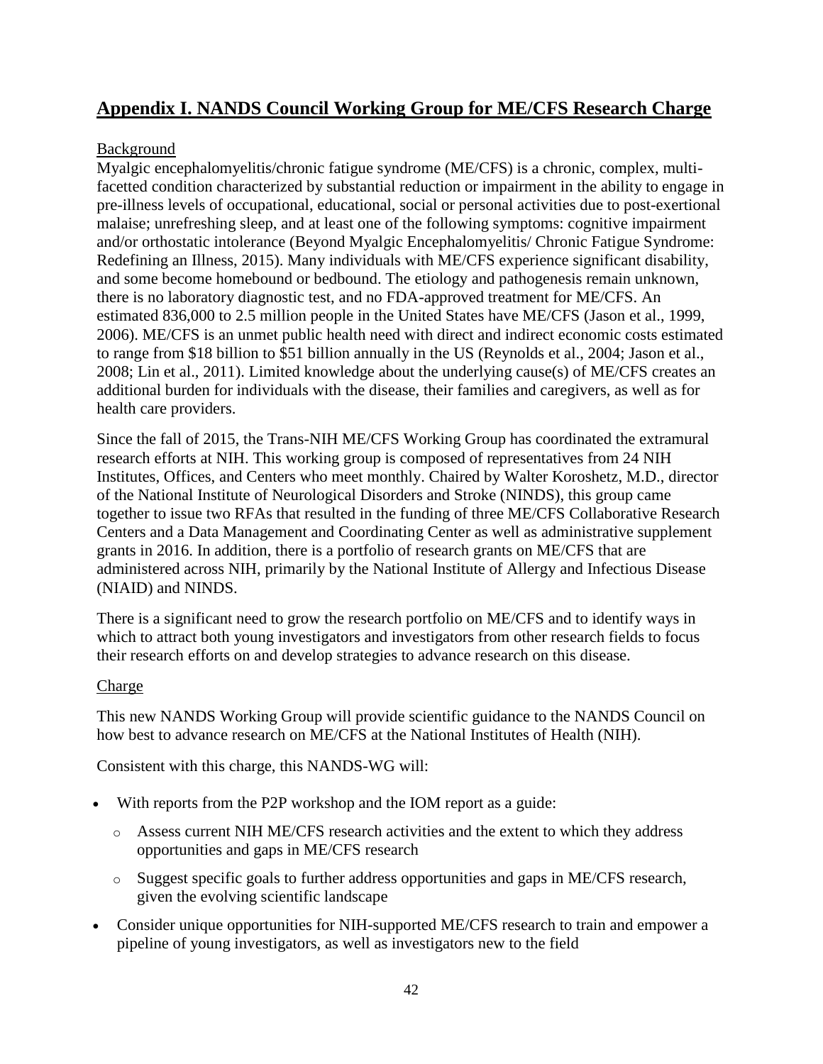## Appendix I. NANDS Council Working Group for ME/CFS Research Charge

Background

Myalgic encephalomyelitis/chronic fatigue syndrome (ME/CFS) is a chronic, complex, multi-facetted condition characterized by substantial reduction or impairment in the ability to engage in pre-illness levels of occupational, educational, social or personal activities due to post-exertional malaise; unrefreshing sleep, and at least one of the following symptoms: cognitive impairment and/or orthostatic intolerance (Beyond Myalgic Encephalomyelitis/ Chronic Fatigue Syndrome: Redefining an Illness, 2015). Many individuals with ME/CFS experience significant disability, and some become homebound or bedbound. The etiology and pathogenesis remain unknown, there is no laboratory diagnostic test, and no FDA-approved treatment for ME/CFS. An estimated 836,000 to 2.5 million people in the United States have ME/CFS (Jason et al., 1999, 2006). ME/CFS is an unmet public health need with direct and indirect economic costs estimated to range from $18 billion to $51 billion annually in the US (Reynolds et al., 2004; Jason et al., 2008; Lin et al., 2011). Limited knowledge about the underlying cause(s) of ME/CFS creates an additional burden for individuals with the disease, their families and caregivers, as well as for health care providers.

Since the fall of 2015, the Trans-NIH ME/CFS Working Group has coordinated the extramural research efforts at NIH. This working group is composed of representatives from 24 NIH Institutes, Offices, and Centers who meet monthly. Chaired by Walter Koroshetz, M.D., director of the National Institute of Neurological Disorders and Stroke (NINDS), this group came together to issue two RFAs that resulted in the funding of three ME/CFS Collaborative Research Centers and a Data Management and Coordinating Center as well as administrative supplement grants in 2016. In addition, there is a portfolio of research grants on ME/CFS that are administered across NIH, primarily by the National Institute of Allergy and Infectious Disease (NIAID) and NINDS.

There is a significant need to grow the research portfolio on ME/CFS and to identify ways in which to attract both young investigators and investigators from other research fields to focus their research efforts on and develop strategies to advance research on this disease.

Charge

This new NANDS Working Group will provide scientific guidance to the NANDS Council on how best to advance research on ME/CFS at the National Institutes of Health (NIH).

Consistent with this charge, this NANDS-WG will:

- With reports from the P2P workshop and the IOM report as a guide:
  - Assess current NIH ME/CFS research activities and the extent to which they address opportunities and gaps in ME/CFS research
  - Suggest specific goals to further address opportunities and gaps in ME/CFS research, given the evolving scientific landscape
- Consider unique opportunities for NIH-supported ME/CFS research to train and empower a pipeline of young investigators, as well as investigators new to the field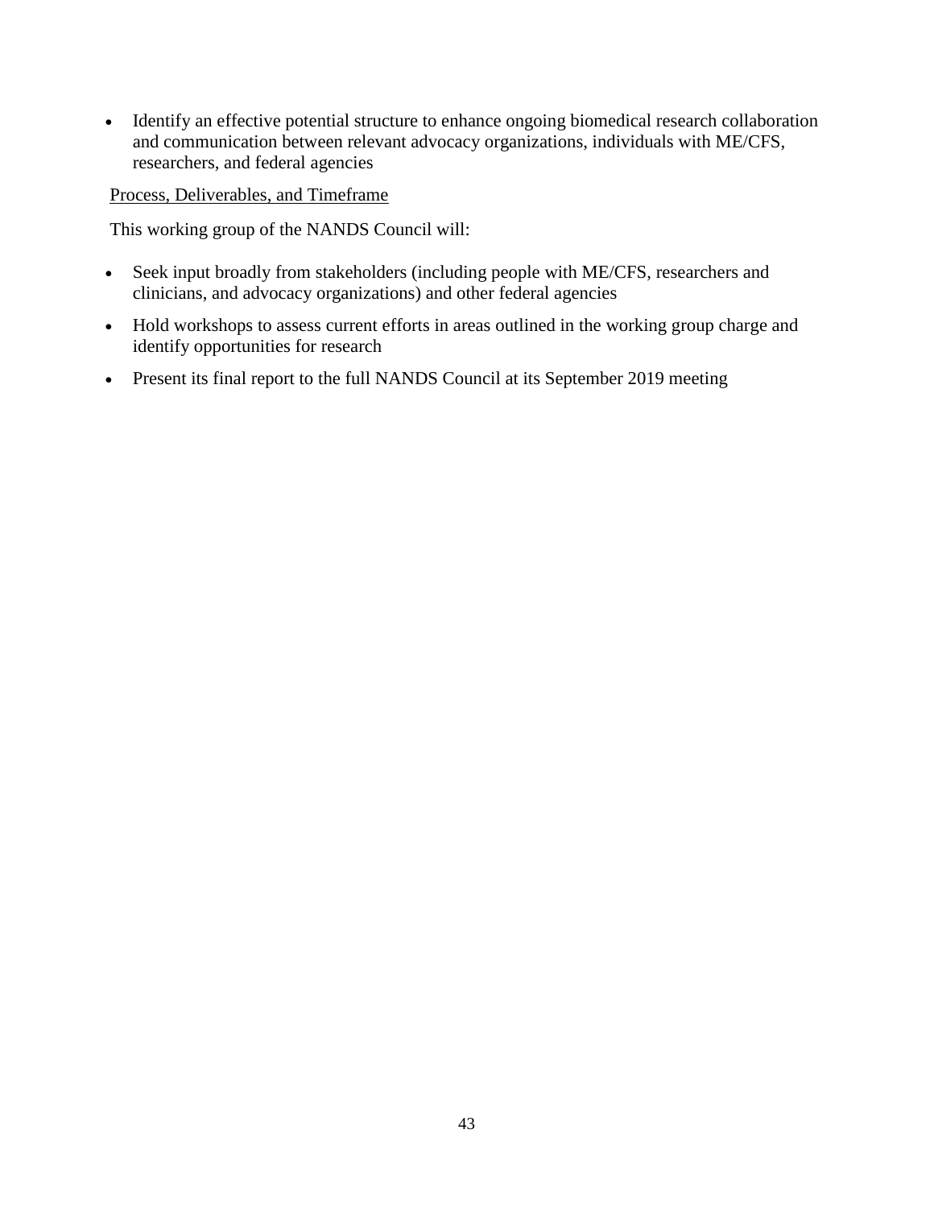- Identify an effective potential structure to enhance ongoing biomedical research collaboration and communication between relevant advocacy organizations, individuals with ME/CFS, researchers, and federal agencies

<u>Process, Deliverables, and Timeframe</u>

This working group of the NANDS Council will:

- Seek input broadly from stakeholders (including people with ME/CFS, researchers and clinicians, and advocacy organizations) and other federal agencies
- Hold workshops to assess current efforts in areas outlined in the working group charge and identify opportunities for research
- Present its final report to the full NANDS Council at its September 2019 meeting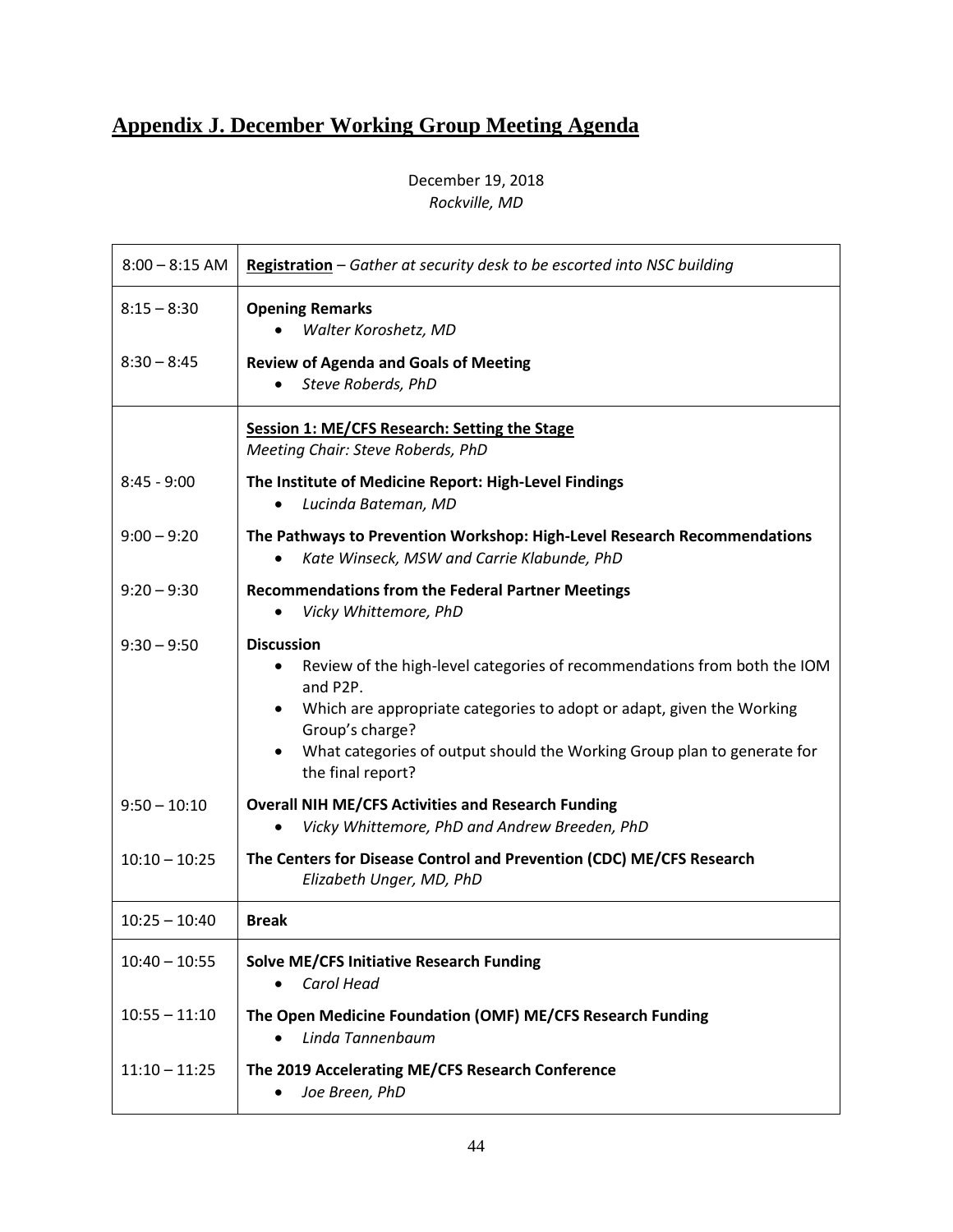## Appendix J. December Working Group Meeting Agenda

December 19, 2018
*Rockville, MD*

| Time | Agenda Item |
|---|---|
| 8:00 – 8:15 AM | **Registration** – *Gather at security desk to be escorted into NSC building* |
| 8:15 – 8:30 | **Opening Remarks**<br>• *Walter Koroshetz, MD* |
| 8:30 – 8:45 | **Review of Agenda and Goals of Meeting**<br>• *Steve Roberds, PhD* |
| | **Session 1: ME/CFS Research: Setting the Stage**<br>*Meeting Chair: Steve Roberds, PhD* |
| 8:45 - 9:00 | **The Institute of Medicine Report: High-Level Findings**<br>• *Lucinda Bateman, MD* |
| 9:00 – 9:20 | **The Pathways to Prevention Workshop: High-Level Research Recommendations**<br>• *Kate Winseck, MSW and Carrie Klabunde, PhD* |
| 9:20 – 9:30 | **Recommendations from the Federal Partner Meetings**<br>• *Vicky Whittemore, PhD* |
| 9:30 – 9:50 | **Discussion**<br>• Review of the high-level categories of recommendations from both the IOM and P2P.<br>• Which are appropriate categories to adopt or adapt, given the Working Group's charge?<br>• What categories of output should the Working Group plan to generate for the final report? |
| 9:50 – 10:10 | **Overall NIH ME/CFS Activities and Research Funding**<br>• *Vicky Whittemore, PhD and Andrew Breeden, PhD* |
| 10:10 – 10:25 | **The Centers for Disease Control and Prevention (CDC) ME/CFS Research**<br>*Elizabeth Unger, MD, PhD* |
| 10:25 – 10:40 | **Break** |
| 10:40 – 10:55 | **Solve ME/CFS Initiative Research Funding**<br>• *Carol Head* |
| 10:55 – 11:10 | **The Open Medicine Foundation (OMF) ME/CFS Research Funding**<br>• *Linda Tannenbaum* |
| 11:10 – 11:25 | **The 2019 Accelerating ME/CFS Research Conference**<br>• *Joe Breen, PhD* |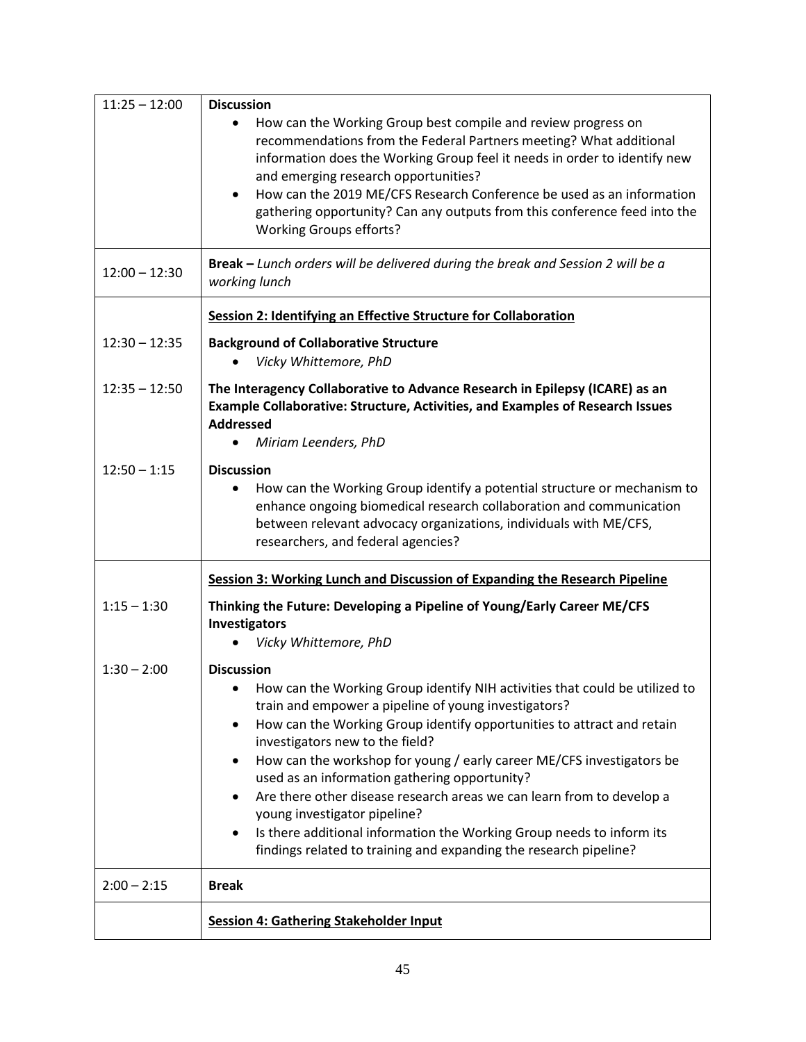| | |
|---|---|
| 11:25 – 12:00 | **Discussion**<br>• How can the Working Group best compile and review progress on recommendations from the Federal Partners meeting? What additional information does the Working Group feel it needs in order to identify new and emerging research opportunities?<br>• How can the 2019 ME/CFS Research Conference be used as an information gathering opportunity? Can any outputs from this conference feed into the Working Groups efforts? |
| 12:00 – 12:30 | **Break –** *Lunch orders will be delivered during the break and Session 2 will be a working lunch* |
| | **Session 2: Identifying an Effective Structure for Collaboration** |
| 12:30 – 12:35 | **Background of Collaborative Structure**<br>• *Vicky Whittemore, PhD* |
| 12:35 – 12:50 | **The Interagency Collaborative to Advance Research in Epilepsy (ICARE) as an Example Collaborative: Structure, Activities, and Examples of Research Issues Addressed**<br>• *Miriam Leenders, PhD* |
| 12:50 – 1:15 | **Discussion**<br>• How can the Working Group identify a potential structure or mechanism to enhance ongoing biomedical research collaboration and communication between relevant advocacy organizations, individuals with ME/CFS, researchers, and federal agencies? |
| | **Session 3: Working Lunch and Discussion of Expanding the Research Pipeline** |
| 1:15 – 1:30 | **Thinking the Future: Developing a Pipeline of Young/Early Career ME/CFS Investigators**<br>• *Vicky Whittemore, PhD* |
| 1:30 – 2:00 | **Discussion**<br>• How can the Working Group identify NIH activities that could be utilized to train and empower a pipeline of young investigators?<br>• How can the Working Group identify opportunities to attract and retain investigators new to the field?<br>• How can the workshop for young / early career ME/CFS investigators be used as an information gathering opportunity?<br>• Are there other disease research areas we can learn from to develop a young investigator pipeline?<br>• Is there additional information the Working Group needs to inform its findings related to training and expanding the research pipeline? |
| 2:00 – 2:15 | **Break** |
| | **Session 4: Gathering Stakeholder Input** |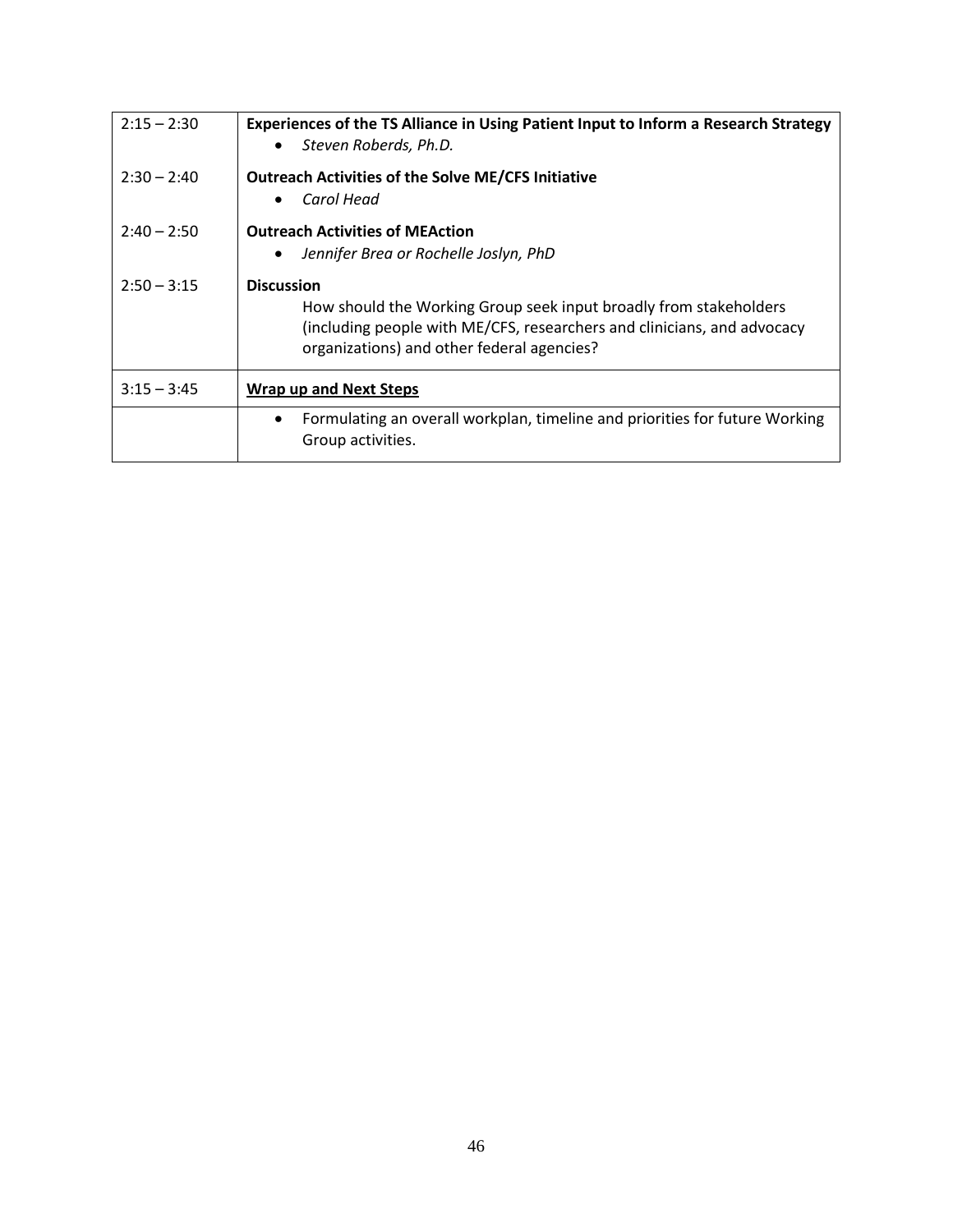| | |
|---|---|
| 2:15 – 2:30 | **Experiences of the TS Alliance in Using Patient Input to Inform a Research Strategy**<br>• *Steven Roberds, Ph.D.* |
| 2:30 – 2:40 | **Outreach Activities of the Solve ME/CFS Initiative**<br>• *Carol Head* |
| 2:40 – 2:50 | **Outreach Activities of MEAction**<br>• *Jennifer Brea or Rochelle Joslyn, PhD* |
| 2:50 – 3:15 | **Discussion**<br>How should the Working Group seek input broadly from stakeholders (including people with ME/CFS, researchers and clinicians, and advocacy organizations) and other federal agencies? |
| 3:15 – 3:45 | **<u>Wrap up and Next Steps</u>** |
| | • Formulating an overall workplan, timeline and priorities for future Working Group activities. |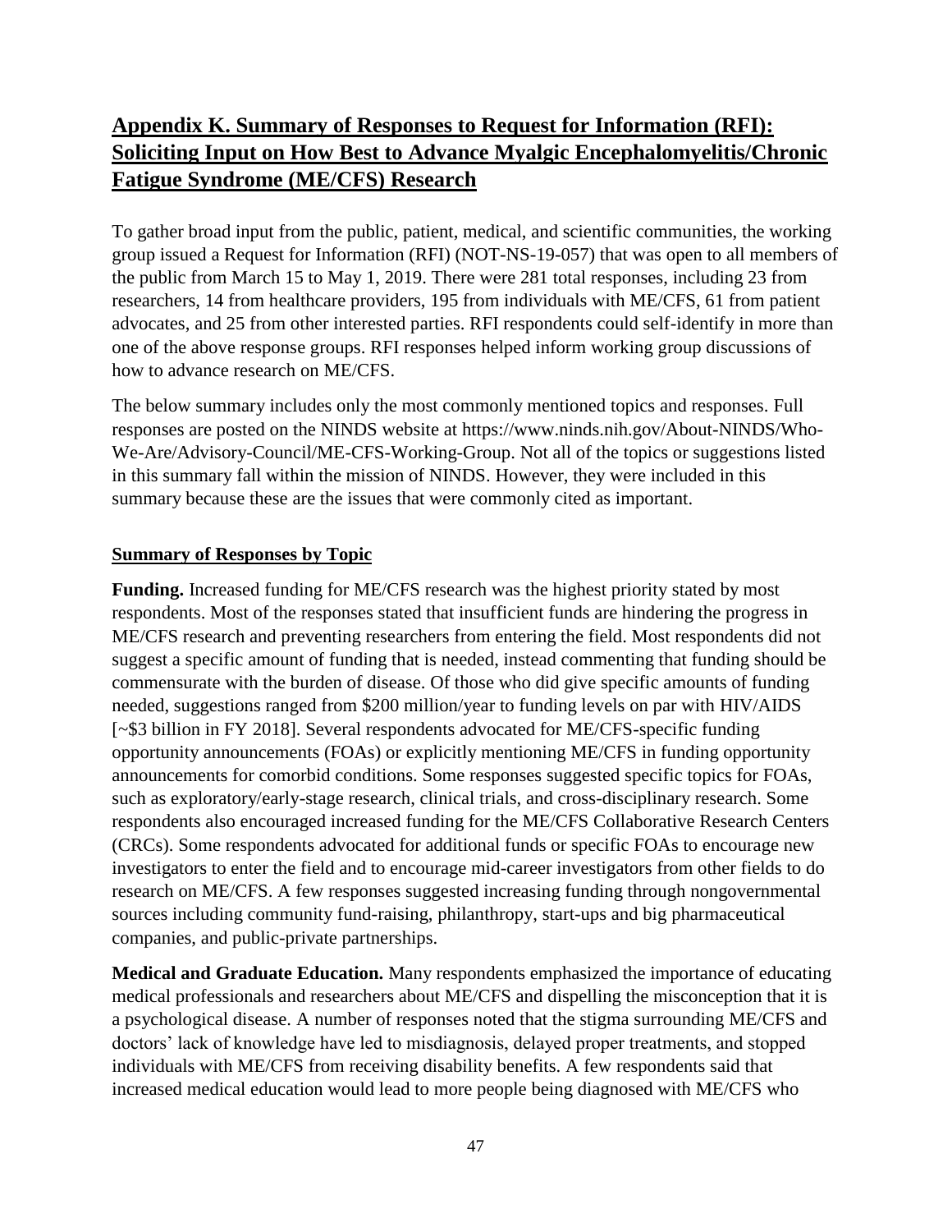## Appendix K. Summary of Responses to Request for Information (RFI): Soliciting Input on How Best to Advance Myalgic Encephalomyelitis/Chronic Fatigue Syndrome (ME/CFS) Research

To gather broad input from the public, patient, medical, and scientific communities, the working group issued a Request for Information (RFI) (NOT-NS-19-057) that was open to all members of the public from March 15 to May 1, 2019. There were 281 total responses, including 23 from researchers, 14 from healthcare providers, 195 from individuals with ME/CFS, 61 from patient advocates, and 25 from other interested parties. RFI respondents could self-identify in more than one of the above response groups. RFI responses helped inform working group discussions of how to advance research on ME/CFS.

The below summary includes only the most commonly mentioned topics and responses. Full responses are posted on the NINDS website at https://www.ninds.nih.gov/About-NINDS/Who-We-Are/Advisory-Council/ME-CFS-Working-Group. Not all of the topics or suggestions listed in this summary fall within the mission of NINDS. However, they were included in this summary because these are the issues that were commonly cited as important.

### Summary of Responses by Topic

**Funding.** Increased funding for ME/CFS research was the highest priority stated by most respondents. Most of the responses stated that insufficient funds are hindering the progress in ME/CFS research and preventing researchers from entering the field. Most respondents did not suggest a specific amount of funding that is needed, instead commenting that funding should be commensurate with the burden of disease. Of those who did give specific amounts of funding needed, suggestions ranged from $200 million/year to funding levels on par with HIV/AIDS [~$3 billion in FY 2018]. Several respondents advocated for ME/CFS-specific funding opportunity announcements (FOAs) or explicitly mentioning ME/CFS in funding opportunity announcements for comorbid conditions. Some responses suggested specific topics for FOAs, such as exploratory/early-stage research, clinical trials, and cross-disciplinary research. Some respondents also encouraged increased funding for the ME/CFS Collaborative Research Centers (CRCs). Some respondents advocated for additional funds or specific FOAs to encourage new investigators to enter the field and to encourage mid-career investigators from other fields to do research on ME/CFS. A few responses suggested increasing funding through nongovernmental sources including community fund-raising, philanthropy, start-ups and big pharmaceutical companies, and public-private partnerships.

**Medical and Graduate Education.** Many respondents emphasized the importance of educating medical professionals and researchers about ME/CFS and dispelling the misconception that it is a psychological disease. A number of responses noted that the stigma surrounding ME/CFS and doctors' lack of knowledge have led to misdiagnosis, delayed proper treatments, and stopped individuals with ME/CFS from receiving disability benefits. A few respondents said that increased medical education would lead to more people being diagnosed with ME/CFS who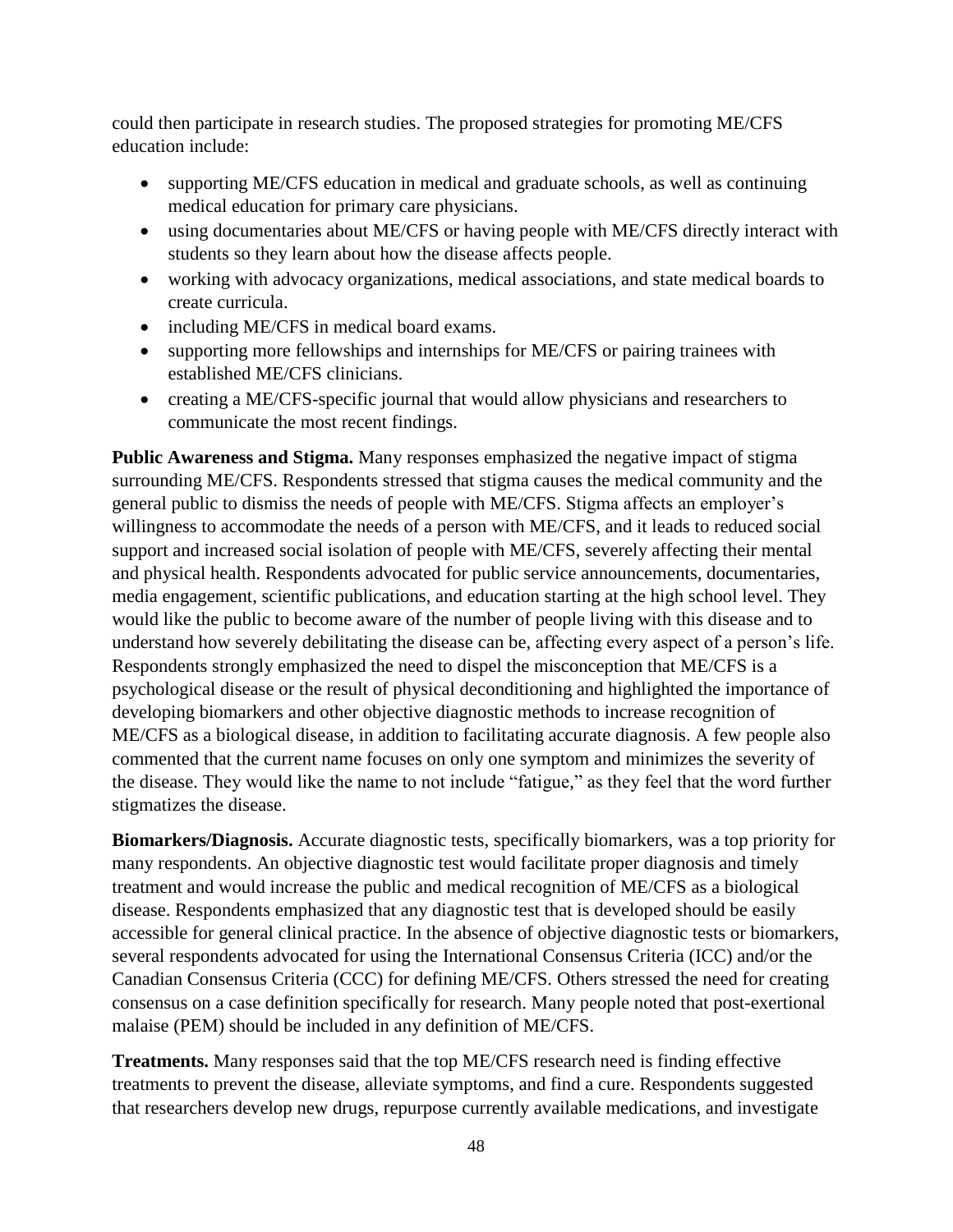could then participate in research studies. The proposed strategies for promoting ME/CFS education include:

- supporting ME/CFS education in medical and graduate schools, as well as continuing medical education for primary care physicians.
- using documentaries about ME/CFS or having people with ME/CFS directly interact with students so they learn about how the disease affects people.
- working with advocacy organizations, medical associations, and state medical boards to create curricula.
- including ME/CFS in medical board exams.
- supporting more fellowships and internships for ME/CFS or pairing trainees with established ME/CFS clinicians.
- creating a ME/CFS-specific journal that would allow physicians and researchers to communicate the most recent findings.

**Public Awareness and Stigma.** Many responses emphasized the negative impact of stigma surrounding ME/CFS. Respondents stressed that stigma causes the medical community and the general public to dismiss the needs of people with ME/CFS. Stigma affects an employer's willingness to accommodate the needs of a person with ME/CFS, and it leads to reduced social support and increased social isolation of people with ME/CFS, severely affecting their mental and physical health. Respondents advocated for public service announcements, documentaries, media engagement, scientific publications, and education starting at the high school level. They would like the public to become aware of the number of people living with this disease and to understand how severely debilitating the disease can be, affecting every aspect of a person's life. Respondents strongly emphasized the need to dispel the misconception that ME/CFS is a psychological disease or the result of physical deconditioning and highlighted the importance of developing biomarkers and other objective diagnostic methods to increase recognition of ME/CFS as a biological disease, in addition to facilitating accurate diagnosis. A few people also commented that the current name focuses on only one symptom and minimizes the severity of the disease. They would like the name to not include "fatigue," as they feel that the word further stigmatizes the disease.

**Biomarkers/Diagnosis.** Accurate diagnostic tests, specifically biomarkers, was a top priority for many respondents. An objective diagnostic test would facilitate proper diagnosis and timely treatment and would increase the public and medical recognition of ME/CFS as a biological disease. Respondents emphasized that any diagnostic test that is developed should be easily accessible for general clinical practice. In the absence of objective diagnostic tests or biomarkers, several respondents advocated for using the International Consensus Criteria (ICC) and/or the Canadian Consensus Criteria (CCC) for defining ME/CFS. Others stressed the need for creating consensus on a case definition specifically for research. Many people noted that post-exertional malaise (PEM) should be included in any definition of ME/CFS.

**Treatments.** Many responses said that the top ME/CFS research need is finding effective treatments to prevent the disease, alleviate symptoms, and find a cure. Respondents suggested that researchers develop new drugs, repurpose currently available medications, and investigate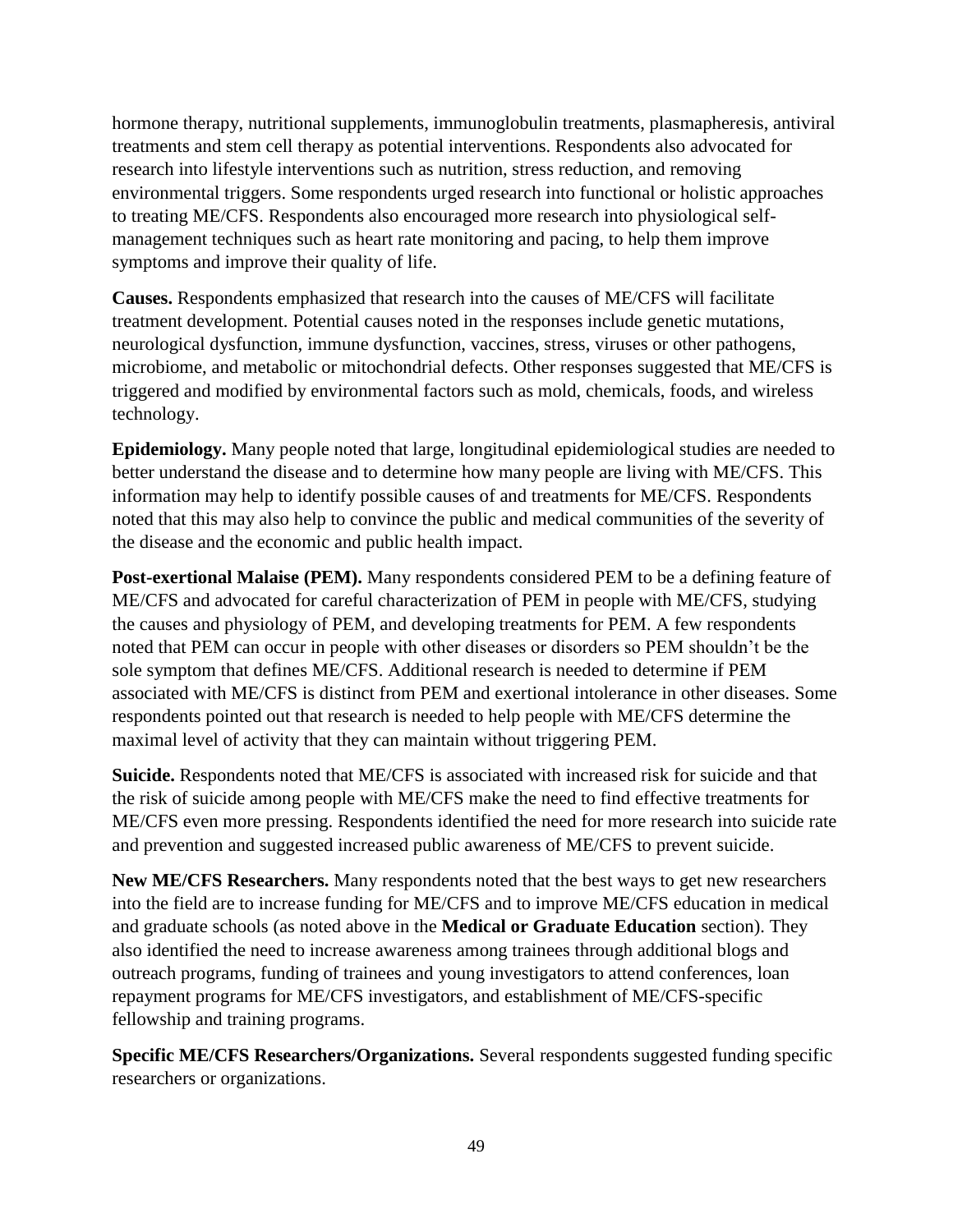hormone therapy, nutritional supplements, immunoglobulin treatments, plasmapheresis, antiviral treatments and stem cell therapy as potential interventions. Respondents also advocated for research into lifestyle interventions such as nutrition, stress reduction, and removing environmental triggers. Some respondents urged research into functional or holistic approaches to treating ME/CFS. Respondents also encouraged more research into physiological self-management techniques such as heart rate monitoring and pacing, to help them improve symptoms and improve their quality of life.

**Causes.** Respondents emphasized that research into the causes of ME/CFS will facilitate treatment development. Potential causes noted in the responses include genetic mutations, neurological dysfunction, immune dysfunction, vaccines, stress, viruses or other pathogens, microbiome, and metabolic or mitochondrial defects. Other responses suggested that ME/CFS is triggered and modified by environmental factors such as mold, chemicals, foods, and wireless technology.

**Epidemiology.** Many people noted that large, longitudinal epidemiological studies are needed to better understand the disease and to determine how many people are living with ME/CFS. This information may help to identify possible causes of and treatments for ME/CFS. Respondents noted that this may also help to convince the public and medical communities of the severity of the disease and the economic and public health impact.

**Post-exertional Malaise (PEM).** Many respondents considered PEM to be a defining feature of ME/CFS and advocated for careful characterization of PEM in people with ME/CFS, studying the causes and physiology of PEM, and developing treatments for PEM. A few respondents noted that PEM can occur in people with other diseases or disorders so PEM shouldn't be the sole symptom that defines ME/CFS. Additional research is needed to determine if PEM associated with ME/CFS is distinct from PEM and exertional intolerance in other diseases. Some respondents pointed out that research is needed to help people with ME/CFS determine the maximal level of activity that they can maintain without triggering PEM.

**Suicide.** Respondents noted that ME/CFS is associated with increased risk for suicide and that the risk of suicide among people with ME/CFS make the need to find effective treatments for ME/CFS even more pressing. Respondents identified the need for more research into suicide rate and prevention and suggested increased public awareness of ME/CFS to prevent suicide.

**New ME/CFS Researchers.** Many respondents noted that the best ways to get new researchers into the field are to increase funding for ME/CFS and to improve ME/CFS education in medical and graduate schools (as noted above in the **Medical or Graduate Education** section). They also identified the need to increase awareness among trainees through additional blogs and outreach programs, funding of trainees and young investigators to attend conferences, loan repayment programs for ME/CFS investigators, and establishment of ME/CFS-specific fellowship and training programs.

**Specific ME/CFS Researchers/Organizations.** Several respondents suggested funding specific researchers or organizations.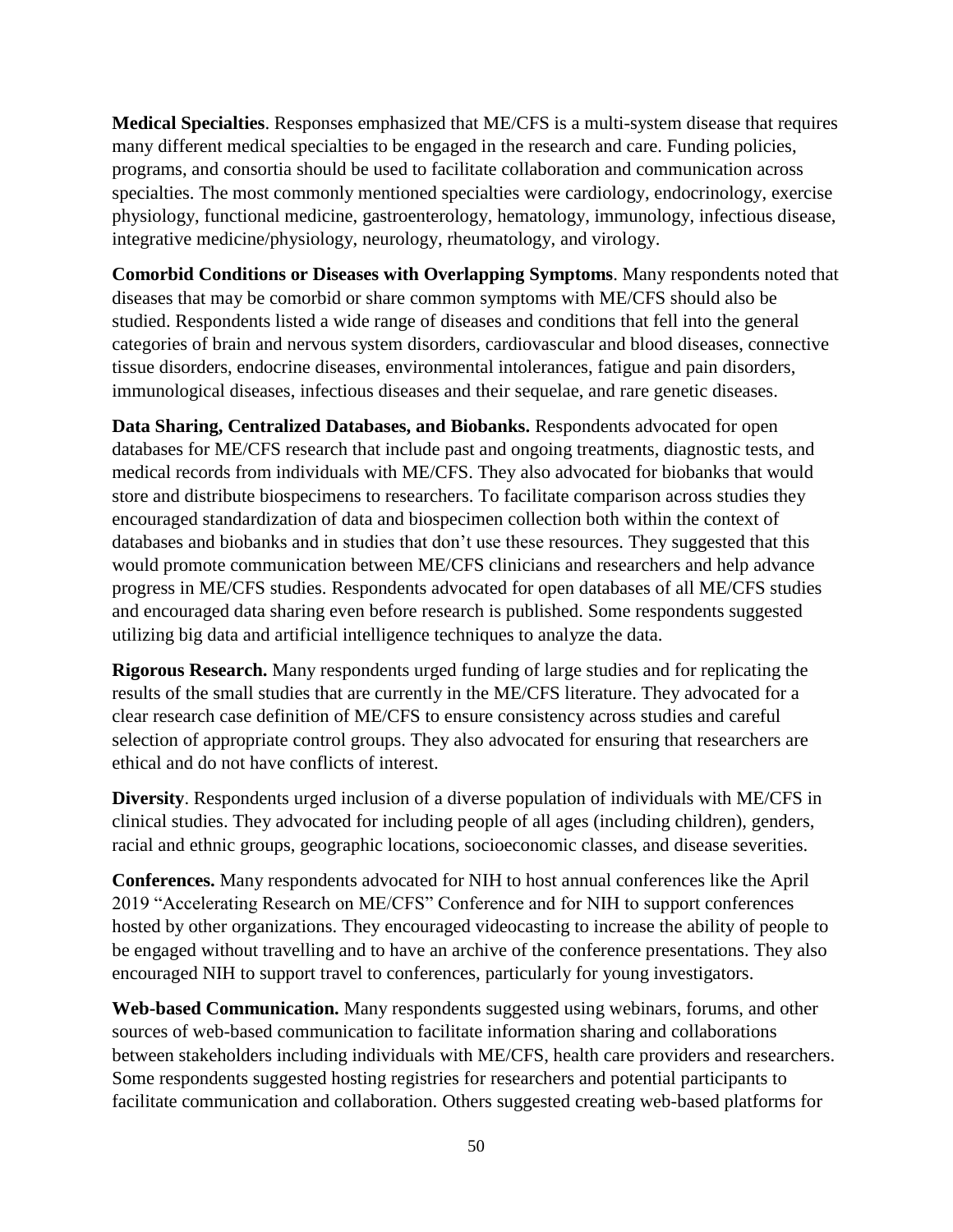**Medical Specialties**. Responses emphasized that ME/CFS is a multi-system disease that requires many different medical specialties to be engaged in the research and care. Funding policies, programs, and consortia should be used to facilitate collaboration and communication across specialties. The most commonly mentioned specialties were cardiology, endocrinology, exercise physiology, functional medicine, gastroenterology, hematology, immunology, infectious disease, integrative medicine/physiology, neurology, rheumatology, and virology.

**Comorbid Conditions or Diseases with Overlapping Symptoms**. Many respondents noted that diseases that may be comorbid or share common symptoms with ME/CFS should also be studied. Respondents listed a wide range of diseases and conditions that fell into the general categories of brain and nervous system disorders, cardiovascular and blood diseases, connective tissue disorders, endocrine diseases, environmental intolerances, fatigue and pain disorders, immunological diseases, infectious diseases and their sequelae, and rare genetic diseases.

**Data Sharing, Centralized Databases, and Biobanks.** Respondents advocated for open databases for ME/CFS research that include past and ongoing treatments, diagnostic tests, and medical records from individuals with ME/CFS. They also advocated for biobanks that would store and distribute biospecimens to researchers. To facilitate comparison across studies they encouraged standardization of data and biospecimen collection both within the context of databases and biobanks and in studies that don't use these resources. They suggested that this would promote communication between ME/CFS clinicians and researchers and help advance progress in ME/CFS studies. Respondents advocated for open databases of all ME/CFS studies and encouraged data sharing even before research is published. Some respondents suggested utilizing big data and artificial intelligence techniques to analyze the data.

**Rigorous Research.** Many respondents urged funding of large studies and for replicating the results of the small studies that are currently in the ME/CFS literature. They advocated for a clear research case definition of ME/CFS to ensure consistency across studies and careful selection of appropriate control groups. They also advocated for ensuring that researchers are ethical and do not have conflicts of interest.

**Diversity**. Respondents urged inclusion of a diverse population of individuals with ME/CFS in clinical studies. They advocated for including people of all ages (including children), genders, racial and ethnic groups, geographic locations, socioeconomic classes, and disease severities.

**Conferences.** Many respondents advocated for NIH to host annual conferences like the April 2019 "Accelerating Research on ME/CFS" Conference and for NIH to support conferences hosted by other organizations. They encouraged videocasting to increase the ability of people to be engaged without travelling and to have an archive of the conference presentations. They also encouraged NIH to support travel to conferences, particularly for young investigators.

**Web-based Communication.** Many respondents suggested using webinars, forums, and other sources of web-based communication to facilitate information sharing and collaborations between stakeholders including individuals with ME/CFS, health care providers and researchers. Some respondents suggested hosting registries for researchers and potential participants to facilitate communication and collaboration. Others suggested creating web-based platforms for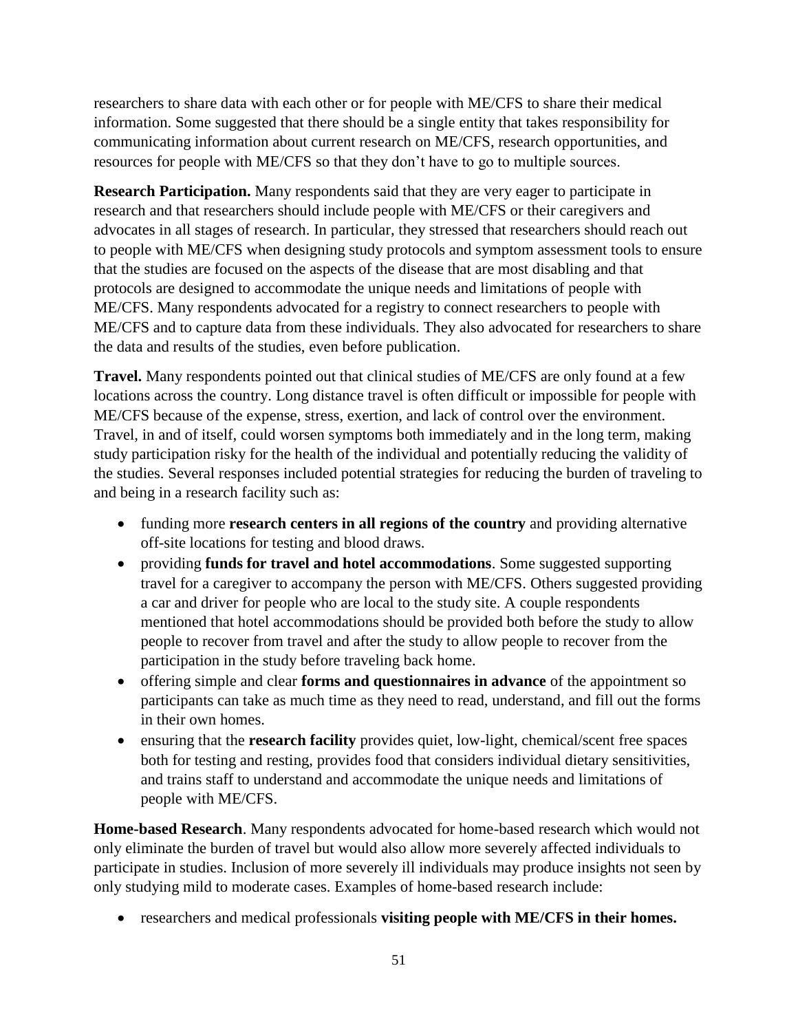researchers to share data with each other or for people with ME/CFS to share their medical information. Some suggested that there should be a single entity that takes responsibility for communicating information about current research on ME/CFS, research opportunities, and resources for people with ME/CFS so that they don't have to go to multiple sources.

**Research Participation.** Many respondents said that they are very eager to participate in research and that researchers should include people with ME/CFS or their caregivers and advocates in all stages of research. In particular, they stressed that researchers should reach out to people with ME/CFS when designing study protocols and symptom assessment tools to ensure that the studies are focused on the aspects of the disease that are most disabling and that protocols are designed to accommodate the unique needs and limitations of people with ME/CFS. Many respondents advocated for a registry to connect researchers to people with ME/CFS and to capture data from these individuals. They also advocated for researchers to share the data and results of the studies, even before publication.

**Travel.** Many respondents pointed out that clinical studies of ME/CFS are only found at a few locations across the country. Long distance travel is often difficult or impossible for people with ME/CFS because of the expense, stress, exertion, and lack of control over the environment. Travel, in and of itself, could worsen symptoms both immediately and in the long term, making study participation risky for the health of the individual and potentially reducing the validity of the studies. Several responses included potential strategies for reducing the burden of traveling to and being in a research facility such as:

- funding more **research centers in all regions of the country** and providing alternative off-site locations for testing and blood draws.
- providing **funds for travel and hotel accommodations**. Some suggested supporting travel for a caregiver to accompany the person with ME/CFS. Others suggested providing a car and driver for people who are local to the study site. A couple respondents mentioned that hotel accommodations should be provided both before the study to allow people to recover from travel and after the study to allow people to recover from the participation in the study before traveling back home.
- offering simple and clear **forms and questionnaires in advance** of the appointment so participants can take as much time as they need to read, understand, and fill out the forms in their own homes.
- ensuring that the **research facility** provides quiet, low-light, chemical/scent free spaces both for testing and resting, provides food that considers individual dietary sensitivities, and trains staff to understand and accommodate the unique needs and limitations of people with ME/CFS.

**Home-based Research**. Many respondents advocated for home-based research which would not only eliminate the burden of travel but would also allow more severely affected individuals to participate in studies. Inclusion of more severely ill individuals may produce insights not seen by only studying mild to moderate cases. Examples of home-based research include:

- researchers and medical professionals **visiting people with ME/CFS in their homes.**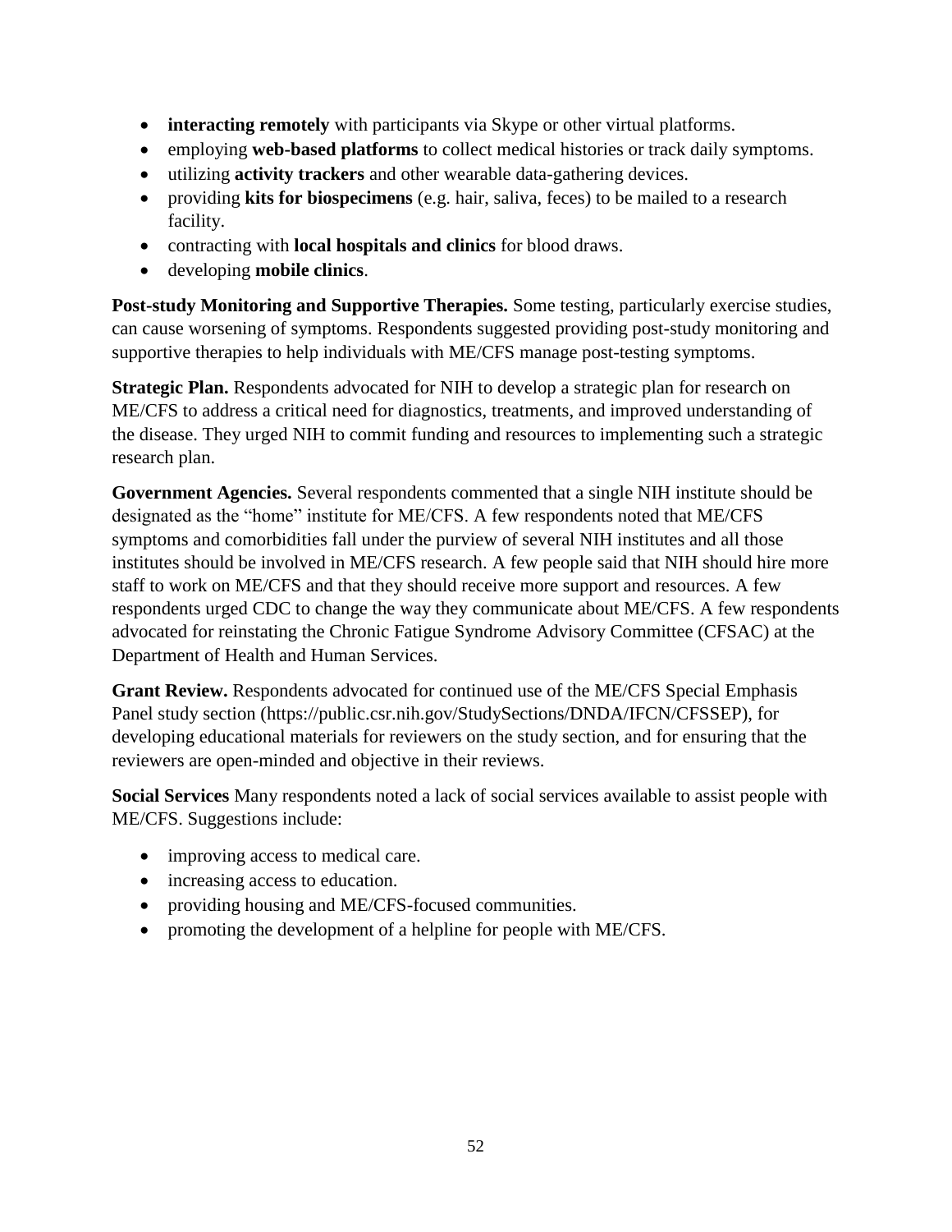- **interacting remotely** with participants via Skype or other virtual platforms.
- employing **web-based platforms** to collect medical histories or track daily symptoms.
- utilizing **activity trackers** and other wearable data-gathering devices.
- providing **kits for biospecimens** (e.g. hair, saliva, feces) to be mailed to a research facility.
- contracting with **local hospitals and clinics** for blood draws.
- developing **mobile clinics**.

**Post-study Monitoring and Supportive Therapies.** Some testing, particularly exercise studies, can cause worsening of symptoms. Respondents suggested providing post-study monitoring and supportive therapies to help individuals with ME/CFS manage post-testing symptoms.

**Strategic Plan.** Respondents advocated for NIH to develop a strategic plan for research on ME/CFS to address a critical need for diagnostics, treatments, and improved understanding of the disease. They urged NIH to commit funding and resources to implementing such a strategic research plan.

**Government Agencies.** Several respondents commented that a single NIH institute should be designated as the "home" institute for ME/CFS. A few respondents noted that ME/CFS symptoms and comorbidities fall under the purview of several NIH institutes and all those institutes should be involved in ME/CFS research. A few people said that NIH should hire more staff to work on ME/CFS and that they should receive more support and resources. A few respondents urged CDC to change the way they communicate about ME/CFS. A few respondents advocated for reinstating the Chronic Fatigue Syndrome Advisory Committee (CFSAC) at the Department of Health and Human Services.

**Grant Review.** Respondents advocated for continued use of the ME/CFS Special Emphasis Panel study section (https://public.csr.nih.gov/StudySections/DNDA/IFCN/CFSSEP), for developing educational materials for reviewers on the study section, and for ensuring that the reviewers are open-minded and objective in their reviews.

**Social Services** Many respondents noted a lack of social services available to assist people with ME/CFS. Suggestions include:

- improving access to medical care.
- increasing access to education.
- providing housing and ME/CFS-focused communities.
- promoting the development of a helpline for people with ME/CFS.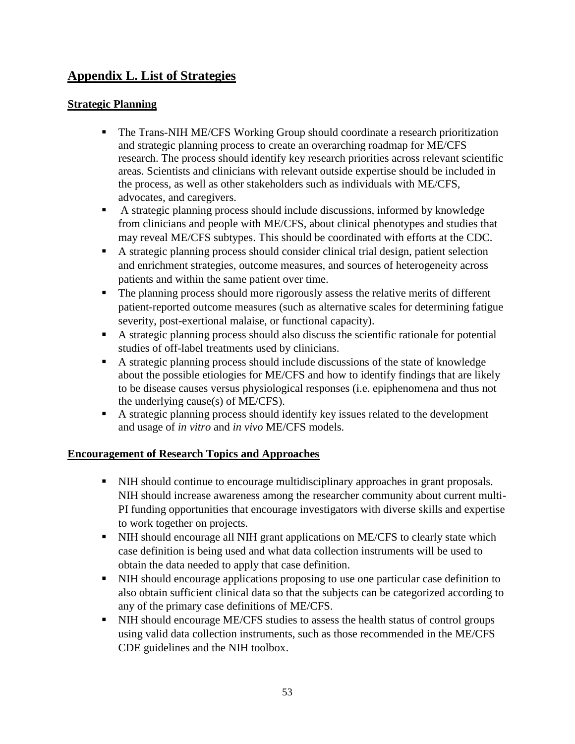## Appendix L. List of Strategies

### Strategic Planning

- The Trans-NIH ME/CFS Working Group should coordinate a research prioritization and strategic planning process to create an overarching roadmap for ME/CFS research. The process should identify key research priorities across relevant scientific areas. Scientists and clinicians with relevant outside expertise should be included in the process, as well as other stakeholders such as individuals with ME/CFS, advocates, and caregivers.
- A strategic planning process should include discussions, informed by knowledge from clinicians and people with ME/CFS, about clinical phenotypes and studies that may reveal ME/CFS subtypes. This should be coordinated with efforts at the CDC.
- A strategic planning process should consider clinical trial design, patient selection and enrichment strategies, outcome measures, and sources of heterogeneity across patients and within the same patient over time.
- The planning process should more rigorously assess the relative merits of different patient-reported outcome measures (such as alternative scales for determining fatigue severity, post-exertional malaise, or functional capacity).
- A strategic planning process should also discuss the scientific rationale for potential studies of off-label treatments used by clinicians.
- A strategic planning process should include discussions of the state of knowledge about the possible etiologies for ME/CFS and how to identify findings that are likely to be disease causes versus physiological responses (i.e. epiphenomena and thus not the underlying cause(s) of ME/CFS).
- A strategic planning process should identify key issues related to the development and usage of *in vitro* and *in vivo* ME/CFS models.

### Encouragement of Research Topics and Approaches

- NIH should continue to encourage multidisciplinary approaches in grant proposals. NIH should increase awareness among the researcher community about current multi-PI funding opportunities that encourage investigators with diverse skills and expertise to work together on projects.
- NIH should encourage all NIH grant applications on ME/CFS to clearly state which case definition is being used and what data collection instruments will be used to obtain the data needed to apply that case definition.
- NIH should encourage applications proposing to use one particular case definition to also obtain sufficient clinical data so that the subjects can be categorized according to any of the primary case definitions of ME/CFS.
- NIH should encourage ME/CFS studies to assess the health status of control groups using valid data collection instruments, such as those recommended in the ME/CFS CDE guidelines and the NIH toolbox.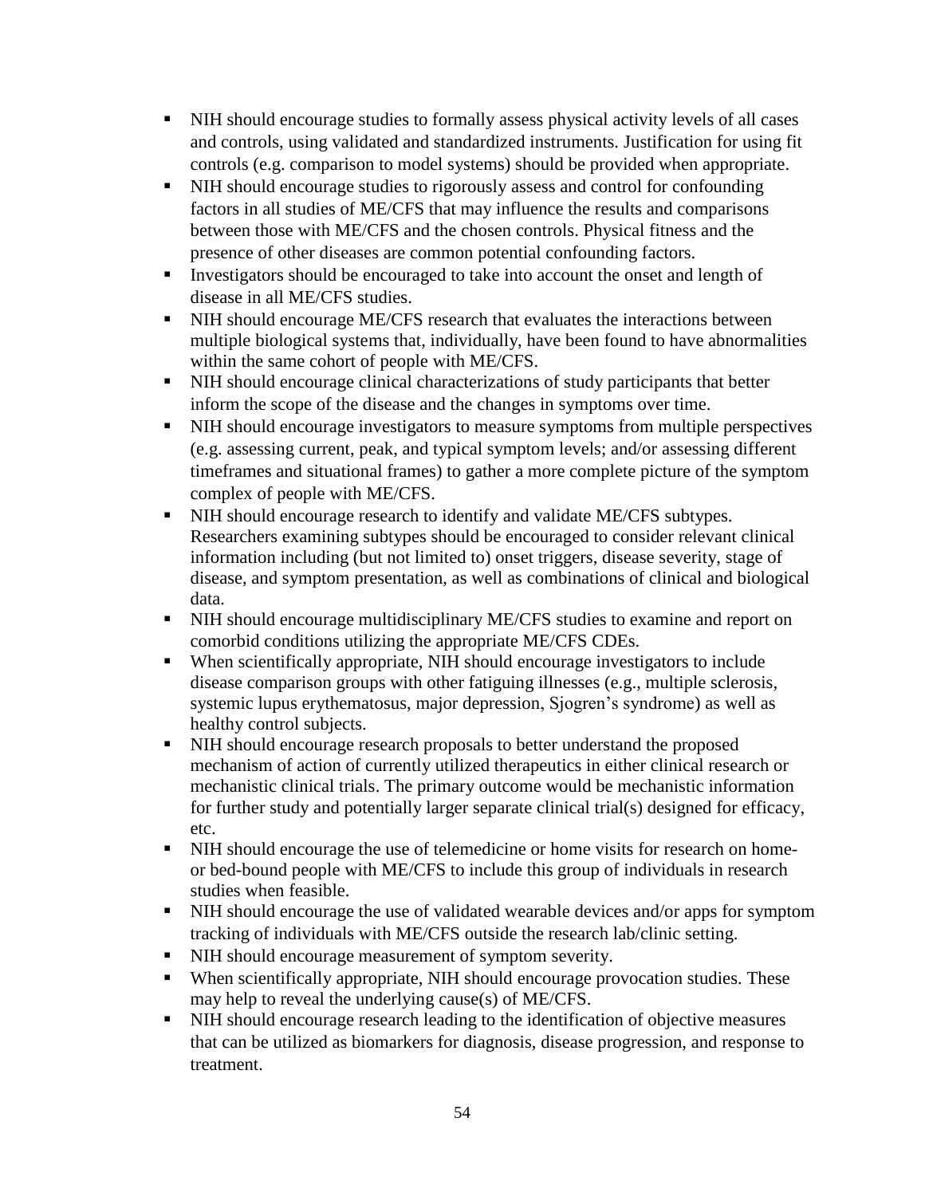- NIH should encourage studies to formally assess physical activity levels of all cases and controls, using validated and standardized instruments. Justification for using fit controls (e.g. comparison to model systems) should be provided when appropriate.
- NIH should encourage studies to rigorously assess and control for confounding factors in all studies of ME/CFS that may influence the results and comparisons between those with ME/CFS and the chosen controls. Physical fitness and the presence of other diseases are common potential confounding factors.
- Investigators should be encouraged to take into account the onset and length of disease in all ME/CFS studies.
- NIH should encourage ME/CFS research that evaluates the interactions between multiple biological systems that, individually, have been found to have abnormalities within the same cohort of people with ME/CFS.
- NIH should encourage clinical characterizations of study participants that better inform the scope of the disease and the changes in symptoms over time.
- NIH should encourage investigators to measure symptoms from multiple perspectives (e.g. assessing current, peak, and typical symptom levels; and/or assessing different timeframes and situational frames) to gather a more complete picture of the symptom complex of people with ME/CFS.
- NIH should encourage research to identify and validate ME/CFS subtypes. Researchers examining subtypes should be encouraged to consider relevant clinical information including (but not limited to) onset triggers, disease severity, stage of disease, and symptom presentation, as well as combinations of clinical and biological data.
- NIH should encourage multidisciplinary ME/CFS studies to examine and report on comorbid conditions utilizing the appropriate ME/CFS CDEs.
- When scientifically appropriate, NIH should encourage investigators to include disease comparison groups with other fatiguing illnesses (e.g., multiple sclerosis, systemic lupus erythematosus, major depression, Sjogren's syndrome) as well as healthy control subjects.
- NIH should encourage research proposals to better understand the proposed mechanism of action of currently utilized therapeutics in either clinical research or mechanistic clinical trials. The primary outcome would be mechanistic information for further study and potentially larger separate clinical trial(s) designed for efficacy, etc.
- NIH should encourage the use of telemedicine or home visits for research on home- or bed-bound people with ME/CFS to include this group of individuals in research studies when feasible.
- NIH should encourage the use of validated wearable devices and/or apps for symptom tracking of individuals with ME/CFS outside the research lab/clinic setting.
- NIH should encourage measurement of symptom severity.
- When scientifically appropriate, NIH should encourage provocation studies. These may help to reveal the underlying cause(s) of ME/CFS.
- NIH should encourage research leading to the identification of objective measures that can be utilized as biomarkers for diagnosis, disease progression, and response to treatment.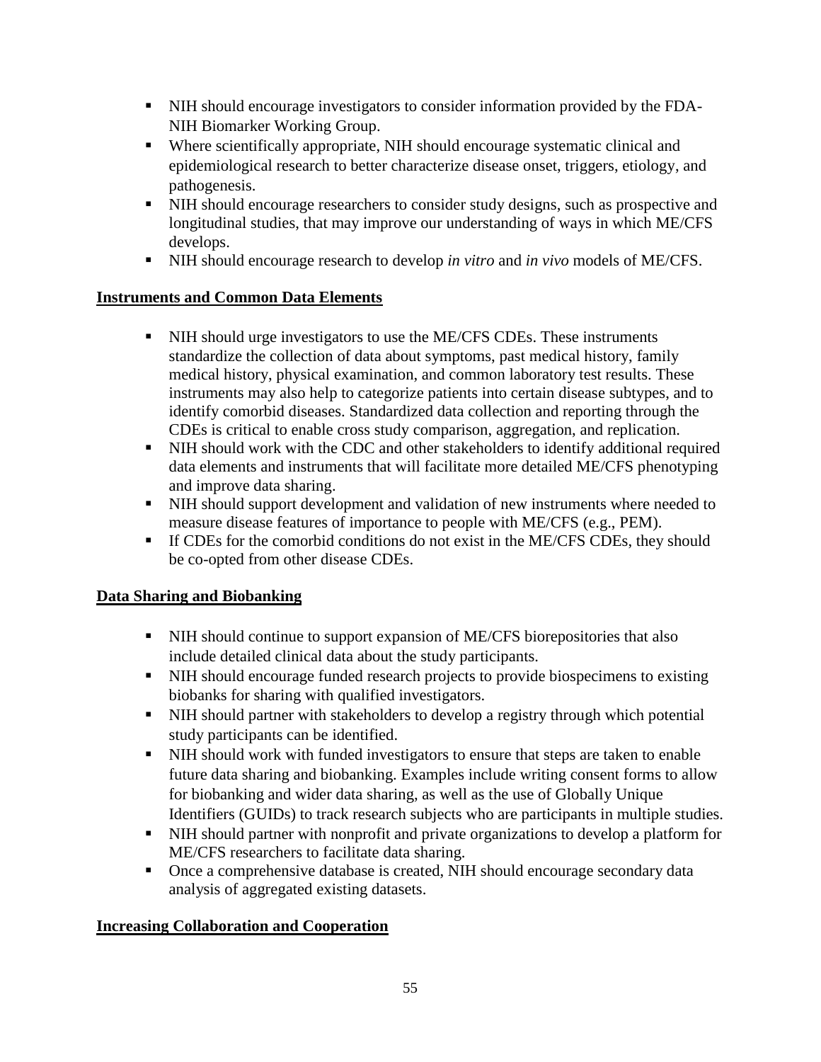- NIH should encourage investigators to consider information provided by the FDA-NIH Biomarker Working Group.
- Where scientifically appropriate, NIH should encourage systematic clinical and epidemiological research to better characterize disease onset, triggers, etiology, and pathogenesis.
- NIH should encourage researchers to consider study designs, such as prospective and longitudinal studies, that may improve our understanding of ways in which ME/CFS develops.
- NIH should encourage research to develop *in vitro* and *in vivo* models of ME/CFS.

**Instruments and Common Data Elements**

- NIH should urge investigators to use the ME/CFS CDEs. These instruments standardize the collection of data about symptoms, past medical history, family medical history, physical examination, and common laboratory test results. These instruments may also help to categorize patients into certain disease subtypes, and to identify comorbid diseases. Standardized data collection and reporting through the CDEs is critical to enable cross study comparison, aggregation, and replication.
- NIH should work with the CDC and other stakeholders to identify additional required data elements and instruments that will facilitate more detailed ME/CFS phenotyping and improve data sharing.
- NIH should support development and validation of new instruments where needed to measure disease features of importance to people with ME/CFS (e.g., PEM).
- If CDEs for the comorbid conditions do not exist in the ME/CFS CDEs, they should be co-opted from other disease CDEs.

**Data Sharing and Biobanking**

- NIH should continue to support expansion of ME/CFS biorepositories that also include detailed clinical data about the study participants.
- NIH should encourage funded research projects to provide biospecimens to existing biobanks for sharing with qualified investigators.
- NIH should partner with stakeholders to develop a registry through which potential study participants can be identified.
- NIH should work with funded investigators to ensure that steps are taken to enable future data sharing and biobanking. Examples include writing consent forms to allow for biobanking and wider data sharing, as well as the use of Globally Unique Identifiers (GUIDs) to track research subjects who are participants in multiple studies.
- NIH should partner with nonprofit and private organizations to develop a platform for ME/CFS researchers to facilitate data sharing.
- Once a comprehensive database is created, NIH should encourage secondary data analysis of aggregated existing datasets.

**Increasing Collaboration and Cooperation**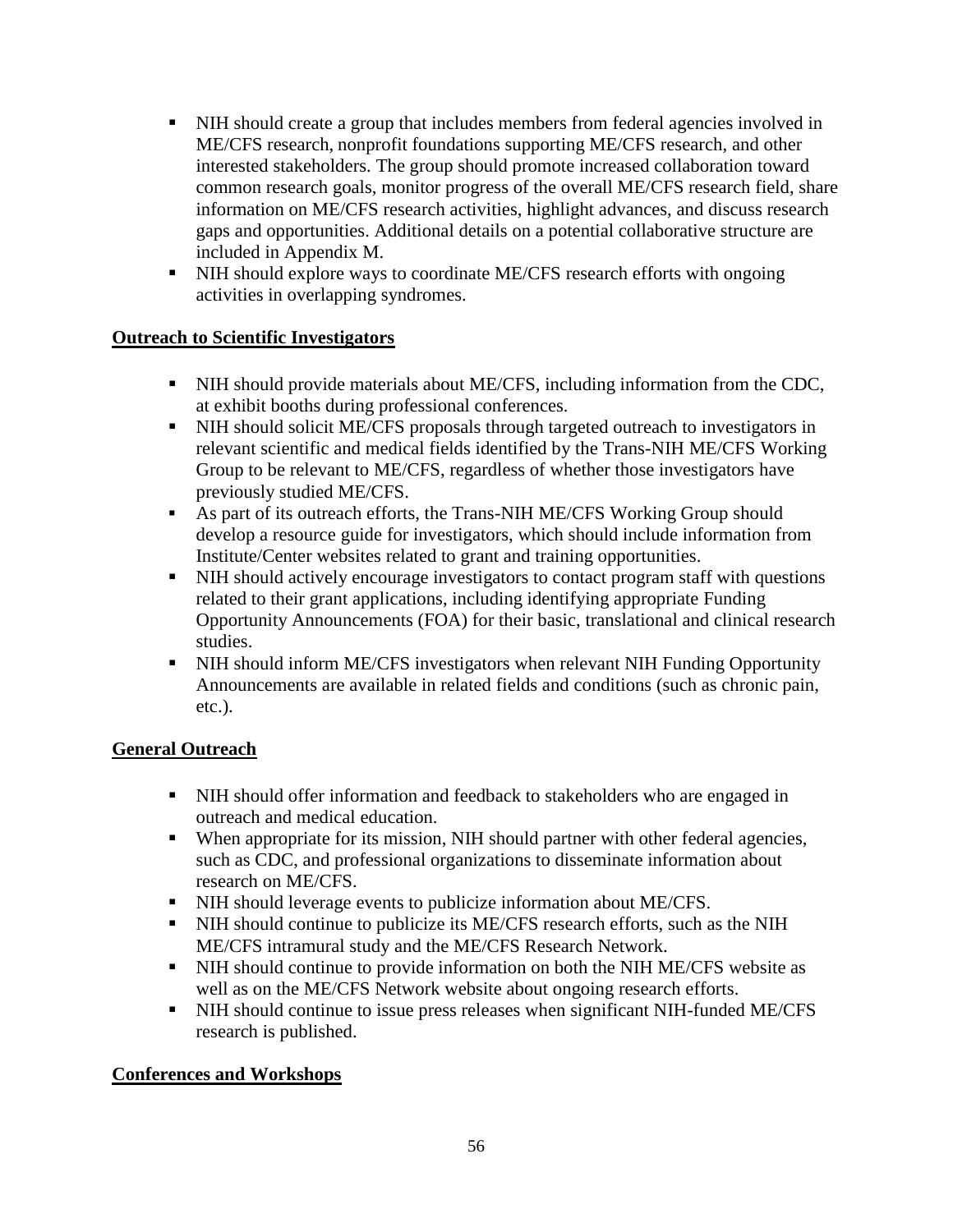- NIH should create a group that includes members from federal agencies involved in ME/CFS research, nonprofit foundations supporting ME/CFS research, and other interested stakeholders. The group should promote increased collaboration toward common research goals, monitor progress of the overall ME/CFS research field, share information on ME/CFS research activities, highlight advances, and discuss research gaps and opportunities. Additional details on a potential collaborative structure are included in Appendix M.
- NIH should explore ways to coordinate ME/CFS research efforts with ongoing activities in overlapping syndromes.

**Outreach to Scientific Investigators**

- NIH should provide materials about ME/CFS, including information from the CDC, at exhibit booths during professional conferences.
- NIH should solicit ME/CFS proposals through targeted outreach to investigators in relevant scientific and medical fields identified by the Trans-NIH ME/CFS Working Group to be relevant to ME/CFS, regardless of whether those investigators have previously studied ME/CFS.
- As part of its outreach efforts, the Trans-NIH ME/CFS Working Group should develop a resource guide for investigators, which should include information from Institute/Center websites related to grant and training opportunities.
- NIH should actively encourage investigators to contact program staff with questions related to their grant applications, including identifying appropriate Funding Opportunity Announcements (FOA) for their basic, translational and clinical research studies.
- NIH should inform ME/CFS investigators when relevant NIH Funding Opportunity Announcements are available in related fields and conditions (such as chronic pain, etc.).

**General Outreach**

- NIH should offer information and feedback to stakeholders who are engaged in outreach and medical education.
- When appropriate for its mission, NIH should partner with other federal agencies, such as CDC, and professional organizations to disseminate information about research on ME/CFS.
- NIH should leverage events to publicize information about ME/CFS.
- NIH should continue to publicize its ME/CFS research efforts, such as the NIH ME/CFS intramural study and the ME/CFS Research Network.
- NIH should continue to provide information on both the NIH ME/CFS website as well as on the ME/CFS Network website about ongoing research efforts.
- NIH should continue to issue press releases when significant NIH-funded ME/CFS research is published.

**Conferences and Workshops**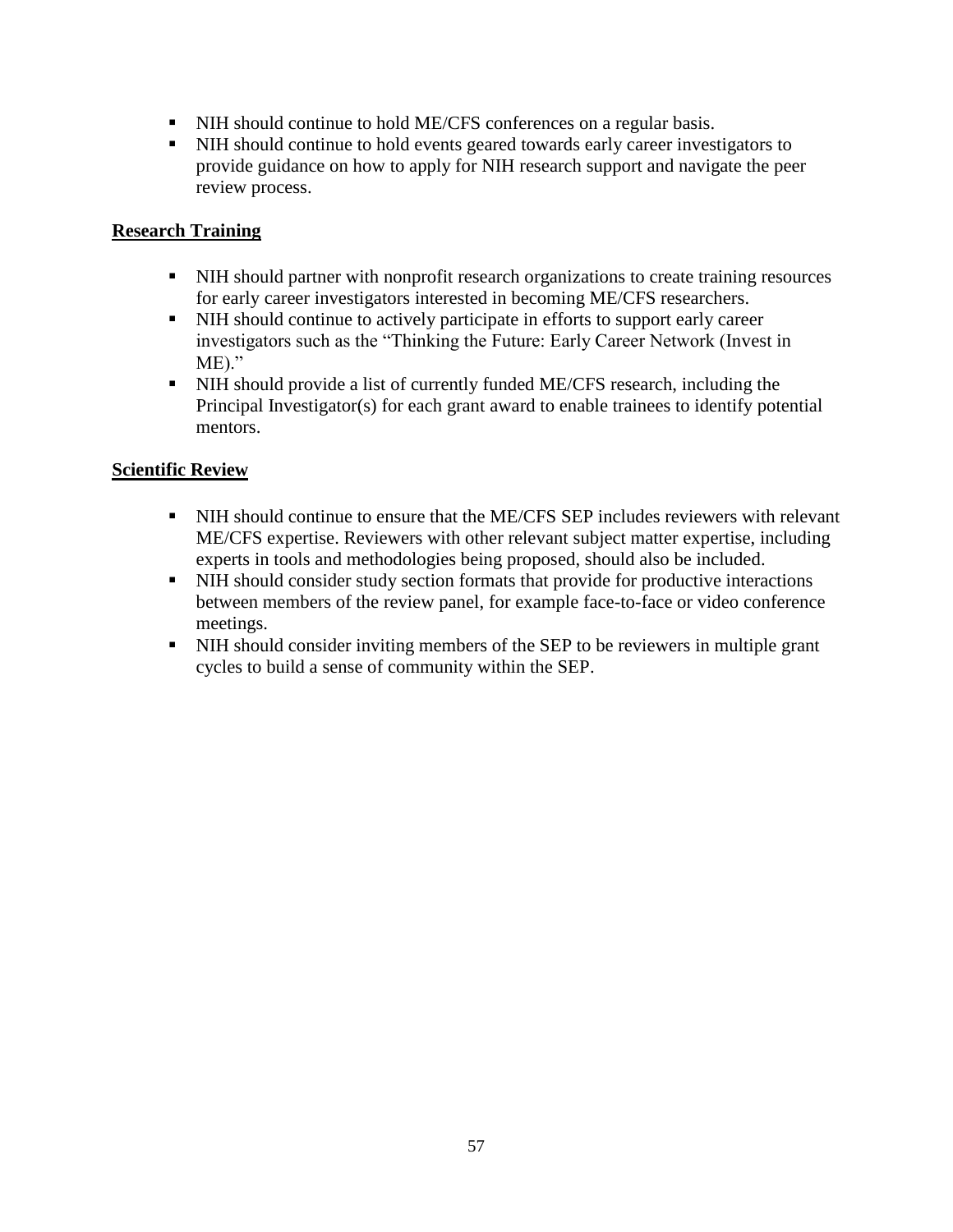- NIH should continue to hold ME/CFS conferences on a regular basis.
- NIH should continue to hold events geared towards early career investigators to provide guidance on how to apply for NIH research support and navigate the peer review process.

**Research Training**

- NIH should partner with nonprofit research organizations to create training resources for early career investigators interested in becoming ME/CFS researchers.
- NIH should continue to actively participate in efforts to support early career investigators such as the "Thinking the Future: Early Career Network (Invest in ME)."
- NIH should provide a list of currently funded ME/CFS research, including the Principal Investigator(s) for each grant award to enable trainees to identify potential mentors.

**Scientific Review**

- NIH should continue to ensure that the ME/CFS SEP includes reviewers with relevant ME/CFS expertise. Reviewers with other relevant subject matter expertise, including experts in tools and methodologies being proposed, should also be included.
- NIH should consider study section formats that provide for productive interactions between members of the review panel, for example face-to-face or video conference meetings.
- NIH should consider inviting members of the SEP to be reviewers in multiple grant cycles to build a sense of community within the SEP.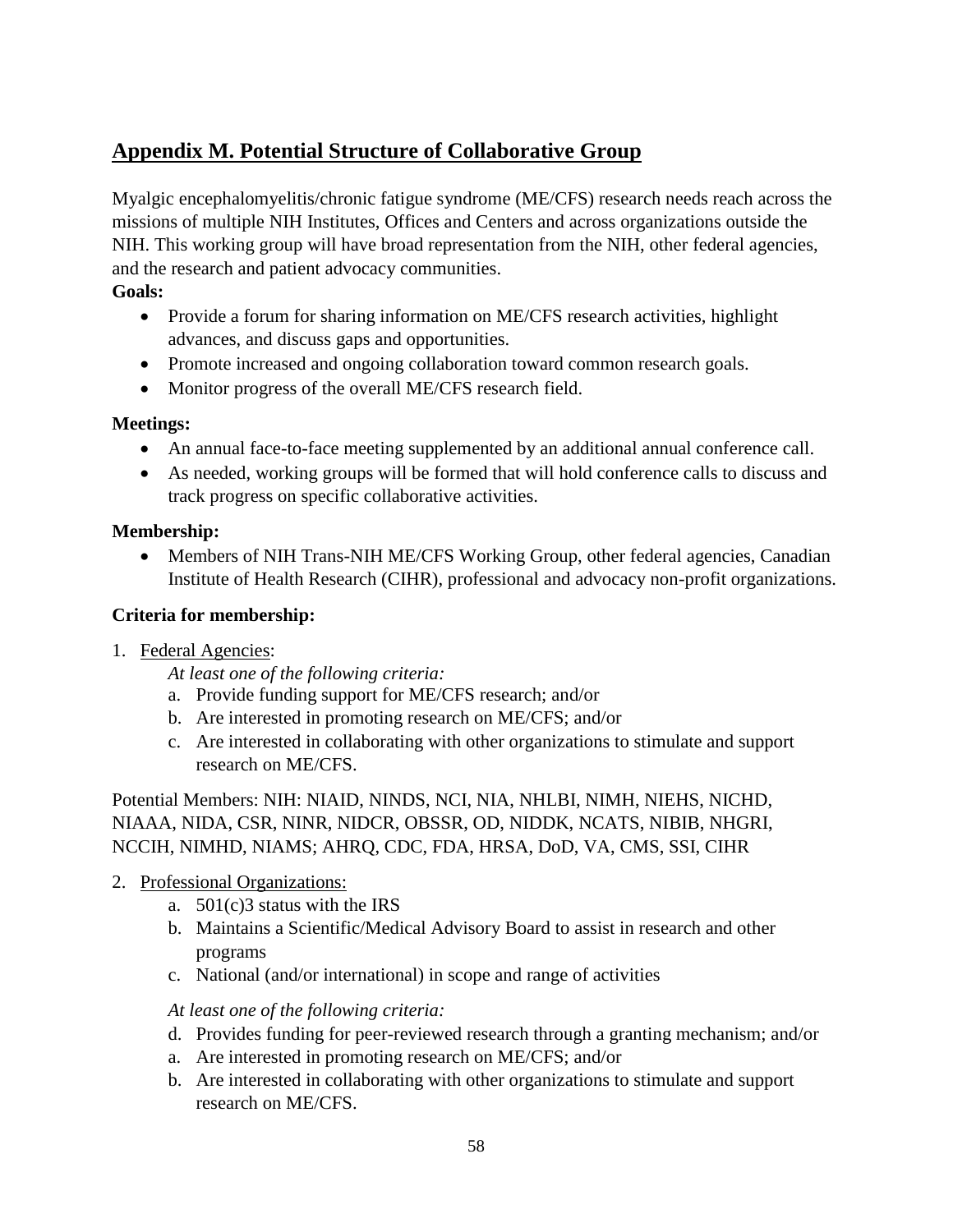## Appendix M. Potential Structure of Collaborative Group

Myalgic encephalomyelitis/chronic fatigue syndrome (ME/CFS) research needs reach across the missions of multiple NIH Institutes, Offices and Centers and across organizations outside the NIH. This working group will have broad representation from the NIH, other federal agencies, and the research and patient advocacy communities.

**Goals:**

- Provide a forum for sharing information on ME/CFS research activities, highlight advances, and discuss gaps and opportunities.
- Promote increased and ongoing collaboration toward common research goals.
- Monitor progress of the overall ME/CFS research field.

**Meetings:**

- An annual face-to-face meeting supplemented by an additional annual conference call.
- As needed, working groups will be formed that will hold conference calls to discuss and track progress on specific collaborative activities.

**Membership:**

- Members of NIH Trans-NIH ME/CFS Working Group, other federal agencies, Canadian Institute of Health Research (CIHR), professional and advocacy non-profit organizations.

**Criteria for membership:**

1. Federal Agencies:

   *At least one of the following criteria:*

   a. Provide funding support for ME/CFS research; and/or
   b. Are interested in promoting research on ME/CFS; and/or
   c. Are interested in collaborating with other organizations to stimulate and support research on ME/CFS.

Potential Members: NIH: NIAID, NINDS, NCI, NIA, NHLBI, NIMH, NIEHS, NICHD, NIAAA, NIDA, CSR, NINR, NIDCR, OBSSR, OD, NIDDK, NCATS, NIBIB, NHGRI, NCCIH, NIMHD, NIAMS; AHRQ, CDC, FDA, HRSA, DoD, VA, CMS, SSI, CIHR

2. Professional Organizations:

   a. 501(c)3 status with the IRS
   b. Maintains a Scientific/Medical Advisory Board to assist in research and other programs
   c. National (and/or international) in scope and range of activities

   *At least one of the following criteria:*

   d. Provides funding for peer-reviewed research through a granting mechanism; and/or
   a. Are interested in promoting research on ME/CFS; and/or
   b. Are interested in collaborating with other organizations to stimulate and support research on ME/CFS.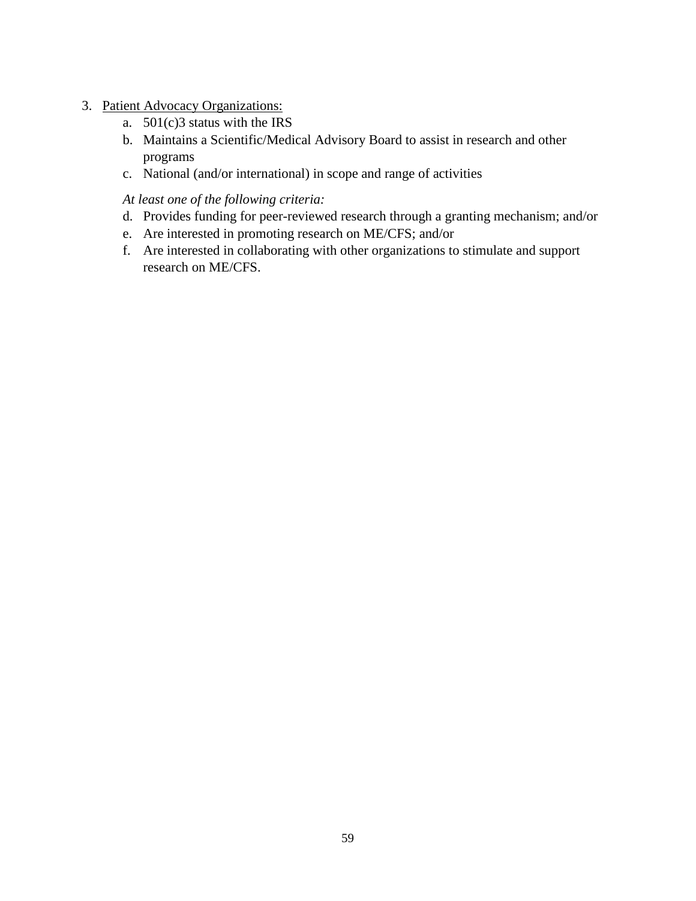3. <u>Patient Advocacy Organizations:</u>
    a. 501(c)3 status with the IRS
    b. Maintains a Scientific/Medical Advisory Board to assist in research and other programs
    c. National (and/or international) in scope and range of activities

    *At least one of the following criteria:*

    d. Provides funding for peer-reviewed research through a granting mechanism; and/or
    e. Are interested in promoting research on ME/CFS; and/or
    f. Are interested in collaborating with other organizations to stimulate and support research on ME/CFS.